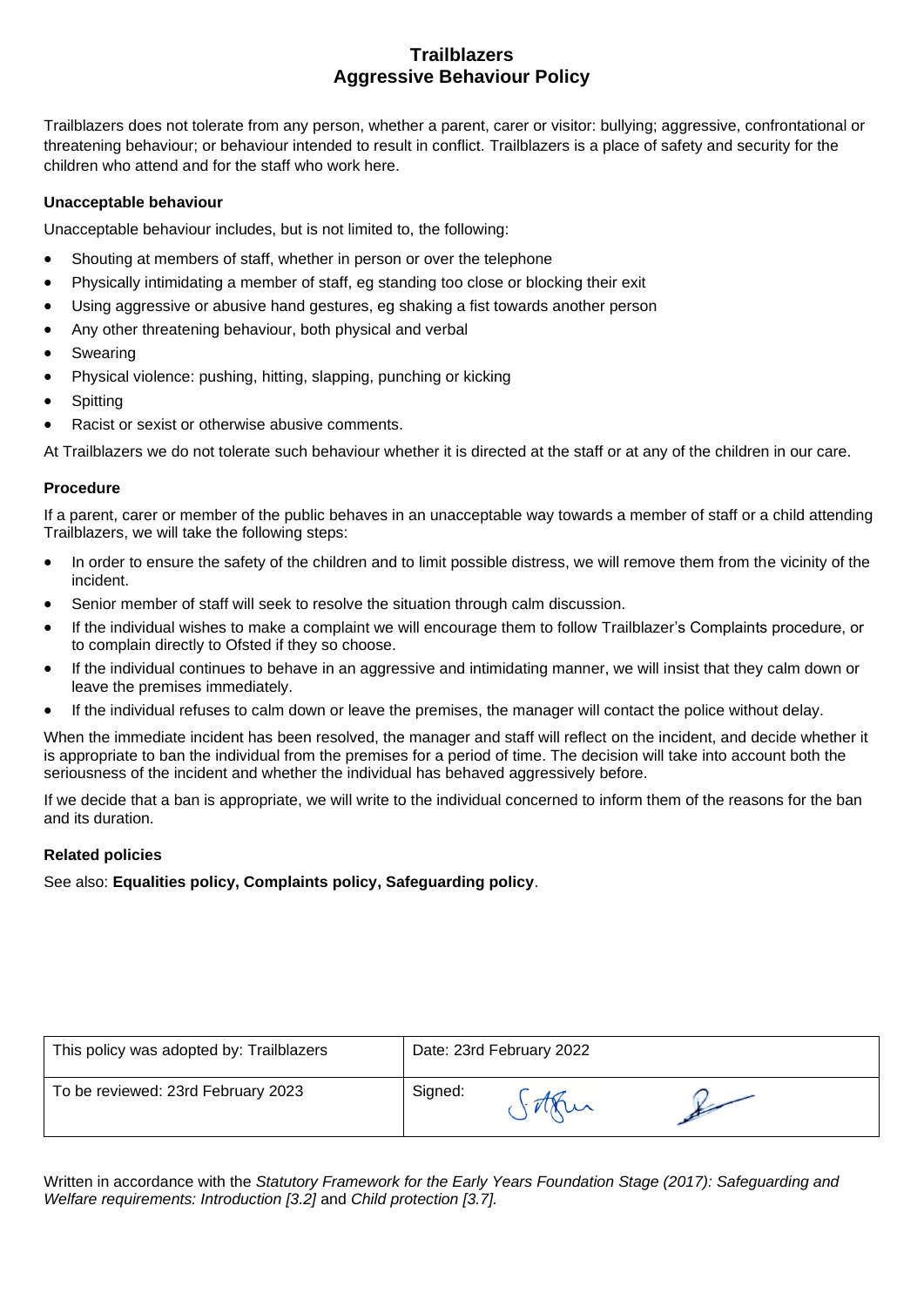# Trailblazers
# Aggressive Behaviour Policy

Trailblazers does not tolerate from any person, whether a parent, carer or visitor: bullying; aggressive, confrontational or threatening behaviour; or behaviour intended to result in conflict. Trailblazers is a place of safety and security for the children who attend and for the staff who work here.

### Unacceptable behaviour

Unacceptable behaviour includes, but is not limited to, the following:

- Shouting at members of staff, whether in person or over the telephone
- Physically intimidating a member of staff, eg standing too close or blocking their exit
- Using aggressive or abusive hand gestures, eg shaking a fist towards another person
- Any other threatening behaviour, both physical and verbal
- Swearing
- Physical violence: pushing, hitting, slapping, punching or kicking
- Spitting
- Racist or sexist or otherwise abusive comments.

At Trailblazers we do not tolerate such behaviour whether it is directed at the staff or at any of the children in our care.

### Procedure

If a parent, carer or member of the public behaves in an unacceptable way towards a member of staff or a child attending Trailblazers, we will take the following steps:

- In order to ensure the safety of the children and to limit possible distress, we will remove them from the vicinity of the incident.
- Senior member of staff will seek to resolve the situation through calm discussion.
- If the individual wishes to make a complaint we will encourage them to follow Trailblazer's Complaints procedure, or to complain directly to Ofsted if they so choose.
- If the individual continues to behave in an aggressive and intimidating manner, we will insist that they calm down or leave the premises immediately.
- If the individual refuses to calm down or leave the premises, the manager will contact the police without delay.

When the immediate incident has been resolved, the manager and staff will reflect on the incident, and decide whether it is appropriate to ban the individual from the premises for a period of time. The decision will take into account both the seriousness of the incident and whether the individual has behaved aggressively before.

If we decide that a ban is appropriate, we will write to the individual concerned to inform them of the reasons for the ban and its duration.

### Related policies

See also: **Equalities policy, Complaints policy, Safeguarding policy**.

| This policy was adopted by: Trailblazers | Date: 23rd February 2022 |
|---|---|
| To be reviewed: 23rd February 2023 | Signed: |

Written in accordance with the *Statutory Framework for the Early Years Foundation Stage (2017): Safeguarding and Welfare requirements: Introduction [3.2]* and *Child protection [3.7].*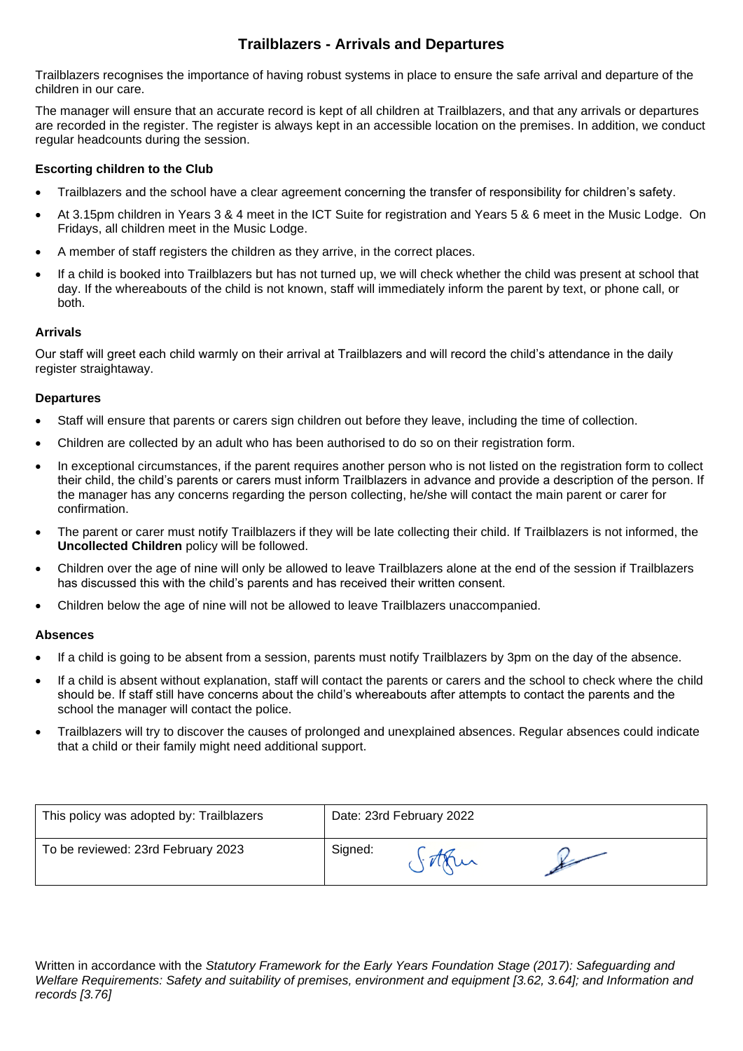# Trailblazers - Arrivals and Departures

Trailblazers recognises the importance of having robust systems in place to ensure the safe arrival and departure of the children in our care.

The manager will ensure that an accurate record is kept of all children at Trailblazers, and that any arrivals or departures are recorded in the register. The register is always kept in an accessible location on the premises. In addition, we conduct regular headcounts during the session.

### Escorting children to the Club

- Trailblazers and the school have a clear agreement concerning the transfer of responsibility for children's safety.
- At 3.15pm children in Years 3 & 4 meet in the ICT Suite for registration and Years 5 & 6 meet in the Music Lodge. On Fridays, all children meet in the Music Lodge.
- A member of staff registers the children as they arrive, in the correct places.
- If a child is booked into Trailblazers but has not turned up, we will check whether the child was present at school that day. If the whereabouts of the child is not known, staff will immediately inform the parent by text, or phone call, or both.

### Arrivals

Our staff will greet each child warmly on their arrival at Trailblazers and will record the child's attendance in the daily register straightaway.

### Departures

- Staff will ensure that parents or carers sign children out before they leave, including the time of collection.
- Children are collected by an adult who has been authorised to do so on their registration form.
- In exceptional circumstances, if the parent requires another person who is not listed on the registration form to collect their child, the child's parents or carers must inform Trailblazers in advance and provide a description of the person. If the manager has any concerns regarding the person collecting, he/she will contact the main parent or carer for confirmation.
- The parent or carer must notify Trailblazers if they will be late collecting their child. If Trailblazers is not informed, the **Uncollected Children** policy will be followed.
- Children over the age of nine will only be allowed to leave Trailblazers alone at the end of the session if Trailblazers has discussed this with the child's parents and has received their written consent.
- Children below the age of nine will not be allowed to leave Trailblazers unaccompanied.

### Absences

- If a child is going to be absent from a session, parents must notify Trailblazers by 3pm on the day of the absence.
- If a child is absent without explanation, staff will contact the parents or carers and the school to check where the child should be. If staff still have concerns about the child's whereabouts after attempts to contact the parents and the school the manager will contact the police.
- Trailblazers will try to discover the causes of prolonged and unexplained absences. Regular absences could indicate that a child or their family might need additional support.

| This policy was adopted by: Trailblazers | Date: 23rd February 2022 |
|---|---|
| To be reviewed: 23rd February 2023 | Signed: |

Written in accordance with the *Statutory Framework for the Early Years Foundation Stage (2017): Safeguarding and Welfare Requirements: Safety and suitability of premises, environment and equipment [3.62, 3.64]; and Information and records [3.76]*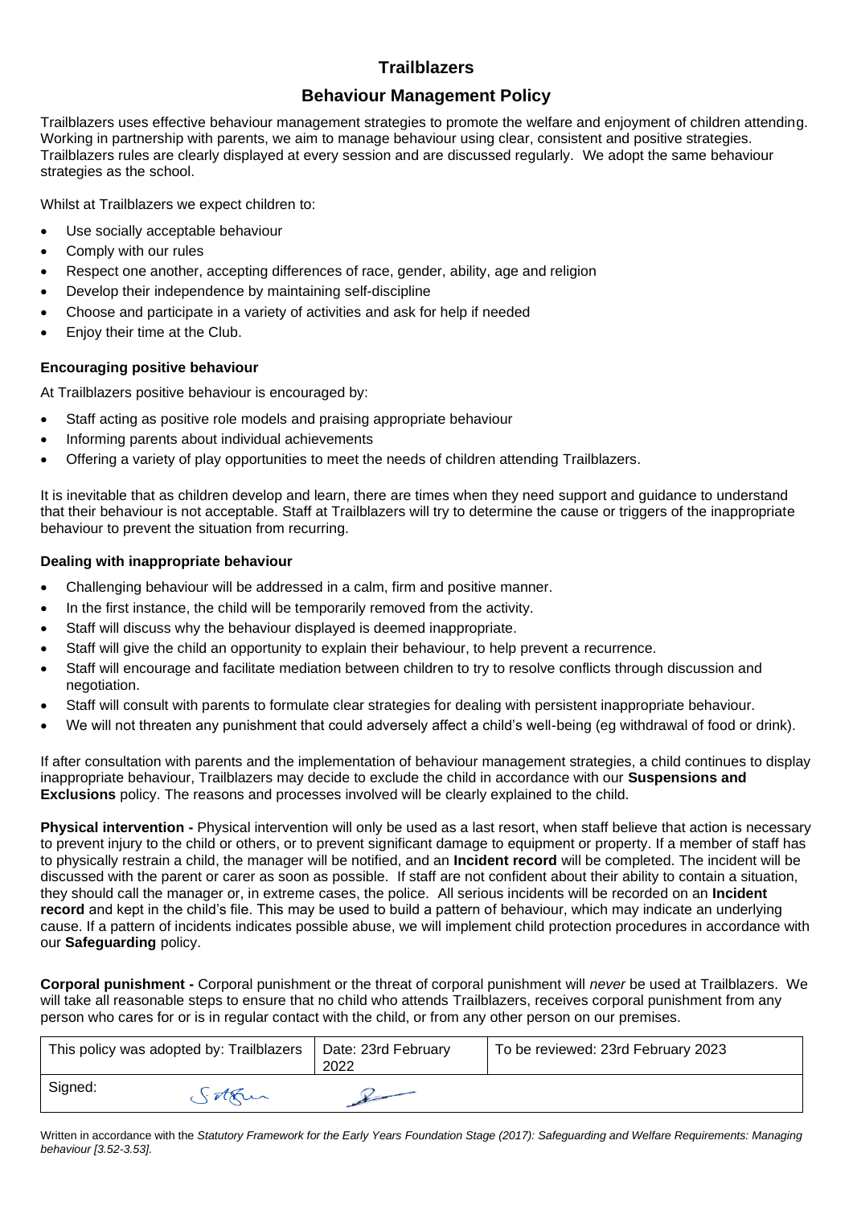# Trailblazers

## Behaviour Management Policy

Trailblazers uses effective behaviour management strategies to promote the welfare and enjoyment of children attending. Working in partnership with parents, we aim to manage behaviour using clear, consistent and positive strategies. Trailblazers rules are clearly displayed at every session and are discussed regularly. We adopt the same behaviour strategies as the school.

Whilst at Trailblazers we expect children to:

- Use socially acceptable behaviour
- Comply with our rules
- Respect one another, accepting differences of race, gender, ability, age and religion
- Develop their independence by maintaining self-discipline
- Choose and participate in a variety of activities and ask for help if needed
- Enjoy their time at the Club.

### Encouraging positive behaviour

At Trailblazers positive behaviour is encouraged by:

- Staff acting as positive role models and praising appropriate behaviour
- Informing parents about individual achievements
- Offering a variety of play opportunities to meet the needs of children attending Trailblazers.

It is inevitable that as children develop and learn, there are times when they need support and guidance to understand that their behaviour is not acceptable. Staff at Trailblazers will try to determine the cause or triggers of the inappropriate behaviour to prevent the situation from recurring.

### Dealing with inappropriate behaviour

- Challenging behaviour will be addressed in a calm, firm and positive manner.
- In the first instance, the child will be temporarily removed from the activity.
- Staff will discuss why the behaviour displayed is deemed inappropriate.
- Staff will give the child an opportunity to explain their behaviour, to help prevent a recurrence.
- Staff will encourage and facilitate mediation between children to try to resolve conflicts through discussion and negotiation.
- Staff will consult with parents to formulate clear strategies for dealing with persistent inappropriate behaviour.
- We will not threaten any punishment that could adversely affect a child's well-being (eg withdrawal of food or drink).

If after consultation with parents and the implementation of behaviour management strategies, a child continues to display inappropriate behaviour, Trailblazers may decide to exclude the child in accordance with our **Suspensions and Exclusions** policy. The reasons and processes involved will be clearly explained to the child.

**Physical intervention -** Physical intervention will only be used as a last resort, when staff believe that action is necessary to prevent injury to the child or others, or to prevent significant damage to equipment or property. If a member of staff has to physically restrain a child, the manager will be notified, and an **Incident record** will be completed. The incident will be discussed with the parent or carer as soon as possible. If staff are not confident about their ability to contain a situation, they should call the manager or, in extreme cases, the police. All serious incidents will be recorded on an **Incident record** and kept in the child's file. This may be used to build a pattern of behaviour, which may indicate an underlying cause. If a pattern of incidents indicates possible abuse, we will implement child protection procedures in accordance with our **Safeguarding** policy.

**Corporal punishment -** Corporal punishment or the threat of corporal punishment will *never* be used at Trailblazers. We will take all reasonable steps to ensure that no child who attends Trailblazers, receives corporal punishment from any person who cares for or is in regular contact with the child, or from any other person on our premises.

| This policy was adopted by: Trailblazers | Date: 23rd February 2022 | To be reviewed: 23rd February 2023 |
|---|---|---|
| Signed: | | |

Written in accordance with the *Statutory Framework for the Early Years Foundation Stage (2017): Safeguarding and Welfare Requirements: Managing behaviour [3.52-3.53].*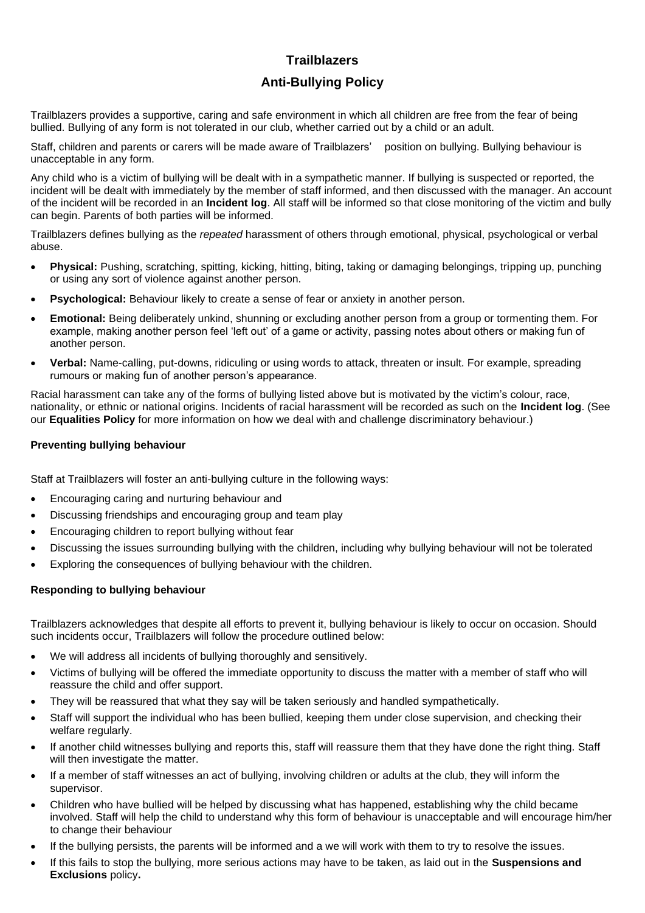# Trailblazers

## Anti-Bullying Policy

Trailblazers provides a supportive, caring and safe environment in which all children are free from the fear of being bullied. Bullying of any form is not tolerated in our club, whether carried out by a child or an adult.

Staff, children and parents or carers will be made aware of Trailblazers' position on bullying. Bullying behaviour is unacceptable in any form.

Any child who is a victim of bullying will be dealt with in a sympathetic manner. If bullying is suspected or reported, the incident will be dealt with immediately by the member of staff informed, and then discussed with the manager. An account of the incident will be recorded in an **Incident log**. All staff will be informed so that close monitoring of the victim and bully can begin. Parents of both parties will be informed.

Trailblazers defines bullying as the *repeated* harassment of others through emotional, physical, psychological or verbal abuse.

- **Physical:** Pushing, scratching, spitting, kicking, hitting, biting, taking or damaging belongings, tripping up, punching or using any sort of violence against another person.
- **Psychological:** Behaviour likely to create a sense of fear or anxiety in another person.
- **Emotional:** Being deliberately unkind, shunning or excluding another person from a group or tormenting them. For example, making another person feel 'left out' of a game or activity, passing notes about others or making fun of another person.
- **Verbal:** Name-calling, put-downs, ridiculing or using words to attack, threaten or insult. For example, spreading rumours or making fun of another person's appearance.

Racial harassment can take any of the forms of bullying listed above but is motivated by the victim's colour, race, nationality, or ethnic or national origins. Incidents of racial harassment will be recorded as such on the **Incident log**. (See our **Equalities Policy** for more information on how we deal with and challenge discriminatory behaviour.)

### Preventing bullying behaviour

Staff at Trailblazers will foster an anti-bullying culture in the following ways:

- Encouraging caring and nurturing behaviour and
- Discussing friendships and encouraging group and team play
- Encouraging children to report bullying without fear
- Discussing the issues surrounding bullying with the children, including why bullying behaviour will not be tolerated
- Exploring the consequences of bullying behaviour with the children.

### Responding to bullying behaviour

Trailblazers acknowledges that despite all efforts to prevent it, bullying behaviour is likely to occur on occasion. Should such incidents occur, Trailblazers will follow the procedure outlined below:

- We will address all incidents of bullying thoroughly and sensitively.
- Victims of bullying will be offered the immediate opportunity to discuss the matter with a member of staff who will reassure the child and offer support.
- They will be reassured that what they say will be taken seriously and handled sympathetically.
- Staff will support the individual who has been bullied, keeping them under close supervision, and checking their welfare regularly.
- If another child witnesses bullying and reports this, staff will reassure them that they have done the right thing. Staff will then investigate the matter.
- If a member of staff witnesses an act of bullying, involving children or adults at the club, they will inform the supervisor.
- Children who have bullied will be helped by discussing what has happened, establishing why the child became involved. Staff will help the child to understand why this form of behaviour is unacceptable and will encourage him/her to change their behaviour
- If the bullying persists, the parents will be informed and a we will work with them to try to resolve the issues.
- If this fails to stop the bullying, more serious actions may have to be taken, as laid out in the **Suspensions and Exclusions** policy**.**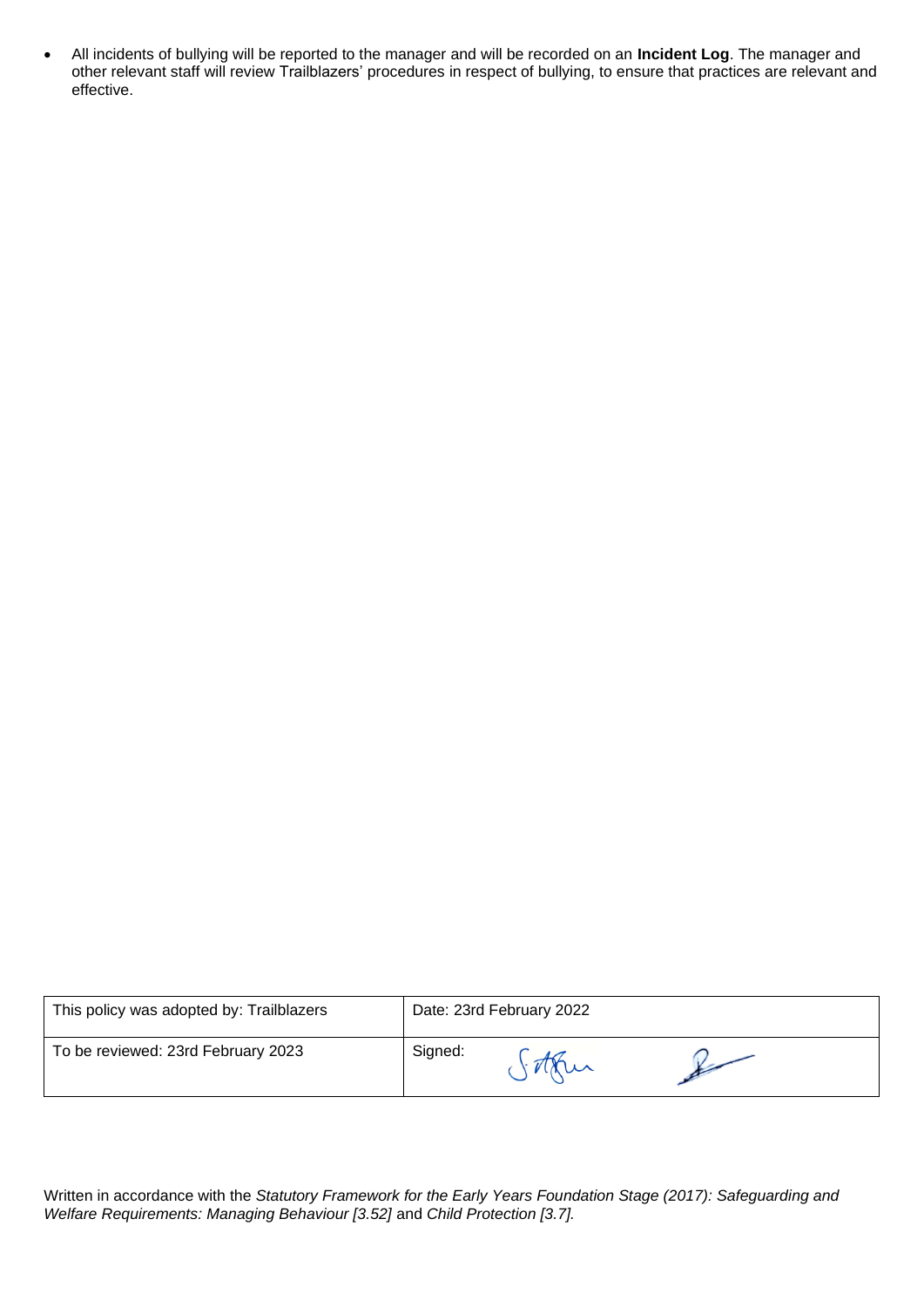- All incidents of bullying will be reported to the manager and will be recorded on an **Incident Log**. The manager and other relevant staff will review Trailblazers' procedures in respect of bullying, to ensure that practices are relevant and effective.

| This policy was adopted by: Trailblazers | Date: 23rd February 2022 |
| --- | --- |
| To be reviewed: 23rd February 2023 | Signed: |

Written in accordance with the *Statutory Framework for the Early Years Foundation Stage (2017): Safeguarding and Welfare Requirements: Managing Behaviour [3.52]* and *Child Protection [3.7].*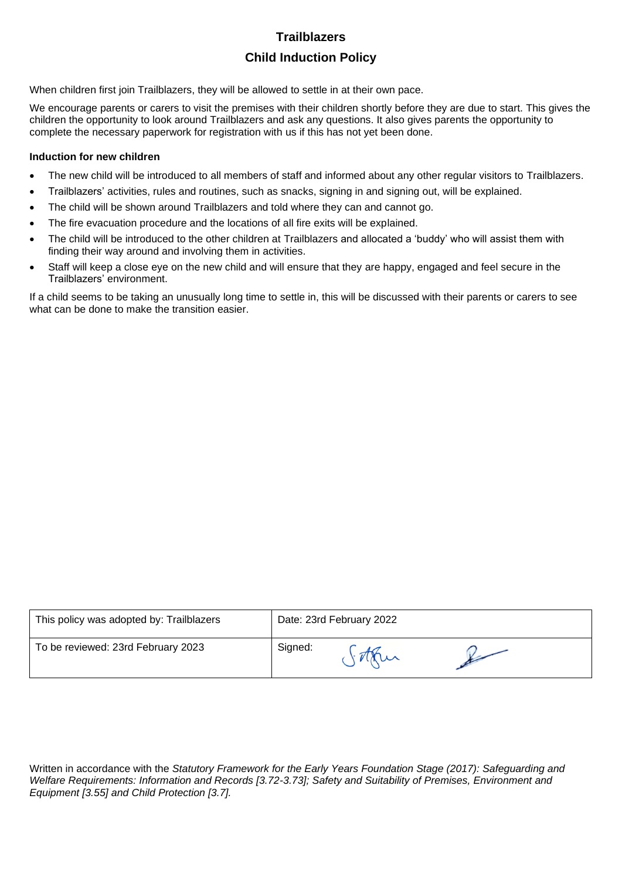# Trailblazers

## Child Induction Policy

When children first join Trailblazers, they will be allowed to settle in at their own pace.

We encourage parents or carers to visit the premises with their children shortly before they are due to start. This gives the children the opportunity to look around Trailblazers and ask any questions. It also gives parents the opportunity to complete the necessary paperwork for registration with us if this has not yet been done.

**Induction for new children**

- The new child will be introduced to all members of staff and informed about any other regular visitors to Trailblazers.
- Trailblazers' activities, rules and routines, such as snacks, signing in and signing out, will be explained.
- The child will be shown around Trailblazers and told where they can and cannot go.
- The fire evacuation procedure and the locations of all fire exits will be explained.
- The child will be introduced to the other children at Trailblazers and allocated a 'buddy' who will assist them with finding their way around and involving them in activities.
- Staff will keep a close eye on the new child and will ensure that they are happy, engaged and feel secure in the Trailblazers' environment.

If a child seems to be taking an unusually long time to settle in, this will be discussed with their parents or carers to see what can be done to make the transition easier.

| This policy was adopted by: Trailblazers | Date: 23rd February 2022 |
|---|---|
| To be reviewed: 23rd February 2023 | Signed: |

Written in accordance with the *Statutory Framework for the Early Years Foundation Stage (2017): Safeguarding and Welfare Requirements: Information and Records [3.72-3.73]; Safety and Suitability of Premises, Environment and Equipment [3.55] and Child Protection [3.7].*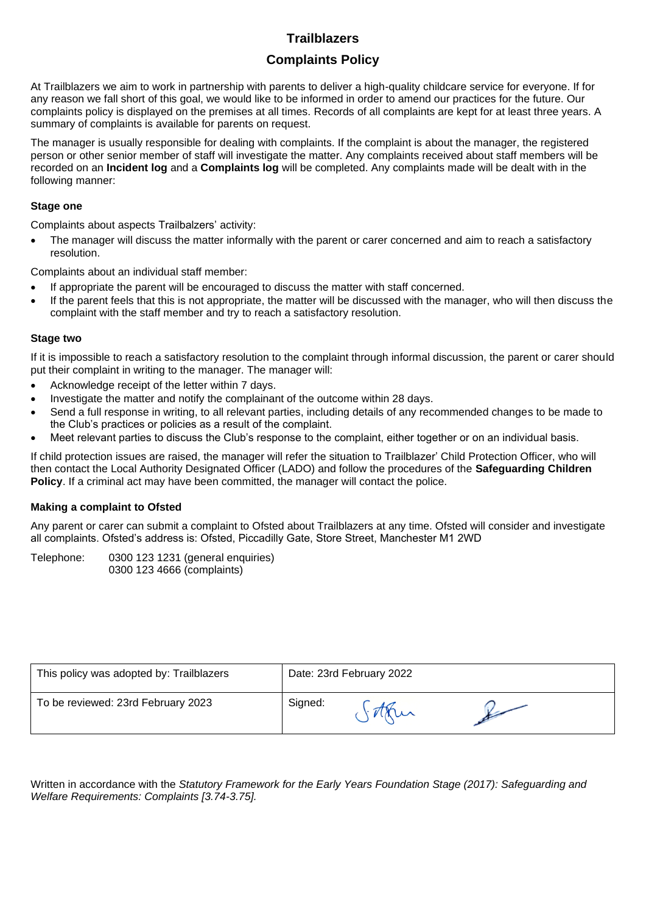# Trailblazers

## Complaints Policy

At Trailblazers we aim to work in partnership with parents to deliver a high-quality childcare service for everyone. If for any reason we fall short of this goal, we would like to be informed in order to amend our practices for the future. Our complaints policy is displayed on the premises at all times. Records of all complaints are kept for at least three years. A summary of complaints is available for parents on request.

The manager is usually responsible for dealing with complaints. If the complaint is about the manager, the registered person or other senior member of staff will investigate the matter. Any complaints received about staff members will be recorded on an **Incident log** and a **Complaints log** will be completed. Any complaints made will be dealt with in the following manner:

### Stage one

Complaints about aspects Trailbalzers' activity:

- The manager will discuss the matter informally with the parent or carer concerned and aim to reach a satisfactory resolution.

Complaints about an individual staff member:

- If appropriate the parent will be encouraged to discuss the matter with staff concerned.
- If the parent feels that this is not appropriate, the matter will be discussed with the manager, who will then discuss the complaint with the staff member and try to reach a satisfactory resolution.

### Stage two

If it is impossible to reach a satisfactory resolution to the complaint through informal discussion, the parent or carer should put their complaint in writing to the manager. The manager will:

- Acknowledge receipt of the letter within 7 days.
- Investigate the matter and notify the complainant of the outcome within 28 days.
- Send a full response in writing, to all relevant parties, including details of any recommended changes to be made to the Club's practices or policies as a result of the complaint.
- Meet relevant parties to discuss the Club's response to the complaint, either together or on an individual basis.

If child protection issues are raised, the manager will refer the situation to Trailblazer' Child Protection Officer, who will then contact the Local Authority Designated Officer (LADO) and follow the procedures of the **Safeguarding Children Policy**. If a criminal act may have been committed, the manager will contact the police.

### Making a complaint to Ofsted

Any parent or carer can submit a complaint to Ofsted about Trailblazers at any time. Ofsted will consider and investigate all complaints. Ofsted's address is: Ofsted, Piccadilly Gate, Store Street, Manchester M1 2WD

Telephone: 0300 123 1231 (general enquiries)
0300 123 4666 (complaints)

| This policy was adopted by: Trailblazers | Date: 23rd February 2022 |
|---|---|
| To be reviewed: 23rd February 2023 | Signed: |

Written in accordance with the *Statutory Framework for the Early Years Foundation Stage (2017): Safeguarding and Welfare Requirements: Complaints [3.74-3.75].*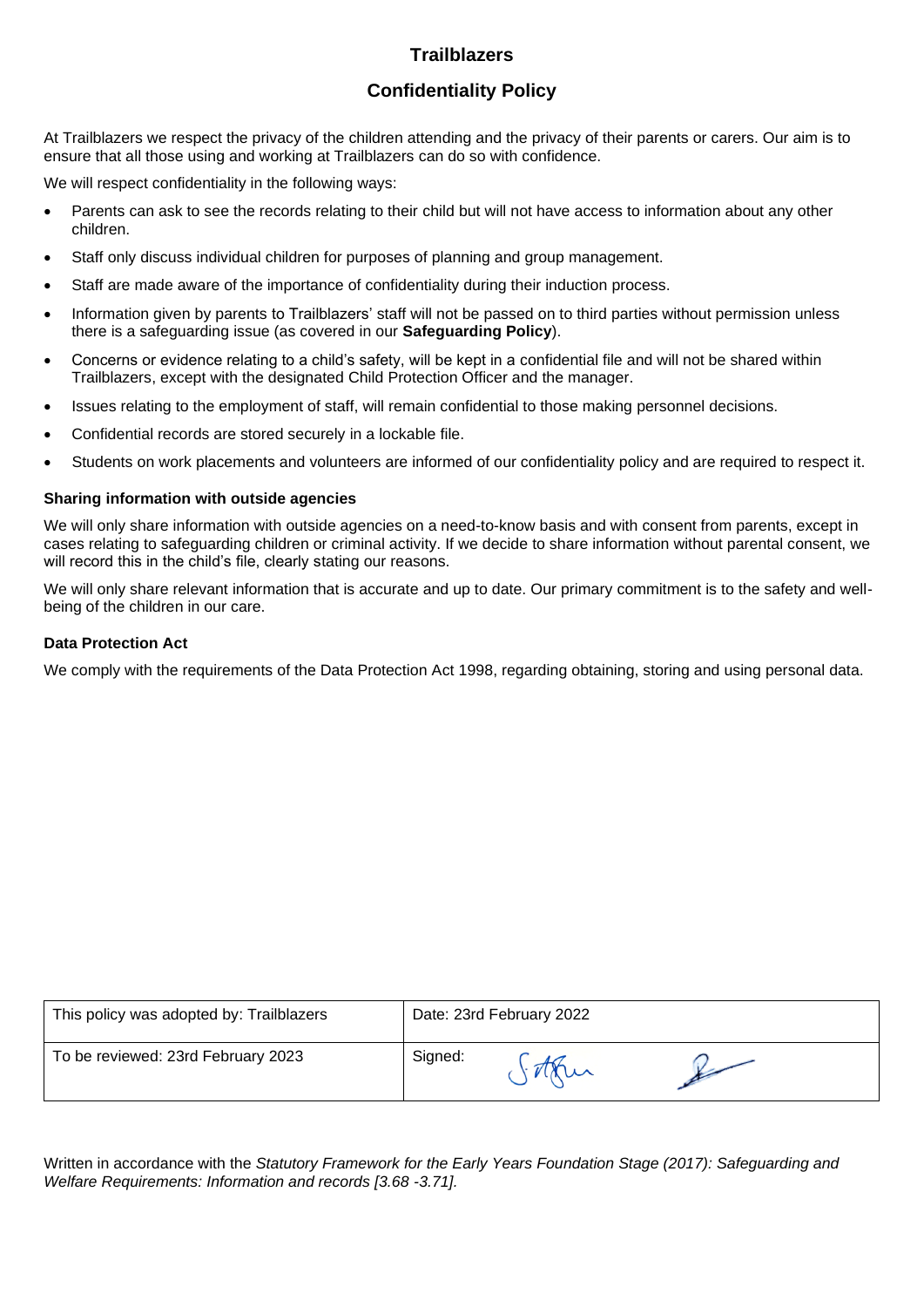# Trailblazers

## Confidentiality Policy

At Trailblazers we respect the privacy of the children attending and the privacy of their parents or carers. Our aim is to ensure that all those using and working at Trailblazers can do so with confidence.

We will respect confidentiality in the following ways:

- Parents can ask to see the records relating to their child but will not have access to information about any other children.
- Staff only discuss individual children for purposes of planning and group management.
- Staff are made aware of the importance of confidentiality during their induction process.
- Information given by parents to Trailblazers' staff will not be passed on to third parties without permission unless there is a safeguarding issue (as covered in our **Safeguarding Policy**).
- Concerns or evidence relating to a child's safety, will be kept in a confidential file and will not be shared within Trailblazers, except with the designated Child Protection Officer and the manager.
- Issues relating to the employment of staff, will remain confidential to those making personnel decisions.
- Confidential records are stored securely in a lockable file.
- Students on work placements and volunteers are informed of our confidentiality policy and are required to respect it.

**Sharing information with outside agencies**

We will only share information with outside agencies on a need-to-know basis and with consent from parents, except in cases relating to safeguarding children or criminal activity. If we decide to share information without parental consent, we will record this in the child's file, clearly stating our reasons.

We will only share relevant information that is accurate and up to date. Our primary commitment is to the safety and well-being of the children in our care.

**Data Protection Act**

We comply with the requirements of the Data Protection Act 1998, regarding obtaining, storing and using personal data.

| This policy was adopted by: Trailblazers | Date: 23rd February 2022 |
| --- | --- |
| To be reviewed: 23rd February 2023 | Signed: |

Written in accordance with the *Statutory Framework for the Early Years Foundation Stage (2017): Safeguarding and Welfare Requirements: Information and records [3.68 -3.71].*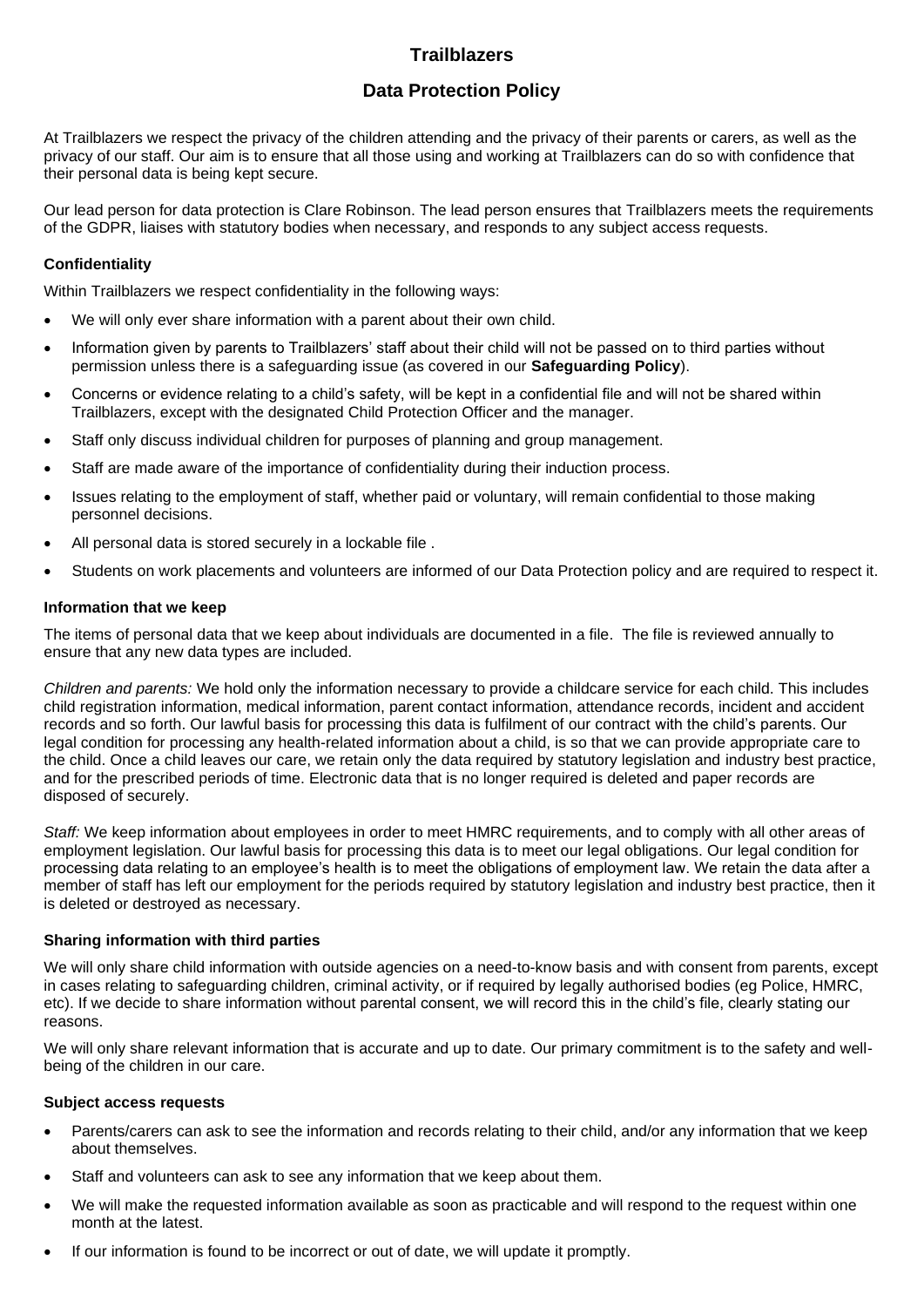# Trailblazers

## Data Protection Policy

At Trailblazers we respect the privacy of the children attending and the privacy of their parents or carers, as well as the privacy of our staff. Our aim is to ensure that all those using and working at Trailblazers can do so with confidence that their personal data is being kept secure.

Our lead person for data protection is Clare Robinson. The lead person ensures that Trailblazers meets the requirements of the GDPR, liaises with statutory bodies when necessary, and responds to any subject access requests.

### Confidentiality

Within Trailblazers we respect confidentiality in the following ways:

- We will only ever share information with a parent about their own child.
- Information given by parents to Trailblazers' staff about their child will not be passed on to third parties without permission unless there is a safeguarding issue (as covered in our **Safeguarding Policy**).
- Concerns or evidence relating to a child's safety, will be kept in a confidential file and will not be shared within Trailblazers, except with the designated Child Protection Officer and the manager.
- Staff only discuss individual children for purposes of planning and group management.
- Staff are made aware of the importance of confidentiality during their induction process.
- Issues relating to the employment of staff, whether paid or voluntary, will remain confidential to those making personnel decisions.
- All personal data is stored securely in a lockable file .
- Students on work placements and volunteers are informed of our Data Protection policy and are required to respect it.

### Information that we keep

The items of personal data that we keep about individuals are documented in a file. The file is reviewed annually to ensure that any new data types are included.

*Children and parents:* We hold only the information necessary to provide a childcare service for each child. This includes child registration information, medical information, parent contact information, attendance records, incident and accident records and so forth. Our lawful basis for processing this data is fulfilment of our contract with the child's parents. Our legal condition for processing any health-related information about a child, is so that we can provide appropriate care to the child. Once a child leaves our care, we retain only the data required by statutory legislation and industry best practice, and for the prescribed periods of time. Electronic data that is no longer required is deleted and paper records are disposed of securely.

*Staff:* We keep information about employees in order to meet HMRC requirements, and to comply with all other areas of employment legislation. Our lawful basis for processing this data is to meet our legal obligations. Our legal condition for processing data relating to an employee's health is to meet the obligations of employment law. We retain the data after a member of staff has left our employment for the periods required by statutory legislation and industry best practice, then it is deleted or destroyed as necessary.

### Sharing information with third parties

We will only share child information with outside agencies on a need-to-know basis and with consent from parents, except in cases relating to safeguarding children, criminal activity, or if required by legally authorised bodies (eg Police, HMRC, etc). If we decide to share information without parental consent, we will record this in the child's file, clearly stating our reasons.

We will only share relevant information that is accurate and up to date. Our primary commitment is to the safety and well-being of the children in our care.

### Subject access requests

- Parents/carers can ask to see the information and records relating to their child, and/or any information that we keep about themselves.
- Staff and volunteers can ask to see any information that we keep about them.
- We will make the requested information available as soon as practicable and will respond to the request within one month at the latest.
- If our information is found to be incorrect or out of date, we will update it promptly.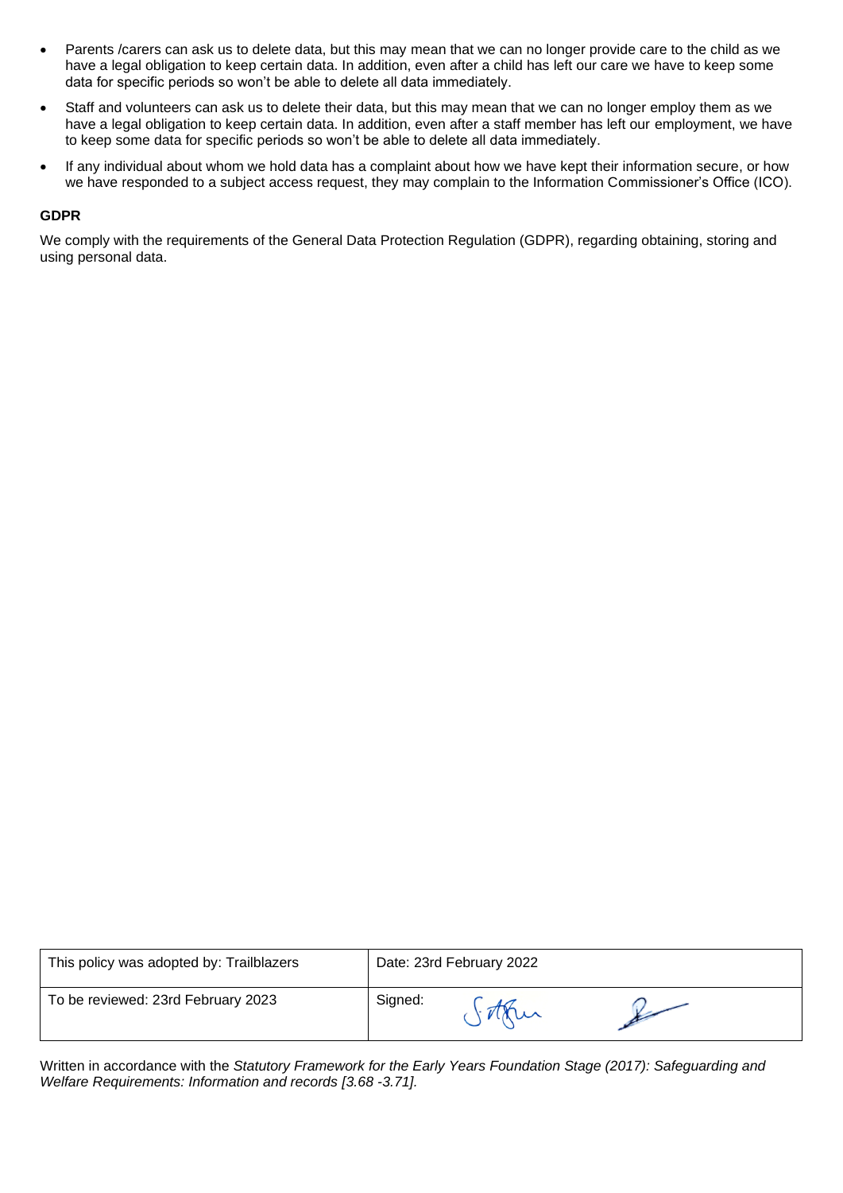- Parents /carers can ask us to delete data, but this may mean that we can no longer provide care to the child as we have a legal obligation to keep certain data. In addition, even after a child has left our care we have to keep some data for specific periods so won't be able to delete all data immediately.
- Staff and volunteers can ask us to delete their data, but this may mean that we can no longer employ them as we have a legal obligation to keep certain data. In addition, even after a staff member has left our employment, we have to keep some data for specific periods so won't be able to delete all data immediately.
- If any individual about whom we hold data has a complaint about how we have kept their information secure, or how we have responded to a subject access request, they may complain to the Information Commissioner's Office (ICO).

**GDPR**

We comply with the requirements of the General Data Protection Regulation (GDPR), regarding obtaining, storing and using personal data.

| This policy was adopted by: Trailblazers | Date: 23rd February 2022 |
| --- | --- |
| To be reviewed: 23rd February 2023 | Signed: |

Written in accordance with the *Statutory Framework for the Early Years Foundation Stage (2017): Safeguarding and Welfare Requirements: Information and records [3.68 -3.71].*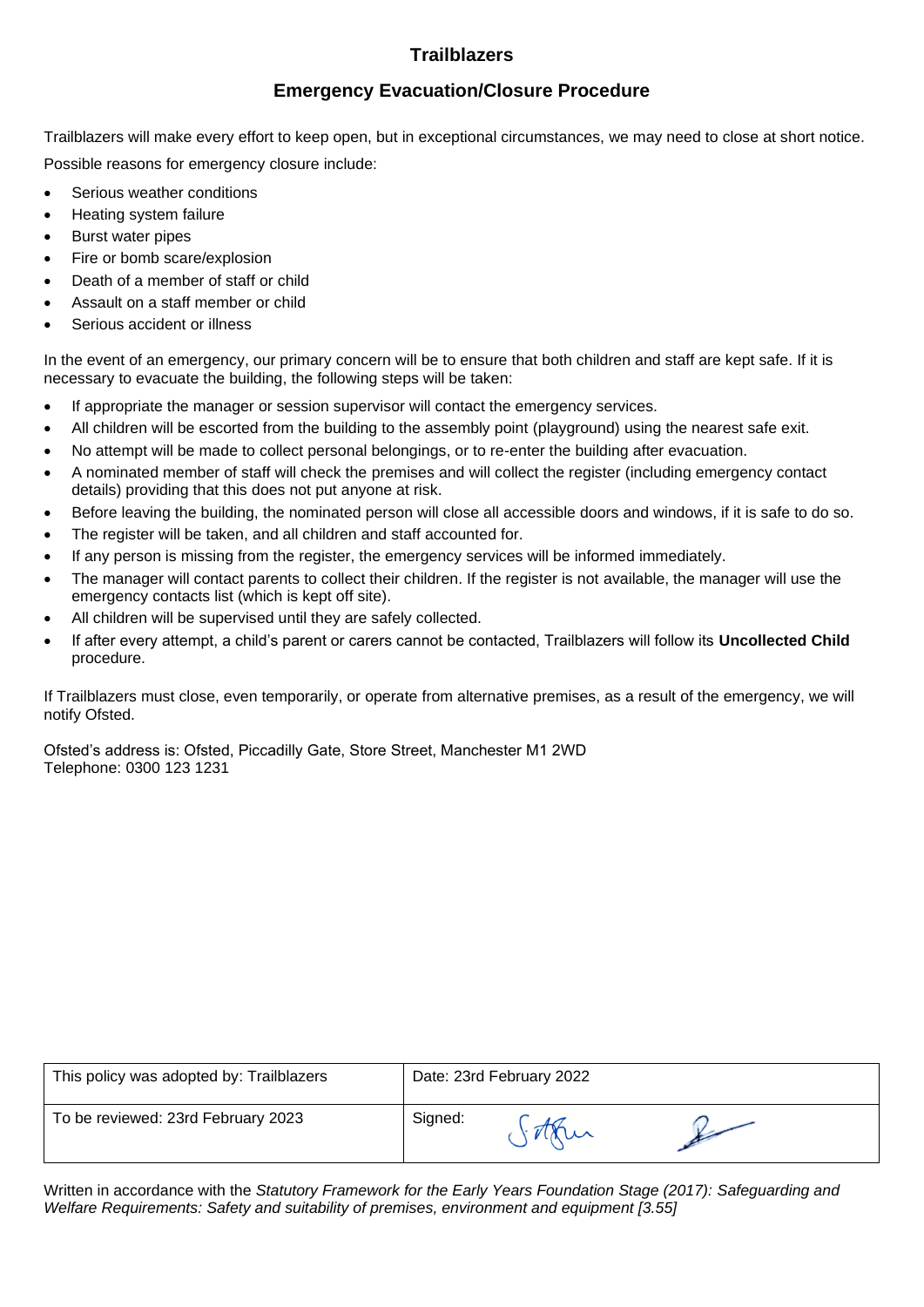# Trailblazers

## Emergency Evacuation/Closure Procedure

Trailblazers will make every effort to keep open, but in exceptional circumstances, we may need to close at short notice.

Possible reasons for emergency closure include:

- Serious weather conditions
- Heating system failure
- Burst water pipes
- Fire or bomb scare/explosion
- Death of a member of staff or child
- Assault on a staff member or child
- Serious accident or illness

In the event of an emergency, our primary concern will be to ensure that both children and staff are kept safe. If it is necessary to evacuate the building, the following steps will be taken:

- If appropriate the manager or session supervisor will contact the emergency services.
- All children will be escorted from the building to the assembly point (playground) using the nearest safe exit.
- No attempt will be made to collect personal belongings, or to re-enter the building after evacuation.
- A nominated member of staff will check the premises and will collect the register (including emergency contact details) providing that this does not put anyone at risk.
- Before leaving the building, the nominated person will close all accessible doors and windows, if it is safe to do so.
- The register will be taken, and all children and staff accounted for.
- If any person is missing from the register, the emergency services will be informed immediately.
- The manager will contact parents to collect their children. If the register is not available, the manager will use the emergency contacts list (which is kept off site).
- All children will be supervised until they are safely collected.
- If after every attempt, a child's parent or carers cannot be contacted, Trailblazers will follow its **Uncollected Child** procedure.

If Trailblazers must close, even temporarily, or operate from alternative premises, as a result of the emergency, we will notify Ofsted.

Ofsted's address is: Ofsted, Piccadilly Gate, Store Street, Manchester M1 2WD
Telephone: 0300 123 1231

| This policy was adopted by: Trailblazers | Date: 23rd February 2022 |
|---|---|
| To be reviewed: 23rd February 2023 | Signed: |

Written in accordance with the *Statutory Framework for the Early Years Foundation Stage (2017): Safeguarding and Welfare Requirements: Safety and suitability of premises, environment and equipment [3.55]*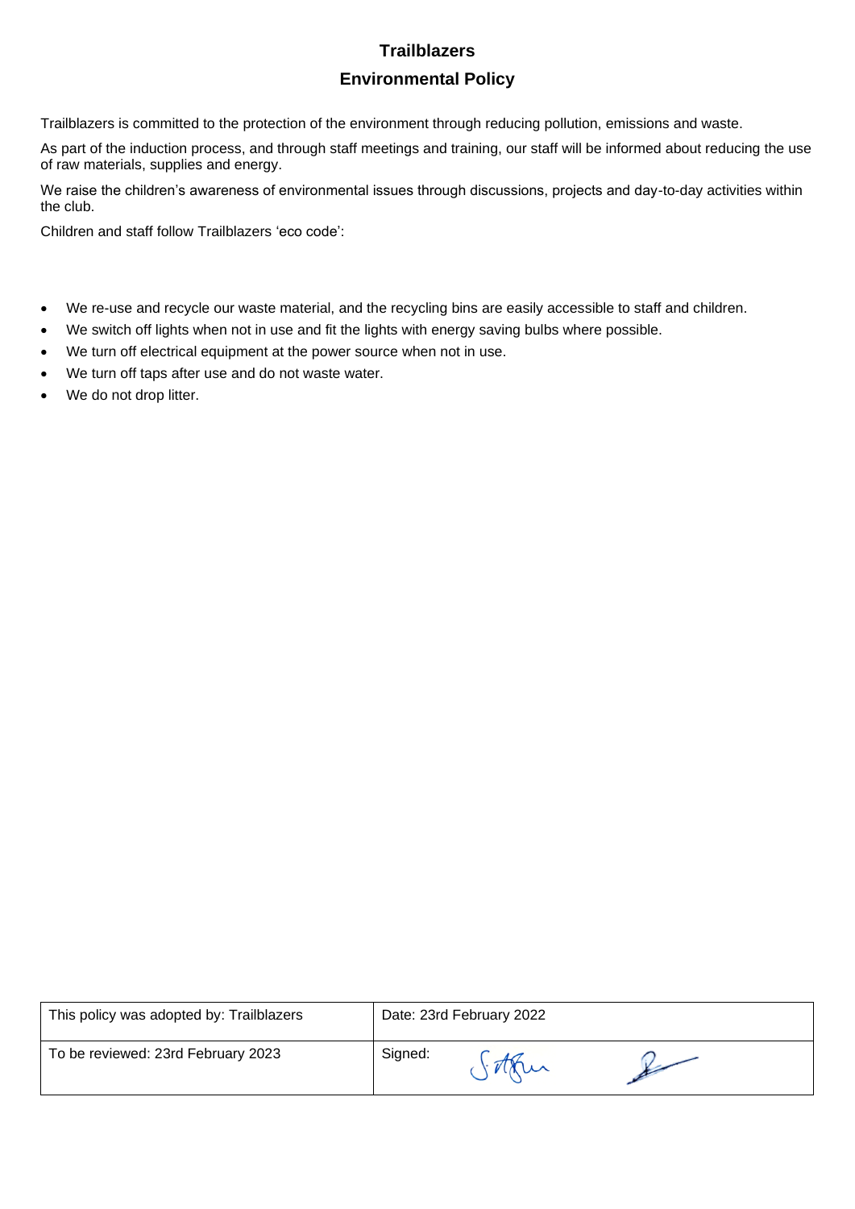# Trailblazers

## Environmental Policy

Trailblazers is committed to the protection of the environment through reducing pollution, emissions and waste.

As part of the induction process, and through staff meetings and training, our staff will be informed about reducing the use of raw materials, supplies and energy.

We raise the children's awareness of environmental issues through discussions, projects and day-to-day activities within the club.

Children and staff follow Trailblazers 'eco code':

- We re-use and recycle our waste material, and the recycling bins are easily accessible to staff and children.
- We switch off lights when not in use and fit the lights with energy saving bulbs where possible.
- We turn off electrical equipment at the power source when not in use.
- We turn off taps after use and do not waste water.
- We do not drop litter.

| This policy was adopted by: Trailblazers | Date: 23rd February 2022 |
| --- | --- |
| To be reviewed: 23rd February 2023 | Signed: |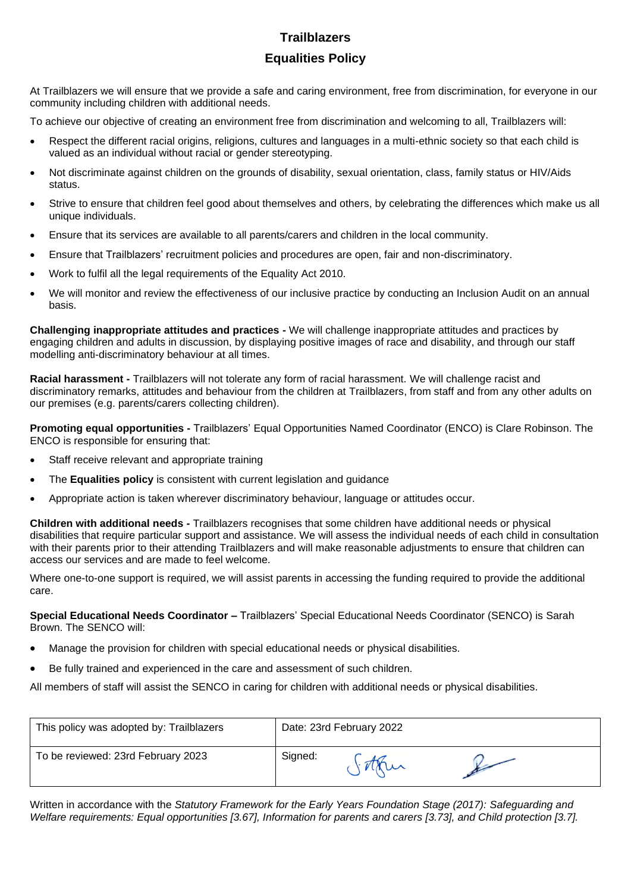# Trailblazers

## Equalities Policy

At Trailblazers we will ensure that we provide a safe and caring environment, free from discrimination, for everyone in our community including children with additional needs.

To achieve our objective of creating an environment free from discrimination and welcoming to all, Trailblazers will:

- Respect the different racial origins, religions, cultures and languages in a multi-ethnic society so that each child is valued as an individual without racial or gender stereotyping.
- Not discriminate against children on the grounds of disability, sexual orientation, class, family status or HIV/Aids status.
- Strive to ensure that children feel good about themselves and others, by celebrating the differences which make us all unique individuals.
- Ensure that its services are available to all parents/carers and children in the local community.
- Ensure that Trailblazers' recruitment policies and procedures are open, fair and non-discriminatory.
- Work to fulfil all the legal requirements of the Equality Act 2010.
- We will monitor and review the effectiveness of our inclusive practice by conducting an Inclusion Audit on an annual basis.

**Challenging inappropriate attitudes and practices -** We will challenge inappropriate attitudes and practices by engaging children and adults in discussion, by displaying positive images of race and disability, and through our staff modelling anti-discriminatory behaviour at all times.

**Racial harassment -** Trailblazers will not tolerate any form of racial harassment. We will challenge racist and discriminatory remarks, attitudes and behaviour from the children at Trailblazers, from staff and from any other adults on our premises (e.g. parents/carers collecting children).

**Promoting equal opportunities -** Trailblazers' Equal Opportunities Named Coordinator (ENCO) is Clare Robinson. The ENCO is responsible for ensuring that:

- Staff receive relevant and appropriate training
- The **Equalities policy** is consistent with current legislation and guidance
- Appropriate action is taken wherever discriminatory behaviour, language or attitudes occur.

**Children with additional needs -** Trailblazers recognises that some children have additional needs or physical disabilities that require particular support and assistance. We will assess the individual needs of each child in consultation with their parents prior to their attending Trailblazers and will make reasonable adjustments to ensure that children can access our services and are made to feel welcome.

Where one-to-one support is required, we will assist parents in accessing the funding required to provide the additional care.

**Special Educational Needs Coordinator –** Trailblazers' Special Educational Needs Coordinator (SENCO) is Sarah Brown. The SENCO will:

- Manage the provision for children with special educational needs or physical disabilities.
- Be fully trained and experienced in the care and assessment of such children.

All members of staff will assist the SENCO in caring for children with additional needs or physical disabilities.

| This policy was adopted by: Trailblazers | Date: 23rd February 2022 |
|---|---|
| To be reviewed: 23rd February 2023 | Signed: |

Written in accordance with the *Statutory Framework for the Early Years Foundation Stage (2017): Safeguarding and Welfare requirements: Equal opportunities [3.67], Information for parents and carers [3.73], and Child protection [3.7].*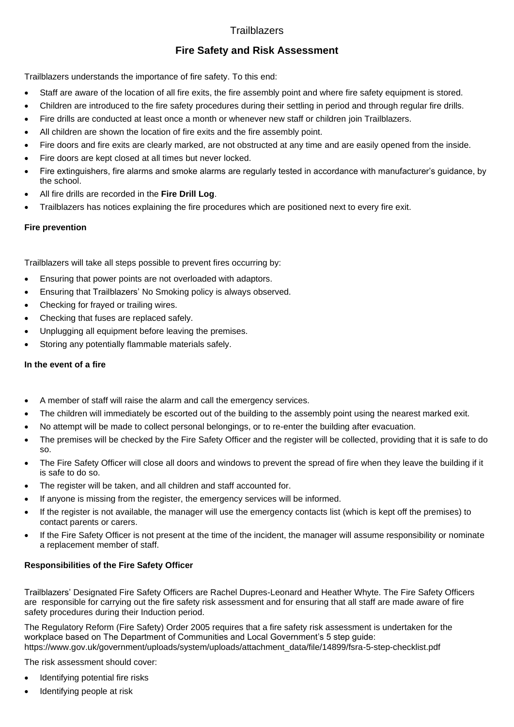Trailblazers

## Fire Safety and Risk Assessment

Trailblazers understands the importance of fire safety. To this end:

- Staff are aware of the location of all fire exits, the fire assembly point and where fire safety equipment is stored.
- Children are introduced to the fire safety procedures during their settling in period and through regular fire drills.
- Fire drills are conducted at least once a month or whenever new staff or children join Trailblazers.
- All children are shown the location of fire exits and the fire assembly point.
- Fire doors and fire exits are clearly marked, are not obstructed at any time and are easily opened from the inside.
- Fire doors are kept closed at all times but never locked.
- Fire extinguishers, fire alarms and smoke alarms are regularly tested in accordance with manufacturer's guidance, by the school.
- All fire drills are recorded in the **Fire Drill Log**.
- Trailblazers has notices explaining the fire procedures which are positioned next to every fire exit.

### Fire prevention

Trailblazers will take all steps possible to prevent fires occurring by:

- Ensuring that power points are not overloaded with adaptors.
- Ensuring that Trailblazers' No Smoking policy is always observed.
- Checking for frayed or trailing wires.
- Checking that fuses are replaced safely.
- Unplugging all equipment before leaving the premises.
- Storing any potentially flammable materials safely.

### In the event of a fire

- A member of staff will raise the alarm and call the emergency services.
- The children will immediately be escorted out of the building to the assembly point using the nearest marked exit.
- No attempt will be made to collect personal belongings, or to re-enter the building after evacuation.
- The premises will be checked by the Fire Safety Officer and the register will be collected, providing that it is safe to do so.
- The Fire Safety Officer will close all doors and windows to prevent the spread of fire when they leave the building if it is safe to do so.
- The register will be taken, and all children and staff accounted for.
- If anyone is missing from the register, the emergency services will be informed.
- If the register is not available, the manager will use the emergency contacts list (which is kept off the premises) to contact parents or carers.
- If the Fire Safety Officer is not present at the time of the incident, the manager will assume responsibility or nominate a replacement member of staff.

### Responsibilities of the Fire Safety Officer

Trailblazers' Designated Fire Safety Officers are Rachel Dupres-Leonard and Heather Whyte. The Fire Safety Officers are responsible for carrying out the fire safety risk assessment and for ensuring that all staff are made aware of fire safety procedures during their Induction period.

The Regulatory Reform (Fire Safety) Order 2005 requires that a fire safety risk assessment is undertaken for the workplace based on The Department of Communities and Local Government's 5 step guide: https://www.gov.uk/government/uploads/system/uploads/attachment_data/file/14899/fsra-5-step-checklist.pdf

The risk assessment should cover:

- Identifying potential fire risks
- Identifying people at risk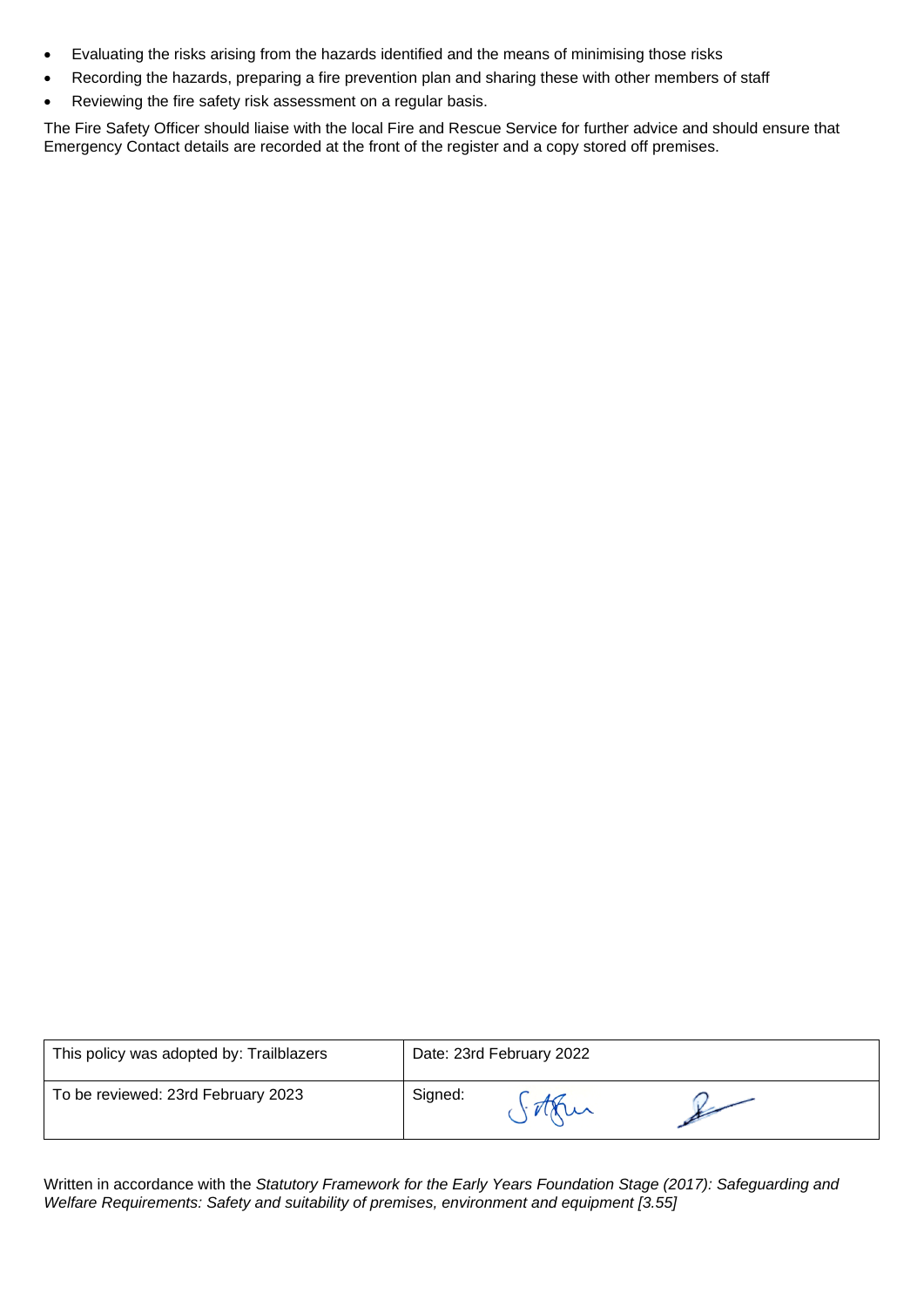- Evaluating the risks arising from the hazards identified and the means of minimising those risks
- Recording the hazards, preparing a fire prevention plan and sharing these with other members of staff
- Reviewing the fire safety risk assessment on a regular basis.

The Fire Safety Officer should liaise with the local Fire and Rescue Service for further advice and should ensure that Emergency Contact details are recorded at the front of the register and a copy stored off premises.

| This policy was adopted by: Trailblazers | Date: 23rd February 2022 |
|---|---|
| To be reviewed: 23rd February 2023 | Signed: |

Written in accordance with the *Statutory Framework for the Early Years Foundation Stage (2017): Safeguarding and Welfare Requirements: Safety and suitability of premises, environment and equipment [3.55]*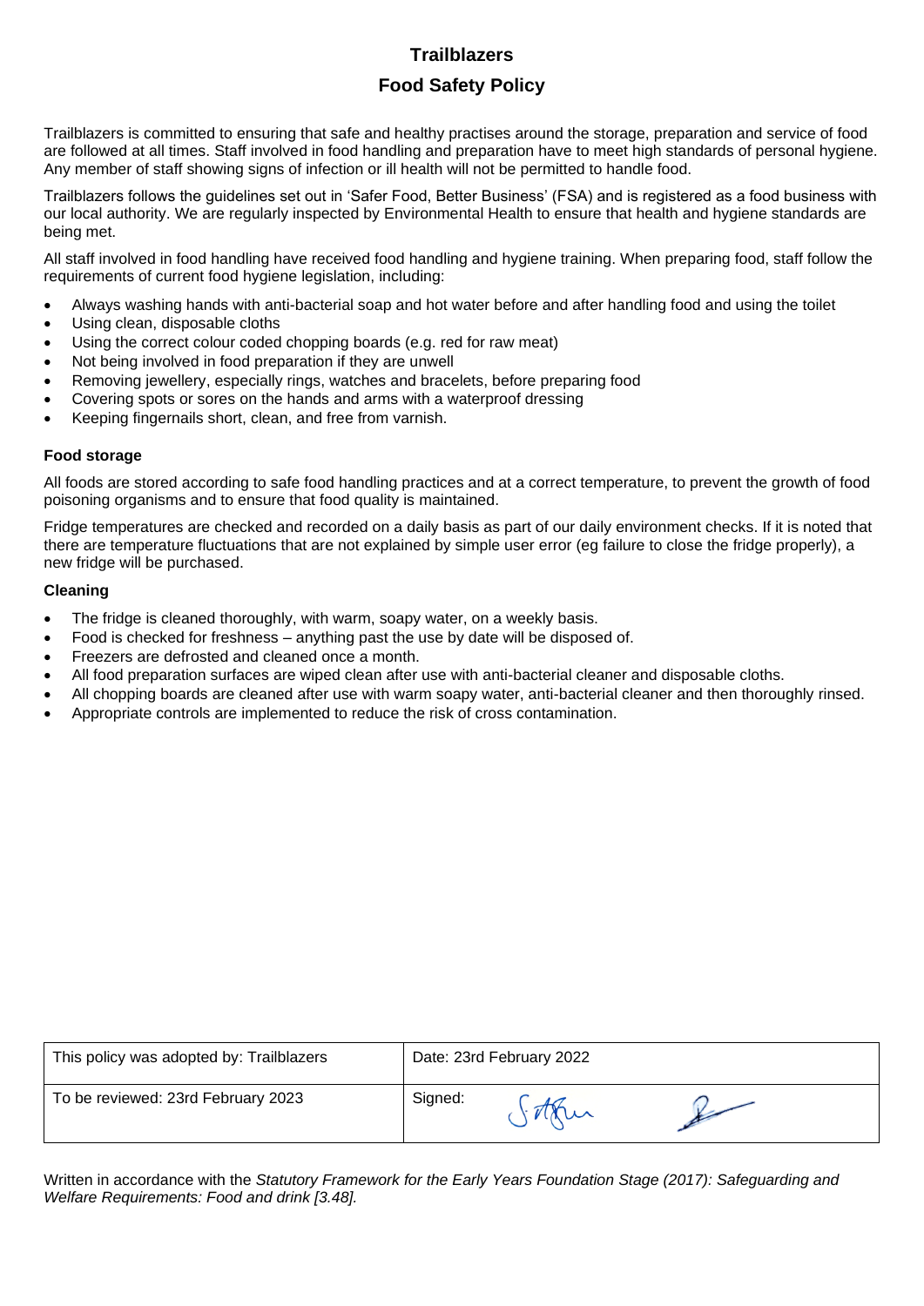# Trailblazers

## Food Safety Policy

Trailblazers is committed to ensuring that safe and healthy practises around the storage, preparation and service of food are followed at all times. Staff involved in food handling and preparation have to meet high standards of personal hygiene. Any member of staff showing signs of infection or ill health will not be permitted to handle food.

Trailblazers follows the guidelines set out in 'Safer Food, Better Business' (FSA) and is registered as a food business with our local authority. We are regularly inspected by Environmental Health to ensure that health and hygiene standards are being met.

All staff involved in food handling have received food handling and hygiene training. When preparing food, staff follow the requirements of current food hygiene legislation, including:

- Always washing hands with anti-bacterial soap and hot water before and after handling food and using the toilet
- Using clean, disposable cloths
- Using the correct colour coded chopping boards (e.g. red for raw meat)
- Not being involved in food preparation if they are unwell
- Removing jewellery, especially rings, watches and bracelets, before preparing food
- Covering spots or sores on the hands and arms with a waterproof dressing
- Keeping fingernails short, clean, and free from varnish.

### Food storage

All foods are stored according to safe food handling practices and at a correct temperature, to prevent the growth of food poisoning organisms and to ensure that food quality is maintained.

Fridge temperatures are checked and recorded on a daily basis as part of our daily environment checks. If it is noted that there are temperature fluctuations that are not explained by simple user error (eg failure to close the fridge properly), a new fridge will be purchased.

### Cleaning

- The fridge is cleaned thoroughly, with warm, soapy water, on a weekly basis.
- Food is checked for freshness – anything past the use by date will be disposed of.
- Freezers are defrosted and cleaned once a month.
- All food preparation surfaces are wiped clean after use with anti-bacterial cleaner and disposable cloths.
- All chopping boards are cleaned after use with warm soapy water, anti-bacterial cleaner and then thoroughly rinsed.
- Appropriate controls are implemented to reduce the risk of cross contamination.

| This policy was adopted by: Trailblazers | Date: 23rd February 2022 |
| --- | --- |
| To be reviewed: 23rd February 2023 | Signed: |

Written in accordance with the *Statutory Framework for the Early Years Foundation Stage (2017): Safeguarding and Welfare Requirements: Food and drink [3.48].*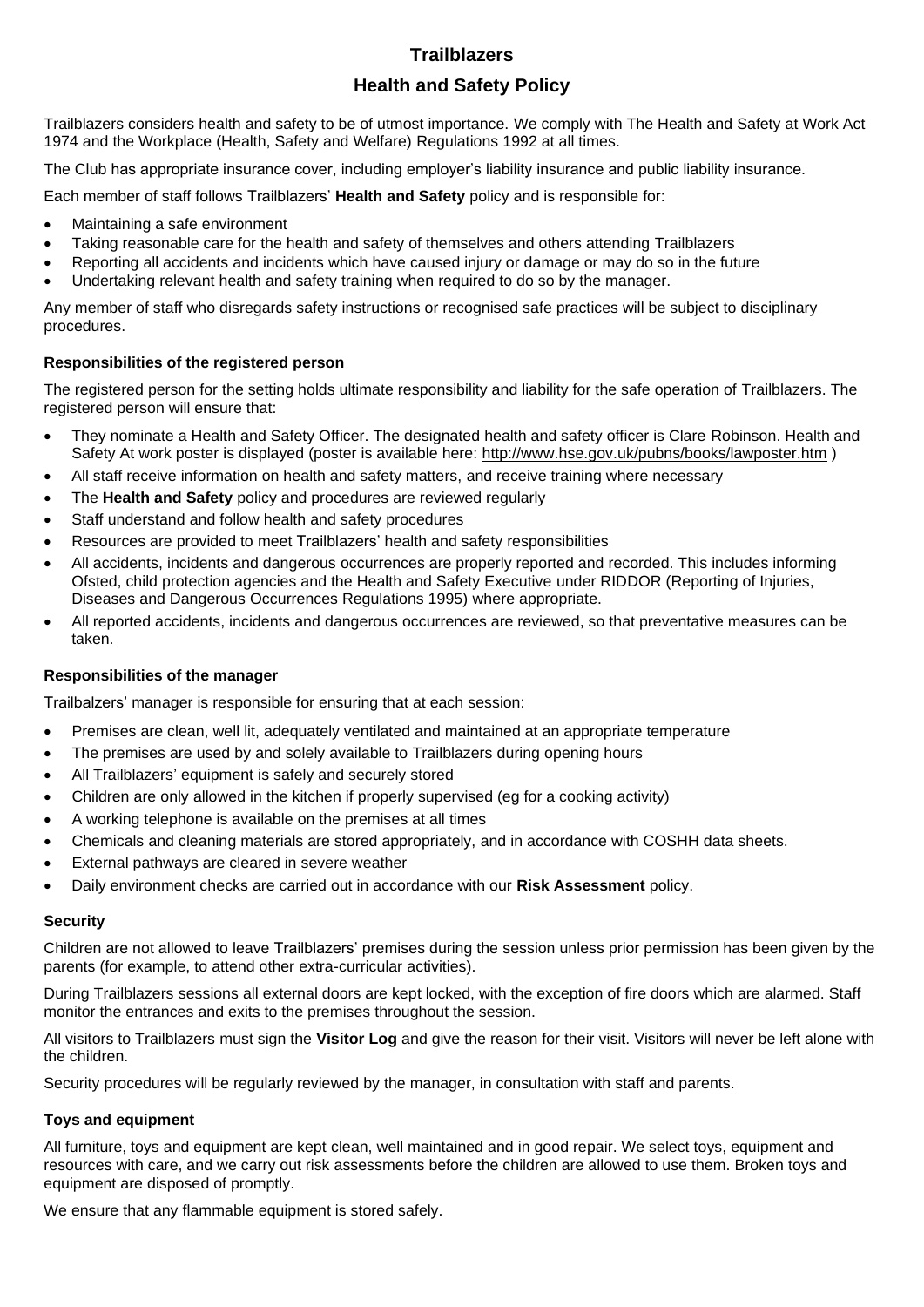# Trailblazers

## Health and Safety Policy

Trailblazers considers health and safety to be of utmost importance. We comply with The Health and Safety at Work Act 1974 and the Workplace (Health, Safety and Welfare) Regulations 1992 at all times.

The Club has appropriate insurance cover, including employer's liability insurance and public liability insurance.

Each member of staff follows Trailblazers' **Health and Safety** policy and is responsible for:

- Maintaining a safe environment
- Taking reasonable care for the health and safety of themselves and others attending Trailblazers
- Reporting all accidents and incidents which have caused injury or damage or may do so in the future
- Undertaking relevant health and safety training when required to do so by the manager.

Any member of staff who disregards safety instructions or recognised safe practices will be subject to disciplinary procedures.

### Responsibilities of the registered person

The registered person for the setting holds ultimate responsibility and liability for the safe operation of Trailblazers. The registered person will ensure that:

- They nominate a Health and Safety Officer. The designated health and safety officer is Clare Robinson. Health and Safety At work poster is displayed (poster is available here: http://www.hse.gov.uk/pubns/books/lawposter.htm )
- All staff receive information on health and safety matters, and receive training where necessary
- The **Health and Safety** policy and procedures are reviewed regularly
- Staff understand and follow health and safety procedures
- Resources are provided to meet Trailblazers' health and safety responsibilities
- All accidents, incidents and dangerous occurrences are properly reported and recorded. This includes informing Ofsted, child protection agencies and the Health and Safety Executive under RIDDOR (Reporting of Injuries, Diseases and Dangerous Occurrences Regulations 1995) where appropriate.
- All reported accidents, incidents and dangerous occurrences are reviewed, so that preventative measures can be taken.

### Responsibilities of the manager

Trailbalzers' manager is responsible for ensuring that at each session:

- Premises are clean, well lit, adequately ventilated and maintained at an appropriate temperature
- The premises are used by and solely available to Trailblazers during opening hours
- All Trailblazers' equipment is safely and securely stored
- Children are only allowed in the kitchen if properly supervised (eg for a cooking activity)
- A working telephone is available on the premises at all times
- Chemicals and cleaning materials are stored appropriately, and in accordance with COSHH data sheets.
- External pathways are cleared in severe weather
- Daily environment checks are carried out in accordance with our **Risk Assessment** policy.

### Security

Children are not allowed to leave Trailblazers' premises during the session unless prior permission has been given by the parents (for example, to attend other extra-curricular activities).

During Trailblazers sessions all external doors are kept locked, with the exception of fire doors which are alarmed. Staff monitor the entrances and exits to the premises throughout the session.

All visitors to Trailblazers must sign the **Visitor Log** and give the reason for their visit. Visitors will never be left alone with the children.

Security procedures will be regularly reviewed by the manager, in consultation with staff and parents.

### Toys and equipment

All furniture, toys and equipment are kept clean, well maintained and in good repair. We select toys, equipment and resources with care, and we carry out risk assessments before the children are allowed to use them. Broken toys and equipment are disposed of promptly.

We ensure that any flammable equipment is stored safely.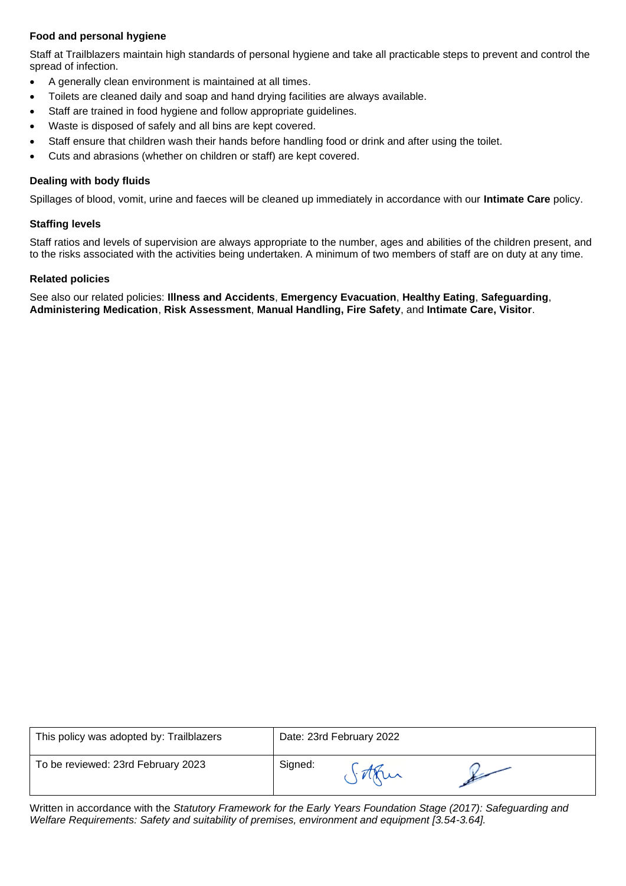**Food and personal hygiene**

Staff at Trailblazers maintain high standards of personal hygiene and take all practicable steps to prevent and control the spread of infection.

- A generally clean environment is maintained at all times.
- Toilets are cleaned daily and soap and hand drying facilities are always available.
- Staff are trained in food hygiene and follow appropriate guidelines.
- Waste is disposed of safely and all bins are kept covered.
- Staff ensure that children wash their hands before handling food or drink and after using the toilet.
- Cuts and abrasions (whether on children or staff) are kept covered.

**Dealing with body fluids**

Spillages of blood, vomit, urine and faeces will be cleaned up immediately in accordance with our **Intimate Care** policy.

**Staffing levels**

Staff ratios and levels of supervision are always appropriate to the number, ages and abilities of the children present, and to the risks associated with the activities being undertaken. A minimum of two members of staff are on duty at any time.

**Related policies**

See also our related policies: **Illness and Accidents**, **Emergency Evacuation**, **Healthy Eating**, **Safeguarding**, **Administering Medication**, **Risk Assessment**, **Manual Handling, Fire Safety**, and **Intimate Care, Visitor**.

| This policy was adopted by: Trailblazers | Date: 23rd February 2022 |
|---|---|
| To be reviewed: 23rd February 2023 | Signed: |

Written in accordance with the *Statutory Framework for the Early Years Foundation Stage (2017): Safeguarding and Welfare Requirements: Safety and suitability of premises, environment and equipment [3.54-3.64].*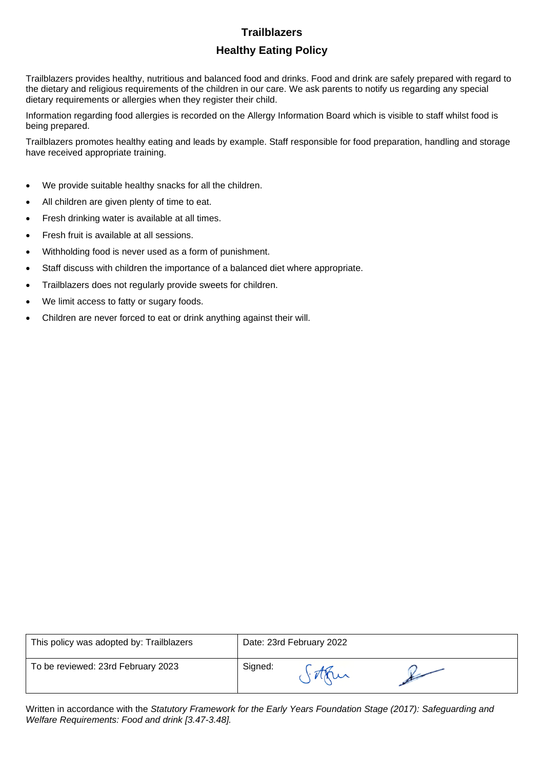# Trailblazers

## Healthy Eating Policy

Trailblazers provides healthy, nutritious and balanced food and drinks. Food and drink are safely prepared with regard to the dietary and religious requirements of the children in our care. We ask parents to notify us regarding any special dietary requirements or allergies when they register their child.

Information regarding food allergies is recorded on the Allergy Information Board which is visible to staff whilst food is being prepared.

Trailblazers promotes healthy eating and leads by example. Staff responsible for food preparation, handling and storage have received appropriate training.

- We provide suitable healthy snacks for all the children.
- All children are given plenty of time to eat.
- Fresh drinking water is available at all times.
- Fresh fruit is available at all sessions.
- Withholding food is never used as a form of punishment.
- Staff discuss with children the importance of a balanced diet where appropriate.
- Trailblazers does not regularly provide sweets for children.
- We limit access to fatty or sugary foods.
- Children are never forced to eat or drink anything against their will.

| This policy was adopted by: Trailblazers | Date: 23rd February 2022 |
|---|---|
| To be reviewed: 23rd February 2023 | Signed: |

Written in accordance with the *Statutory Framework for the Early Years Foundation Stage (2017): Safeguarding and Welfare Requirements: Food and drink [3.47-3.48].*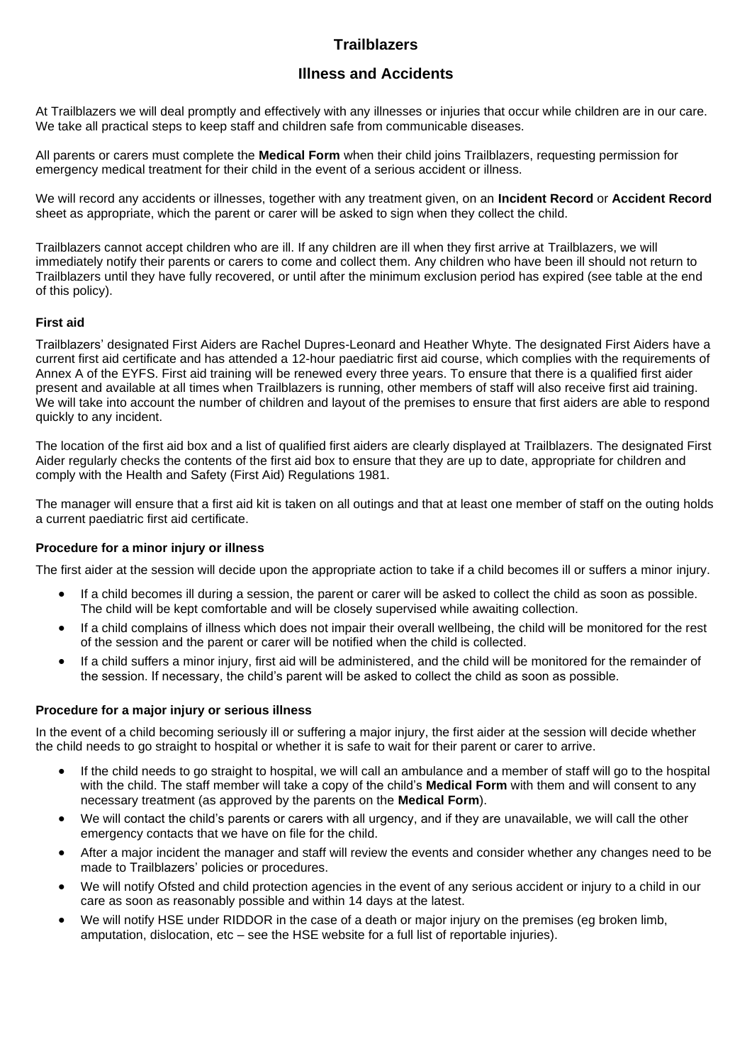# Trailblazers

## Illness and Accidents

At Trailblazers we will deal promptly and effectively with any illnesses or injuries that occur while children are in our care. We take all practical steps to keep staff and children safe from communicable diseases.

All parents or carers must complete the **Medical Form** when their child joins Trailblazers, requesting permission for emergency medical treatment for their child in the event of a serious accident or illness.

We will record any accidents or illnesses, together with any treatment given, on an **Incident Record** or **Accident Record** sheet as appropriate, which the parent or carer will be asked to sign when they collect the child.

Trailblazers cannot accept children who are ill. If any children are ill when they first arrive at Trailblazers, we will immediately notify their parents or carers to come and collect them. Any children who have been ill should not return to Trailblazers until they have fully recovered, or until after the minimum exclusion period has expired (see table at the end of this policy).

### First aid

Trailblazers' designated First Aiders are Rachel Dupres-Leonard and Heather Whyte. The designated First Aiders have a current first aid certificate and has attended a 12-hour paediatric first aid course, which complies with the requirements of Annex A of the EYFS. First aid training will be renewed every three years. To ensure that there is a qualified first aider present and available at all times when Trailblazers is running, other members of staff will also receive first aid training. We will take into account the number of children and layout of the premises to ensure that first aiders are able to respond quickly to any incident.

The location of the first aid box and a list of qualified first aiders are clearly displayed at Trailblazers. The designated First Aider regularly checks the contents of the first aid box to ensure that they are up to date, appropriate for children and comply with the Health and Safety (First Aid) Regulations 1981.

The manager will ensure that a first aid kit is taken on all outings and that at least one member of staff on the outing holds a current paediatric first aid certificate.

### Procedure for a minor injury or illness

The first aider at the session will decide upon the appropriate action to take if a child becomes ill or suffers a minor injury.

- If a child becomes ill during a session, the parent or carer will be asked to collect the child as soon as possible. The child will be kept comfortable and will be closely supervised while awaiting collection.
- If a child complains of illness which does not impair their overall wellbeing, the child will be monitored for the rest of the session and the parent or carer will be notified when the child is collected.
- If a child suffers a minor injury, first aid will be administered, and the child will be monitored for the remainder of the session. If necessary, the child's parent will be asked to collect the child as soon as possible.

### Procedure for a major injury or serious illness

In the event of a child becoming seriously ill or suffering a major injury, the first aider at the session will decide whether the child needs to go straight to hospital or whether it is safe to wait for their parent or carer to arrive.

- If the child needs to go straight to hospital, we will call an ambulance and a member of staff will go to the hospital with the child. The staff member will take a copy of the child's **Medical Form** with them and will consent to any necessary treatment (as approved by the parents on the **Medical Form**).
- We will contact the child's parents or carers with all urgency, and if they are unavailable, we will call the other emergency contacts that we have on file for the child.
- After a major incident the manager and staff will review the events and consider whether any changes need to be made to Trailblazers' policies or procedures.
- We will notify Ofsted and child protection agencies in the event of any serious accident or injury to a child in our care as soon as reasonably possible and within 14 days at the latest.
- We will notify HSE under RIDDOR in the case of a death or major injury on the premises (eg broken limb, amputation, dislocation, etc – see the HSE website for a full list of reportable injuries).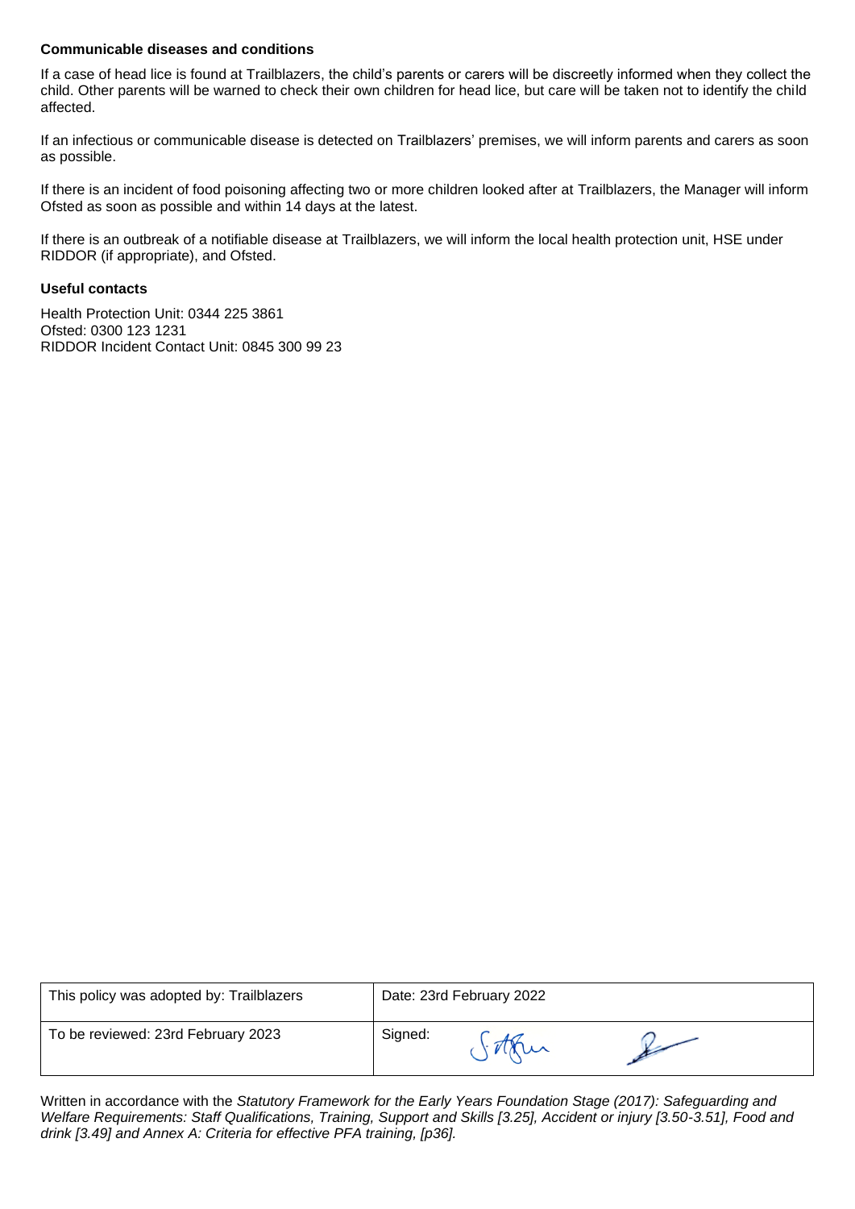**Communicable diseases and conditions**

If a case of head lice is found at Trailblazers, the child's parents or carers will be discreetly informed when they collect the child. Other parents will be warned to check their own children for head lice, but care will be taken not to identify the child affected.

If an infectious or communicable disease is detected on Trailblazers' premises, we will inform parents and carers as soon as possible.

If there is an incident of food poisoning affecting two or more children looked after at Trailblazers, the Manager will inform Ofsted as soon as possible and within 14 days at the latest.

If there is an outbreak of a notifiable disease at Trailblazers, we will inform the local health protection unit, HSE under RIDDOR (if appropriate), and Ofsted.

**Useful contacts**

Health Protection Unit: 0344 225 3861
Ofsted: 0300 123 1231
RIDDOR Incident Contact Unit: 0845 300 99 23

| This policy was adopted by: Trailblazers | Date: 23rd February 2022 |
|---|---|
| To be reviewed: 23rd February 2023 | Signed: |

Written in accordance with the *Statutory Framework for the Early Years Foundation Stage (2017): Safeguarding and Welfare Requirements: Staff Qualifications, Training, Support and Skills [3.25], Accident or injury [3.50-3.51], Food and drink [3.49] and Annex A: Criteria for effective PFA training, [p36].*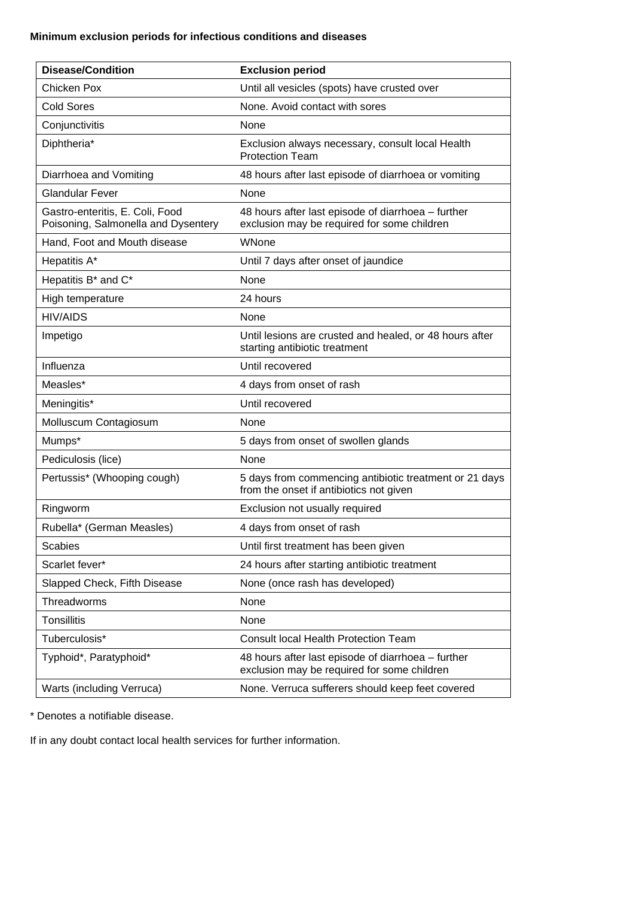**Minimum exclusion periods for infectious conditions and diseases**

| Disease/Condition | Exclusion period |
|---|---|
| Chicken Pox | Until all vesicles (spots) have crusted over |
| Cold Sores | None. Avoid contact with sores |
| Conjunctivitis | None |
| Diphtheria* | Exclusion always necessary, consult local Health Protection Team |
| Diarrhoea and Vomiting | 48 hours after last episode of diarrhoea or vomiting |
| Glandular Fever | None |
| Gastro-enteritis, E. Coli, Food Poisoning, Salmonella and Dysentery | 48 hours after last episode of diarrhoea – further exclusion may be required for some children |
| Hand, Foot and Mouth disease | WNone |
| Hepatitis A* | Until 7 days after onset of jaundice |
| Hepatitis B* and C* | None |
| High temperature | 24 hours |
| HIV/AIDS | None |
| Impetigo | Until lesions are crusted and healed, or 48 hours after starting antibiotic treatment |
| Influenza | Until recovered |
| Measles* | 4 days from onset of rash |
| Meningitis* | Until recovered |
| Molluscum Contagiosum | None |
| Mumps* | 5 days from onset of swollen glands |
| Pediculosis (lice) | None |
| Pertussis* (Whooping cough) | 5 days from commencing antibiotic treatment or 21 days from the onset if antibiotics not given |
| Ringworm | Exclusion not usually required |
| Rubella* (German Measles) | 4 days from onset of rash |
| Scabies | Until first treatment has been given |
| Scarlet fever* | 24 hours after starting antibiotic treatment |
| Slapped Check, Fifth Disease | None (once rash has developed) |
| Threadworms | None |
| Tonsillitis | None |
| Tuberculosis* | Consult local Health Protection Team |
| Typhoid*, Paratyphoid* | 48 hours after last episode of diarrhoea – further exclusion may be required for some children |
| Warts (including Verruca) | None. Verruca sufferers should keep feet covered |

\* Denotes a notifiable disease.

If in any doubt contact local health services for further information.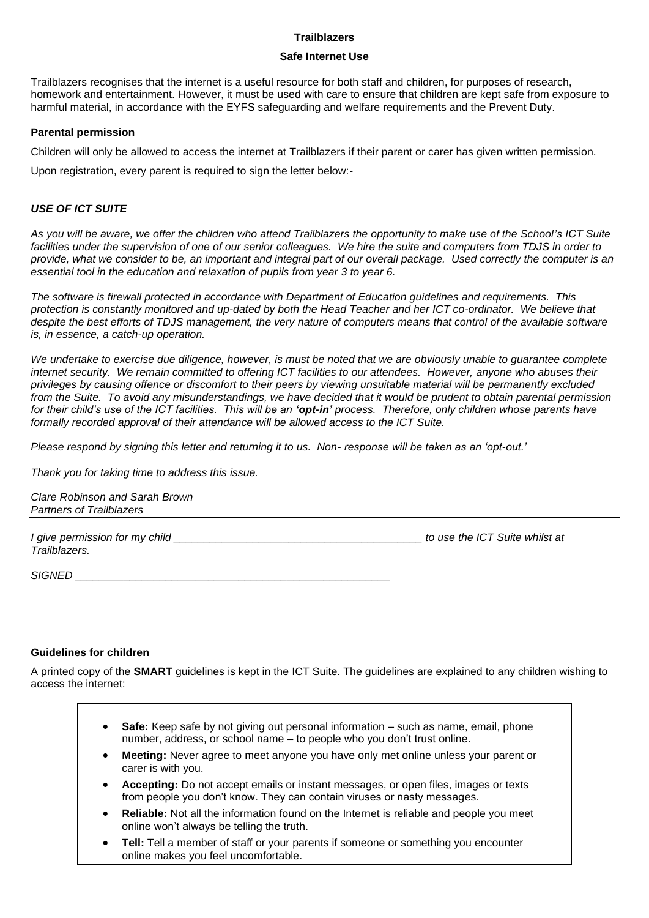# Trailblazers

## Safe Internet Use

Trailblazers recognises that the internet is a useful resource for both staff and children, for purposes of research, homework and entertainment. However, it must be used with care to ensure that children are kept safe from exposure to harmful material, in accordance with the EYFS safeguarding and welfare requirements and the Prevent Duty.

### Parental permission

Children will only be allowed to access the internet at Trailblazers if their parent or carer has given written permission.

Upon registration, every parent is required to sign the letter below:-

***USE OF ICT SUITE***

*As you will be aware, we offer the children who attend Trailblazers the opportunity to make use of the School's ICT Suite facilities under the supervision of one of our senior colleagues. We hire the suite and computers from TDJS in order to provide, what we consider to be, an important and integral part of our overall package. Used correctly the computer is an essential tool in the education and relaxation of pupils from year 3 to year 6.*

*The software is firewall protected in accordance with Department of Education guidelines and requirements. This protection is constantly monitored and up-dated by both the Head Teacher and her ICT co-ordinator. We believe that despite the best efforts of TDJS management, the very nature of computers means that control of the available software is, in essence, a catch-up operation.*

*We undertake to exercise due diligence, however, is must be noted that we are obviously unable to guarantee complete internet security. We remain committed to offering ICT facilities to our attendees. However, anyone who abuses their privileges by causing offence or discomfort to their peers by viewing unsuitable material will be permanently excluded from the Suite. To avoid any misunderstandings, we have decided that it would be prudent to obtain parental permission for their child's use of the ICT facilities. This will be an **'opt-in'** process. Therefore, only children whose parents have formally recorded approval of their attendance will be allowed access to the ICT Suite.*

*Please respond by signing this letter and returning it to us. Non- response will be taken as an 'opt-out.'*

*Thank you for taking time to address this issue.*

*Clare Robinson and Sarah Brown*
*Partners of Trailblazers*

---

*I give permission for my child ___________________________________________ to use the ICT Suite whilst at Trailblazers.*

*SIGNED _______________________________________________________*

### Guidelines for children

A printed copy of the **SMART** guidelines is kept in the ICT Suite. The guidelines are explained to any children wishing to access the internet:

- **Safe:** Keep safe by not giving out personal information – such as name, email, phone number, address, or school name – to people who you don't trust online.
- **Meeting:** Never agree to meet anyone you have only met online unless your parent or carer is with you.
- **Accepting:** Do not accept emails or instant messages, or open files, images or texts from people you don't know. They can contain viruses or nasty messages.
- **Reliable:** Not all the information found on the Internet is reliable and people you meet online won't always be telling the truth.
- **Tell:** Tell a member of staff or your parents if someone or something you encounter online makes you feel uncomfortable.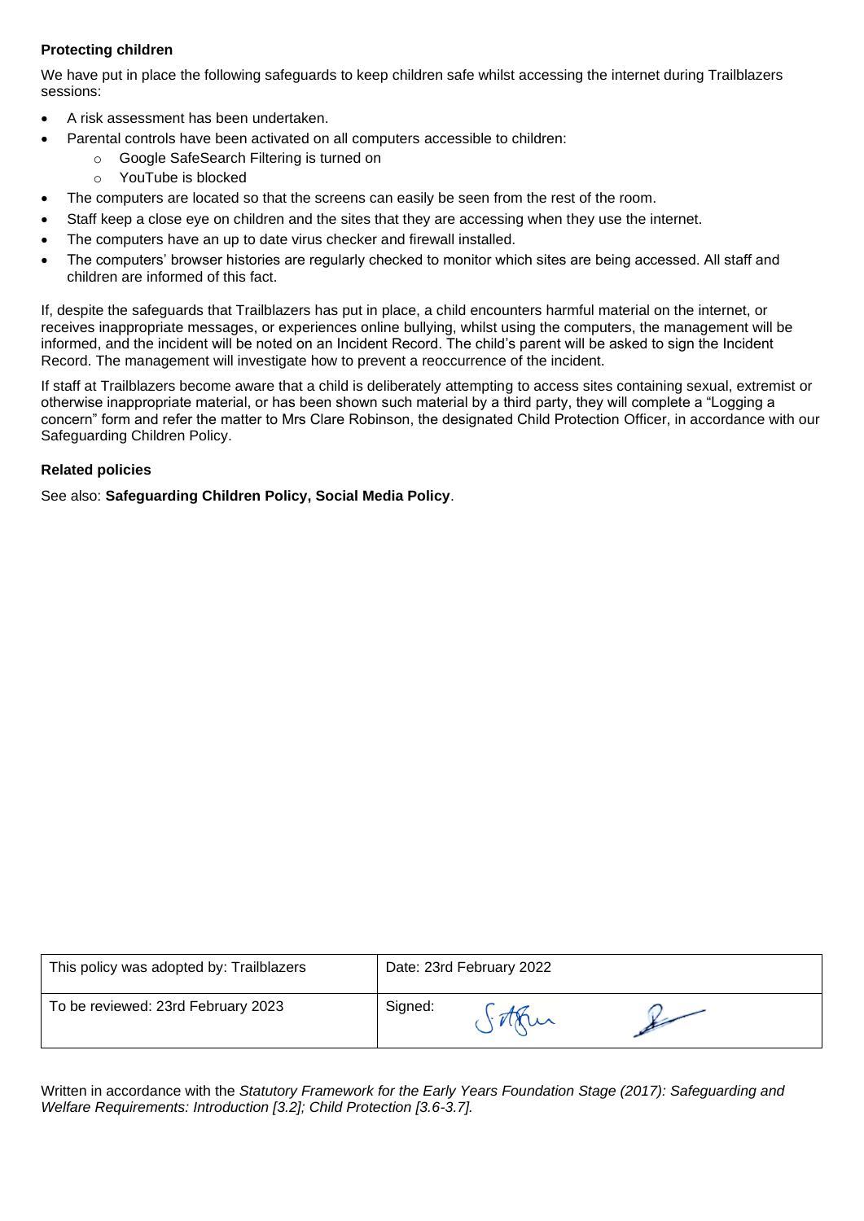**Protecting children**

We have put in place the following safeguards to keep children safe whilst accessing the internet during Trailblazers sessions:

- A risk assessment has been undertaken.
- Parental controls have been activated on all computers accessible to children:
  - Google SafeSearch Filtering is turned on
  - YouTube is blocked
- The computers are located so that the screens can easily be seen from the rest of the room.
- Staff keep a close eye on children and the sites that they are accessing when they use the internet.
- The computers have an up to date virus checker and firewall installed.
- The computers' browser histories are regularly checked to monitor which sites are being accessed. All staff and children are informed of this fact.

If, despite the safeguards that Trailblazers has put in place, a child encounters harmful material on the internet, or receives inappropriate messages, or experiences online bullying, whilst using the computers, the management will be informed, and the incident will be noted on an Incident Record. The child's parent will be asked to sign the Incident Record. The management will investigate how to prevent a reoccurrence of the incident.

If staff at Trailblazers become aware that a child is deliberately attempting to access sites containing sexual, extremist or otherwise inappropriate material, or has been shown such material by a third party, they will complete a "Logging a concern" form and refer the matter to Mrs Clare Robinson, the designated Child Protection Officer, in accordance with our Safeguarding Children Policy.

**Related policies**

See also: **Safeguarding Children Policy, Social Media Policy**.

| This policy was adopted by: Trailblazers | Date: 23rd February 2022 |
|---|---|
| To be reviewed: 23rd February 2023 | Signed: |

Written in accordance with the *Statutory Framework for the Early Years Foundation Stage (2017): Safeguarding and Welfare Requirements: Introduction [3.2]; Child Protection [3.6-3.7].*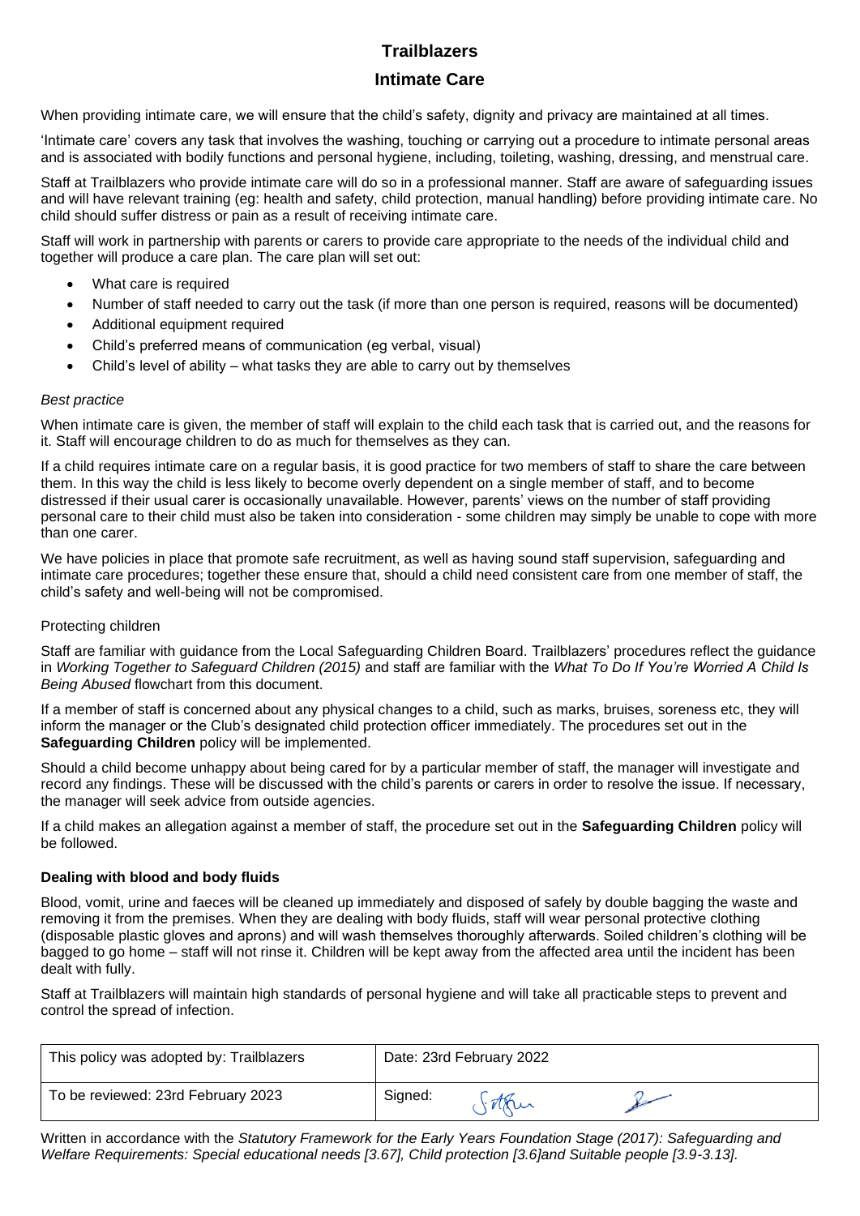# Trailblazers

## Intimate Care

When providing intimate care, we will ensure that the child's safety, dignity and privacy are maintained at all times.

'Intimate care' covers any task that involves the washing, touching or carrying out a procedure to intimate personal areas and is associated with bodily functions and personal hygiene, including, toileting, washing, dressing, and menstrual care.

Staff at Trailblazers who provide intimate care will do so in a professional manner. Staff are aware of safeguarding issues and will have relevant training (eg: health and safety, child protection, manual handling) before providing intimate care. No child should suffer distress or pain as a result of receiving intimate care.

Staff will work in partnership with parents or carers to provide care appropriate to the needs of the individual child and together will produce a care plan. The care plan will set out:

- What care is required
- Number of staff needed to carry out the task (if more than one person is required, reasons will be documented)
- Additional equipment required
- Child's preferred means of communication (eg verbal, visual)
- Child's level of ability – what tasks they are able to carry out by themselves

*Best practice*

When intimate care is given, the member of staff will explain to the child each task that is carried out, and the reasons for it. Staff will encourage children to do as much for themselves as they can.

If a child requires intimate care on a regular basis, it is good practice for two members of staff to share the care between them. In this way the child is less likely to become overly dependent on a single member of staff, and to become distressed if their usual carer is occasionally unavailable. However, parents' views on the number of staff providing personal care to their child must also be taken into consideration - some children may simply be unable to cope with more than one carer.

We have policies in place that promote safe recruitment, as well as having sound staff supervision, safeguarding and intimate care procedures; together these ensure that, should a child need consistent care from one member of staff, the child's safety and well-being will not be compromised.

Protecting children

Staff are familiar with guidance from the Local Safeguarding Children Board. Trailblazers' procedures reflect the guidance in *Working Together to Safeguard Children (2015)* and staff are familiar with the *What To Do If You're Worried A Child Is Being Abused* flowchart from this document.

If a member of staff is concerned about any physical changes to a child, such as marks, bruises, soreness etc, they will inform the manager or the Club's designated child protection officer immediately. The procedures set out in the **Safeguarding Children** policy will be implemented.

Should a child become unhappy about being cared for by a particular member of staff, the manager will investigate and record any findings. These will be discussed with the child's parents or carers in order to resolve the issue. If necessary, the manager will seek advice from outside agencies.

If a child makes an allegation against a member of staff, the procedure set out in the **Safeguarding Children** policy will be followed.

**Dealing with blood and body fluids**

Blood, vomit, urine and faeces will be cleaned up immediately and disposed of safely by double bagging the waste and removing it from the premises. When they are dealing with body fluids, staff will wear personal protective clothing (disposable plastic gloves and aprons) and will wash themselves thoroughly afterwards. Soiled children's clothing will be bagged to go home – staff will not rinse it. Children will be kept away from the affected area until the incident has been dealt with fully.

Staff at Trailblazers will maintain high standards of personal hygiene and will take all practicable steps to prevent and control the spread of infection.

| This policy was adopted by: Trailblazers | Date: 23rd February 2022 |
|---|---|
| To be reviewed: 23rd February 2023 | Signed: |

Written in accordance with the *Statutory Framework for the Early Years Foundation Stage (2017): Safeguarding and Welfare Requirements: Special educational needs [3.67], Child protection [3.6]and Suitable people [3.9-3.13].*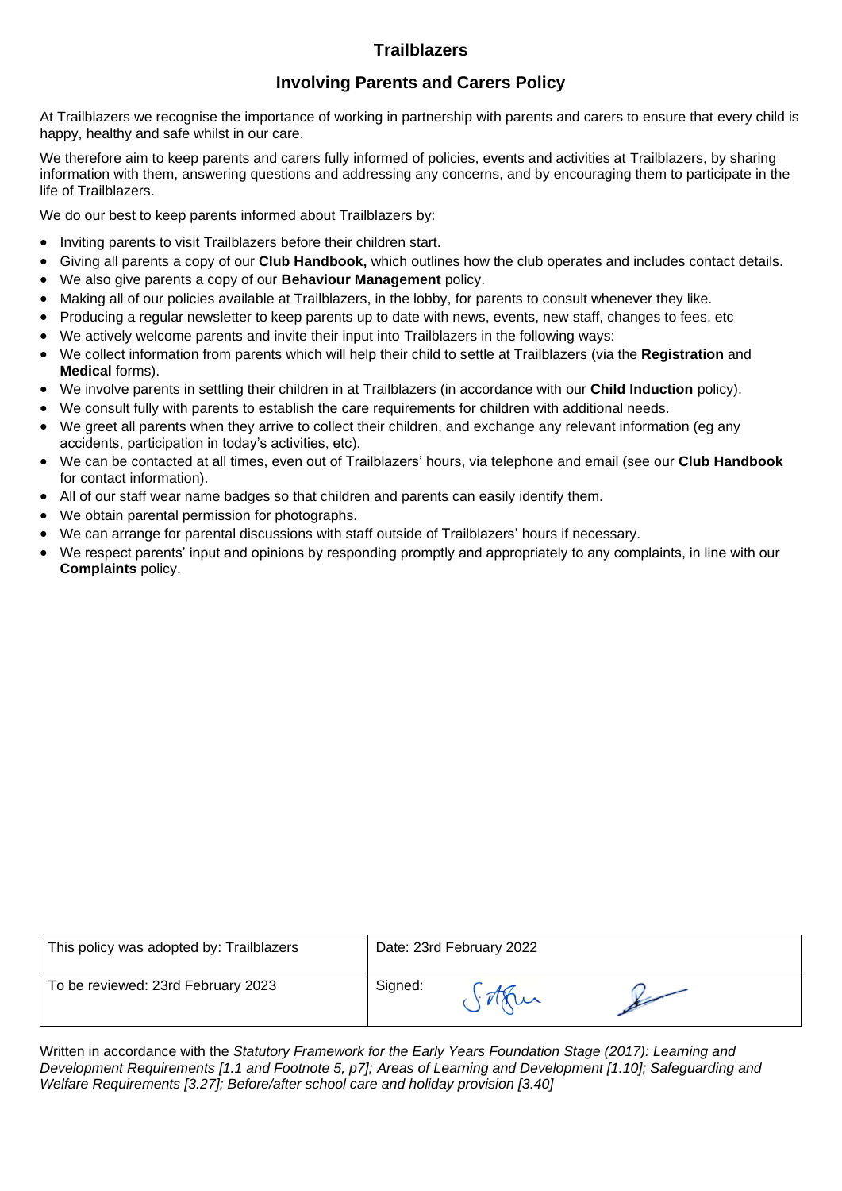# Trailblazers

## Involving Parents and Carers Policy

At Trailblazers we recognise the importance of working in partnership with parents and carers to ensure that every child is happy, healthy and safe whilst in our care.

We therefore aim to keep parents and carers fully informed of policies, events and activities at Trailblazers, by sharing information with them, answering questions and addressing any concerns, and by encouraging them to participate in the life of Trailblazers.

We do our best to keep parents informed about Trailblazers by:

- Inviting parents to visit Trailblazers before their children start.
- Giving all parents a copy of our **Club Handbook,** which outlines how the club operates and includes contact details.
- We also give parents a copy of our **Behaviour Management** policy.
- Making all of our policies available at Trailblazers, in the lobby, for parents to consult whenever they like.
- Producing a regular newsletter to keep parents up to date with news, events, new staff, changes to fees, etc
- We actively welcome parents and invite their input into Trailblazers in the following ways:
- We collect information from parents which will help their child to settle at Trailblazers (via the **Registration** and **Medical** forms).
- We involve parents in settling their children in at Trailblazers (in accordance with our **Child Induction** policy).
- We consult fully with parents to establish the care requirements for children with additional needs.
- We greet all parents when they arrive to collect their children, and exchange any relevant information (eg any accidents, participation in today's activities, etc).
- We can be contacted at all times, even out of Trailblazers' hours, via telephone and email (see our **Club Handbook** for contact information).
- All of our staff wear name badges so that children and parents can easily identify them.
- We obtain parental permission for photographs.
- We can arrange for parental discussions with staff outside of Trailblazers' hours if necessary.
- We respect parents' input and opinions by responding promptly and appropriately to any complaints, in line with our **Complaints** policy.

| This policy was adopted by: Trailblazers | Date: 23rd February 2022 |
|---|---|
| To be reviewed: 23rd February 2023 | Signed: |

Written in accordance with the *Statutory Framework for the Early Years Foundation Stage (2017): Learning and Development Requirements [1.1 and Footnote 5, p7]; Areas of Learning and Development [1.10]; Safeguarding and Welfare Requirements [3.27]; Before/after school care and holiday provision [3.40]*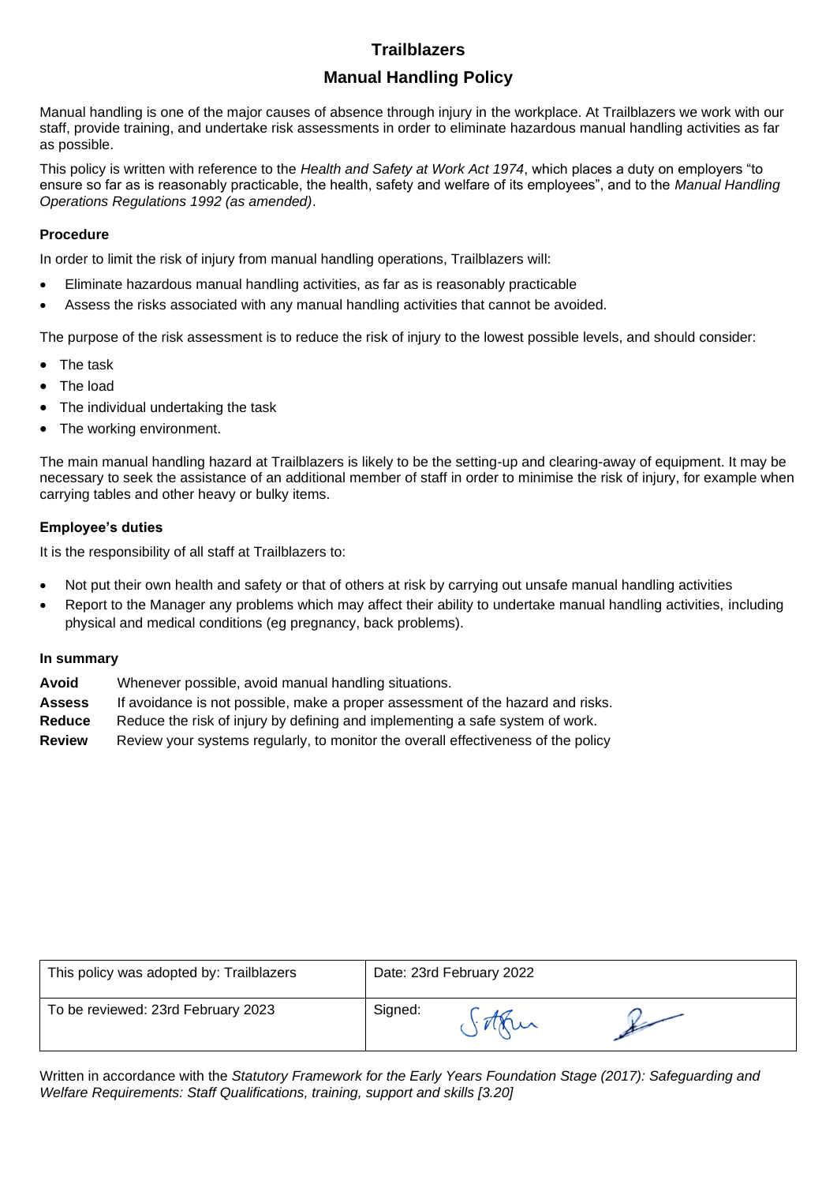# Trailblazers

## Manual Handling Policy

Manual handling is one of the major causes of absence through injury in the workplace. At Trailblazers we work with our staff, provide training, and undertake risk assessments in order to eliminate hazardous manual handling activities as far as possible.

This policy is written with reference to the *Health and Safety at Work Act 1974*, which places a duty on employers "to ensure so far as is reasonably practicable, the health, safety and welfare of its employees", and to the *Manual Handling Operations Regulations 1992 (as amended)*.

### Procedure

In order to limit the risk of injury from manual handling operations, Trailblazers will:

- Eliminate hazardous manual handling activities, as far as is reasonably practicable
- Assess the risks associated with any manual handling activities that cannot be avoided.

The purpose of the risk assessment is to reduce the risk of injury to the lowest possible levels, and should consider:

- The task
- The load
- The individual undertaking the task
- The working environment.

The main manual handling hazard at Trailblazers is likely to be the setting-up and clearing-away of equipment. It may be necessary to seek the assistance of an additional member of staff in order to minimise the risk of injury, for example when carrying tables and other heavy or bulky items.

### Employee's duties

It is the responsibility of all staff at Trailblazers to:

- Not put their own health and safety or that of others at risk by carrying out unsafe manual handling activities
- Report to the Manager any problems which may affect their ability to undertake manual handling activities, including physical and medical conditions (eg pregnancy, back problems).

### In summary

**Avoid** Whenever possible, avoid manual handling situations.

**Assess** If avoidance is not possible, make a proper assessment of the hazard and risks.

**Reduce** Reduce the risk of injury by defining and implementing a safe system of work.

**Review** Review your systems regularly, to monitor the overall effectiveness of the policy

| This policy was adopted by: Trailblazers | Date: 23rd February 2022 |
| --- | --- |
| To be reviewed: 23rd February 2023 | Signed: |

Written in accordance with the *Statutory Framework for the Early Years Foundation Stage (2017): Safeguarding and Welfare Requirements: Staff Qualifications, training, support and skills [3.20]*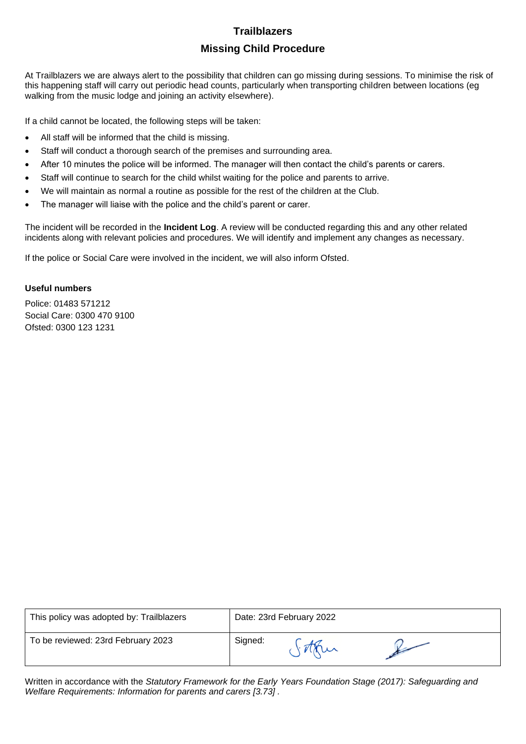# Trailblazers

## Missing Child Procedure

At Trailblazers we are always alert to the possibility that children can go missing during sessions. To minimise the risk of this happening staff will carry out periodic head counts, particularly when transporting children between locations (eg walking from the music lodge and joining an activity elsewhere).

If a child cannot be located, the following steps will be taken:

- All staff will be informed that the child is missing.
- Staff will conduct a thorough search of the premises and surrounding area.
- After 10 minutes the police will be informed. The manager will then contact the child's parents or carers.
- Staff will continue to search for the child whilst waiting for the police and parents to arrive.
- We will maintain as normal a routine as possible for the rest of the children at the Club.
- The manager will liaise with the police and the child's parent or carer.

The incident will be recorded in the **Incident Log**. A review will be conducted regarding this and any other related incidents along with relevant policies and procedures. We will identify and implement any changes as necessary.

If the police or Social Care were involved in the incident, we will also inform Ofsted.

**Useful numbers**

Police: 01483 571212
Social Care: 0300 470 9100
Ofsted: 0300 123 1231

| This policy was adopted by: Trailblazers | Date: 23rd February 2022 |
|---|---|
| To be reviewed: 23rd February 2023 | Signed: |

Written in accordance with the *Statutory Framework for the Early Years Foundation Stage (2017): Safeguarding and Welfare Requirements: Information for parents and carers [3.73]* .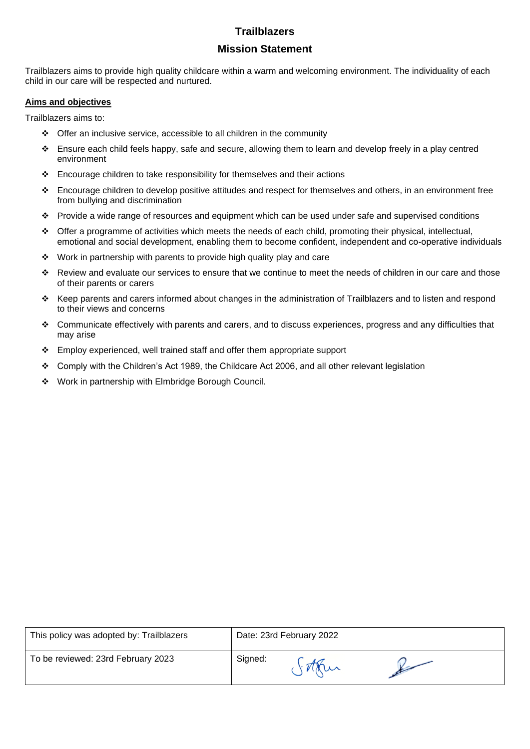# Trailblazers

## Mission Statement

Trailblazers aims to provide high quality childcare within a warm and welcoming environment. The individuality of each child in our care will be respected and nurtured.

**Aims and objectives**

Trailblazers aims to:

- Offer an inclusive service, accessible to all children in the community
- Ensure each child feels happy, safe and secure, allowing them to learn and develop freely in a play centred environment
- Encourage children to take responsibility for themselves and their actions
- Encourage children to develop positive attitudes and respect for themselves and others, in an environment free from bullying and discrimination
- Provide a wide range of resources and equipment which can be used under safe and supervised conditions
- Offer a programme of activities which meets the needs of each child, promoting their physical, intellectual, emotional and social development, enabling them to become confident, independent and co-operative individuals
- Work in partnership with parents to provide high quality play and care
- Review and evaluate our services to ensure that we continue to meet the needs of children in our care and those of their parents or carers
- Keep parents and carers informed about changes in the administration of Trailblazers and to listen and respond to their views and concerns
- Communicate effectively with parents and carers, and to discuss experiences, progress and any difficulties that may arise
- Employ experienced, well trained staff and offer them appropriate support
- Comply with the Children's Act 1989, the Childcare Act 2006, and all other relevant legislation
- Work in partnership with Elmbridge Borough Council.

| This policy was adopted by: Trailblazers | Date: 23rd February 2022 |
|---|---|
| To be reviewed: 23rd February 2023 | Signed: |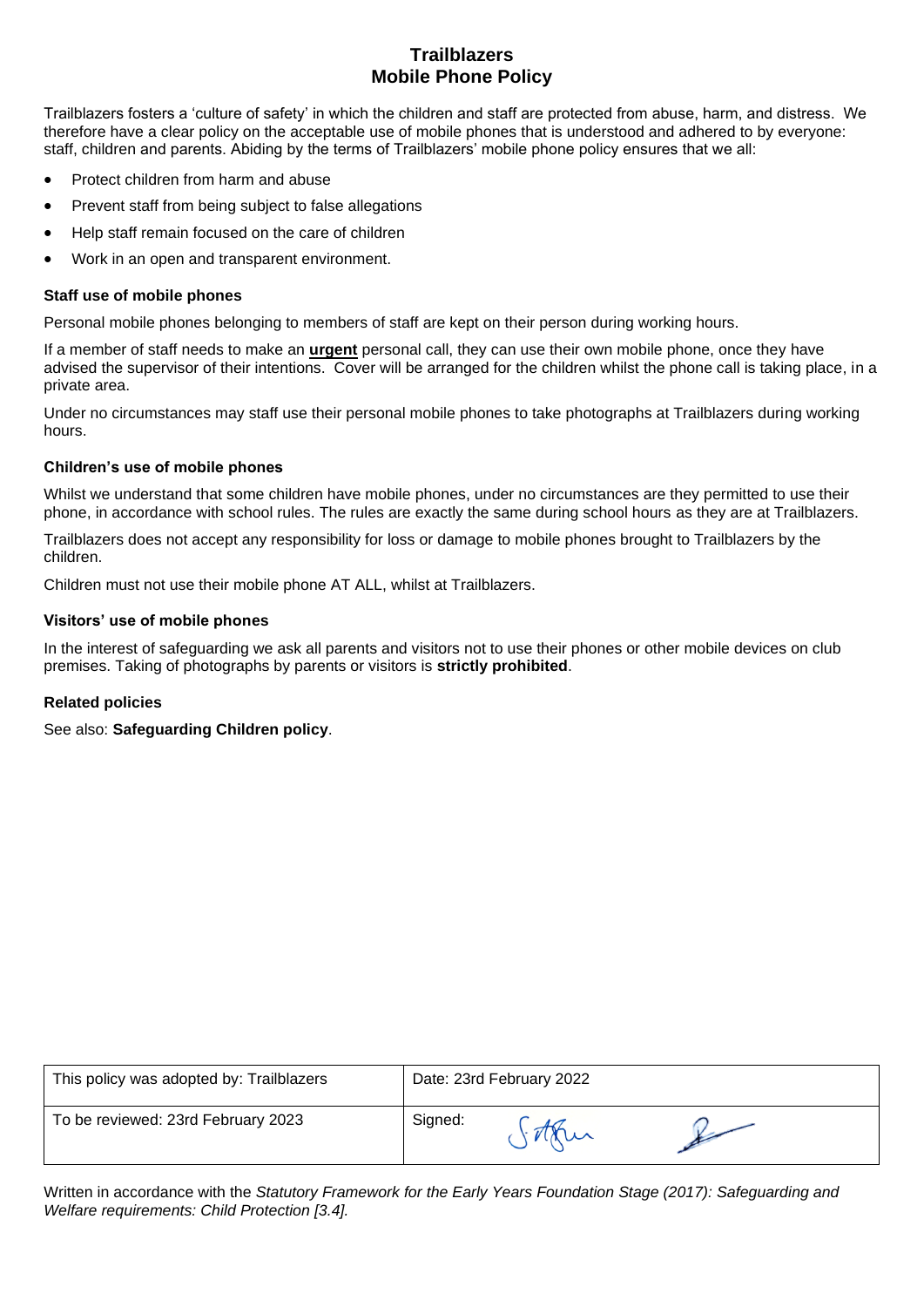# Trailblazers
# Mobile Phone Policy

Trailblazers fosters a 'culture of safety' in which the children and staff are protected from abuse, harm, and distress. We therefore have a clear policy on the acceptable use of mobile phones that is understood and adhered to by everyone: staff, children and parents. Abiding by the terms of Trailblazers' mobile phone policy ensures that we all:

- Protect children from harm and abuse
- Prevent staff from being subject to false allegations
- Help staff remain focused on the care of children
- Work in an open and transparent environment.

### Staff use of mobile phones

Personal mobile phones belonging to members of staff are kept on their person during working hours.

If a member of staff needs to make an **urgent** personal call, they can use their own mobile phone, once they have advised the supervisor of their intentions. Cover will be arranged for the children whilst the phone call is taking place, in a private area.

Under no circumstances may staff use their personal mobile phones to take photographs at Trailblazers during working hours.

### Children's use of mobile phones

Whilst we understand that some children have mobile phones, under no circumstances are they permitted to use their phone, in accordance with school rules. The rules are exactly the same during school hours as they are at Trailblazers.

Trailblazers does not accept any responsibility for loss or damage to mobile phones brought to Trailblazers by the children.

Children must not use their mobile phone AT ALL, whilst at Trailblazers.

### Visitors' use of mobile phones

In the interest of safeguarding we ask all parents and visitors not to use their phones or other mobile devices on club premises. Taking of photographs by parents or visitors is **strictly prohibited**.

### Related policies

See also: **Safeguarding Children policy**.

| This policy was adopted by: Trailblazers | Date: 23rd February 2022 |
| --- | --- |
| To be reviewed: 23rd February 2023 | Signed: |

Written in accordance with the *Statutory Framework for the Early Years Foundation Stage (2017): Safeguarding and Welfare requirements: Child Protection [3.4].*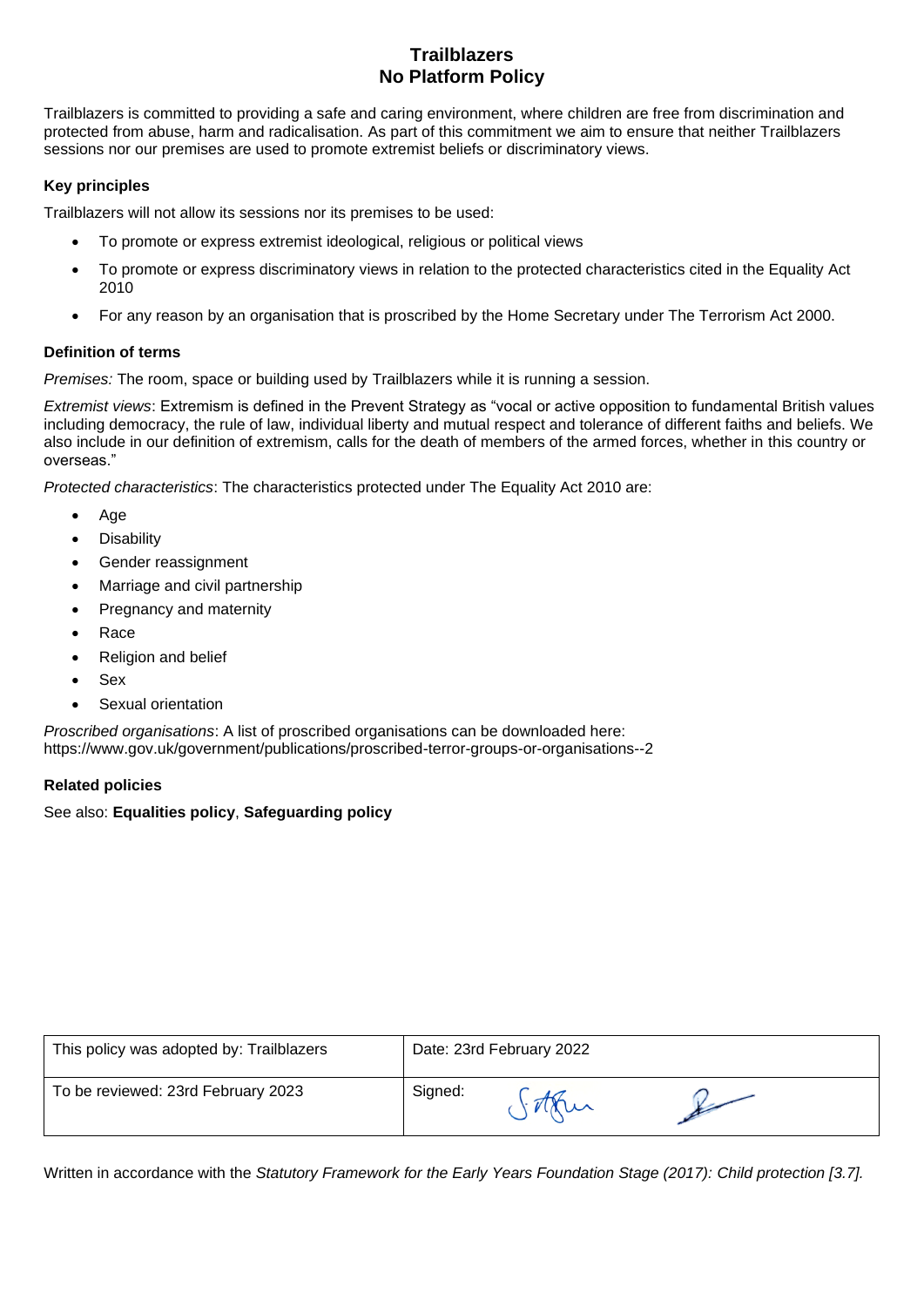# Trailblazers
# No Platform Policy

Trailblazers is committed to providing a safe and caring environment, where children are free from discrimination and protected from abuse, harm and radicalisation. As part of this commitment we aim to ensure that neither Trailblazers sessions nor our premises are used to promote extremist beliefs or discriminatory views.

### Key principles

Trailblazers will not allow its sessions nor its premises to be used:

- To promote or express extremist ideological, religious or political views
- To promote or express discriminatory views in relation to the protected characteristics cited in the Equality Act 2010
- For any reason by an organisation that is proscribed by the Home Secretary under The Terrorism Act 2000.

### Definition of terms

*Premises:* The room, space or building used by Trailblazers while it is running a session.

*Extremist views*: Extremism is defined in the Prevent Strategy as "vocal or active opposition to fundamental British values including democracy, the rule of law, individual liberty and mutual respect and tolerance of different faiths and beliefs. We also include in our definition of extremism, calls for the death of members of the armed forces, whether in this country or overseas."

*Protected characteristics*: The characteristics protected under The Equality Act 2010 are:

- Age
- Disability
- Gender reassignment
- Marriage and civil partnership
- Pregnancy and maternity
- Race
- Religion and belief
- Sex
- Sexual orientation

*Proscribed organisations*: A list of proscribed organisations can be downloaded here: https://www.gov.uk/government/publications/proscribed-terror-groups-or-organisations--2

### Related policies

See also: **Equalities policy**, **Safeguarding policy**

| This policy was adopted by: Trailblazers | Date: 23rd February 2022 |
| --- | --- |
| To be reviewed: 23rd February 2023 | Signed: |

Written in accordance with the *Statutory Framework for the Early Years Foundation Stage (2017): Child protection [3.7].*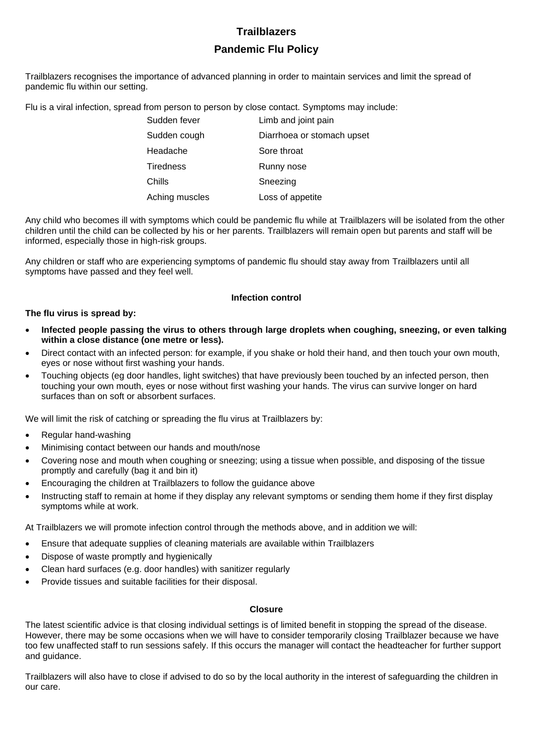# Trailblazers

## Pandemic Flu Policy

Trailblazers recognises the importance of advanced planning in order to maintain services and limit the spread of pandemic flu within our setting.

Flu is a viral infection, spread from person to person by close contact. Symptoms may include:

| | |
|---|---|
| Sudden fever | Limb and joint pain |
| Sudden cough | Diarrhoea or stomach upset |
| Headache | Sore throat |
| Tiredness | Runny nose |
| Chills | Sneezing |
| Aching muscles | Loss of appetite |

Any child who becomes ill with symptoms which could be pandemic flu while at Trailblazers will be isolated from the other children until the child can be collected by his or her parents. Trailblazers will remain open but parents and staff will be informed, especially those in high-risk groups.

Any children or staff who are experiencing symptoms of pandemic flu should stay away from Trailblazers until all symptoms have passed and they feel well.

### Infection control

**The flu virus is spread by:**

- **Infected people passing the virus to others through large droplets when coughing, sneezing, or even talking within a close distance (one metre or less).**
- Direct contact with an infected person: for example, if you shake or hold their hand, and then touch your own mouth, eyes or nose without first washing your hands.
- Touching objects (eg door handles, light switches) that have previously been touched by an infected person, then touching your own mouth, eyes or nose without first washing your hands. The virus can survive longer on hard surfaces than on soft or absorbent surfaces.

We will limit the risk of catching or spreading the flu virus at Trailblazers by:

- Regular hand-washing
- Minimising contact between our hands and mouth/nose
- Covering nose and mouth when coughing or sneezing; using a tissue when possible, and disposing of the tissue promptly and carefully (bag it and bin it)
- Encouraging the children at Trailblazers to follow the guidance above
- Instructing staff to remain at home if they display any relevant symptoms or sending them home if they first display symptoms while at work.

At Trailblazers we will promote infection control through the methods above, and in addition we will:

- Ensure that adequate supplies of cleaning materials are available within Trailblazers
- Dispose of waste promptly and hygienically
- Clean hard surfaces (e.g. door handles) with sanitizer regularly
- Provide tissues and suitable facilities for their disposal.

### Closure

The latest scientific advice is that closing individual settings is of limited benefit in stopping the spread of the disease. However, there may be some occasions when we will have to consider temporarily closing Trailblazer because we have too few unaffected staff to run sessions safely. If this occurs the manager will contact the headteacher for further support and guidance.

Trailblazers will also have to close if advised to do so by the local authority in the interest of safeguarding the children in our care.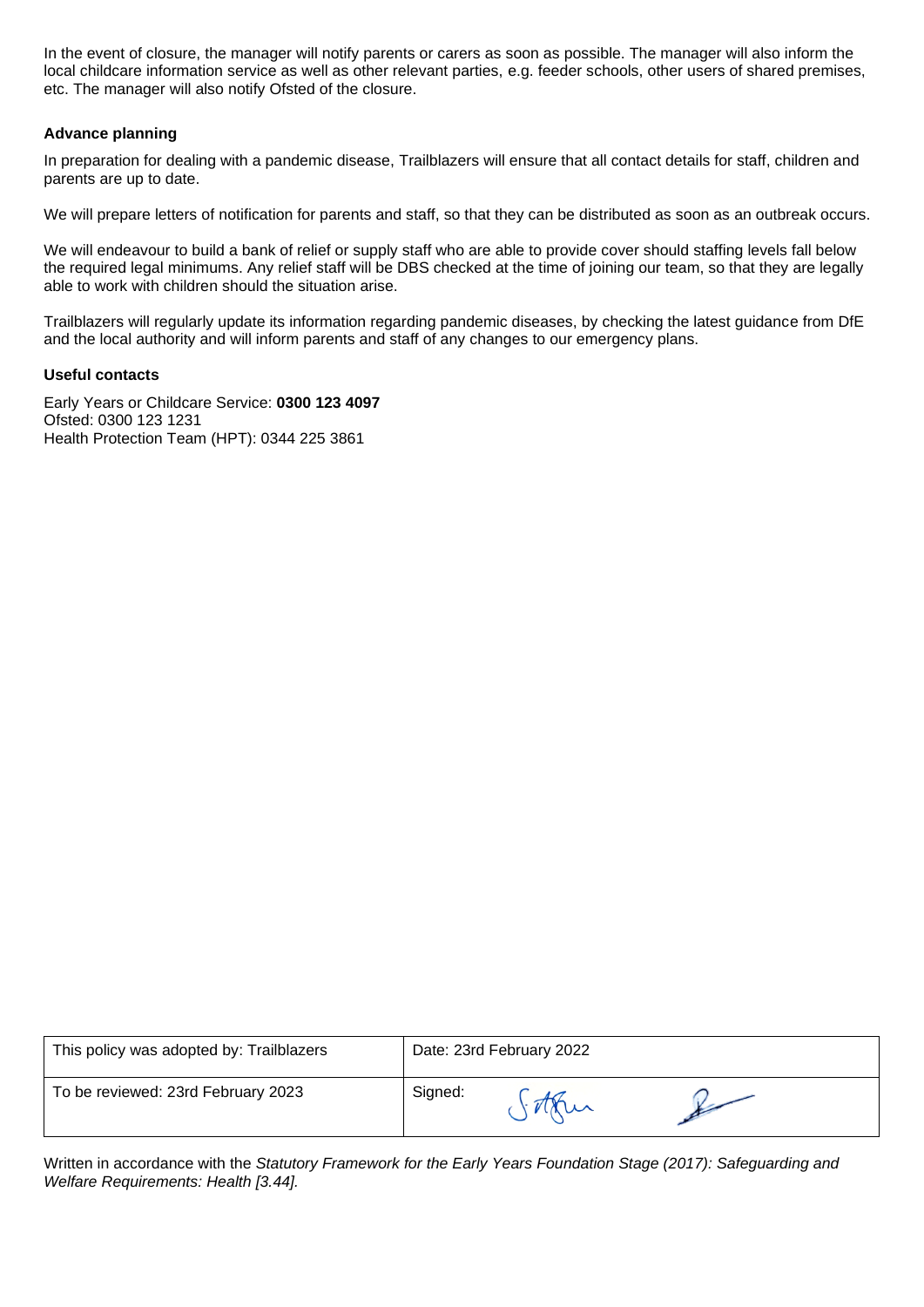In the event of closure, the manager will notify parents or carers as soon as possible. The manager will also inform the local childcare information service as well as other relevant parties, e.g. feeder schools, other users of shared premises, etc. The manager will also notify Ofsted of the closure.

**Advance planning**

In preparation for dealing with a pandemic disease, Trailblazers will ensure that all contact details for staff, children and parents are up to date.

We will prepare letters of notification for parents and staff, so that they can be distributed as soon as an outbreak occurs.

We will endeavour to build a bank of relief or supply staff who are able to provide cover should staffing levels fall below the required legal minimums. Any relief staff will be DBS checked at the time of joining our team, so that they are legally able to work with children should the situation arise.

Trailblazers will regularly update its information regarding pandemic diseases, by checking the latest guidance from DfE and the local authority and will inform parents and staff of any changes to our emergency plans.

**Useful contacts**

Early Years or Childcare Service: **0300 123 4097**
Ofsted: 0300 123 1231
Health Protection Team (HPT): 0344 225 3861

| This policy was adopted by: Trailblazers | Date: 23rd February 2022 |
| --- | --- |
| To be reviewed: 23rd February 2023 | Signed: |

Written in accordance with the *Statutory Framework for the Early Years Foundation Stage (2017): Safeguarding and Welfare Requirements: Health [3.44].*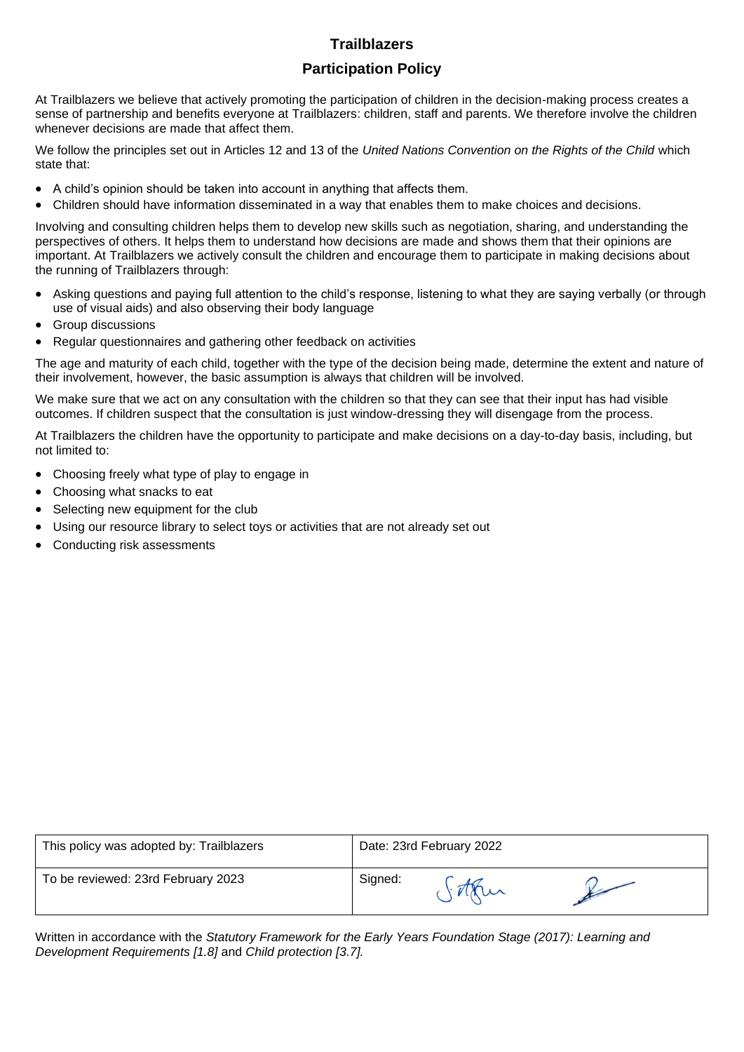# Trailblazers

## Participation Policy

At Trailblazers we believe that actively promoting the participation of children in the decision-making process creates a sense of partnership and benefits everyone at Trailblazers: children, staff and parents. We therefore involve the children whenever decisions are made that affect them.

We follow the principles set out in Articles 12 and 13 of the *United Nations Convention on the Rights of the Child* which state that:

- A child's opinion should be taken into account in anything that affects them.
- Children should have information disseminated in a way that enables them to make choices and decisions.

Involving and consulting children helps them to develop new skills such as negotiation, sharing, and understanding the perspectives of others. It helps them to understand how decisions are made and shows them that their opinions are important. At Trailblazers we actively consult the children and encourage them to participate in making decisions about the running of Trailblazers through:

- Asking questions and paying full attention to the child's response, listening to what they are saying verbally (or through use of visual aids) and also observing their body language
- Group discussions
- Regular questionnaires and gathering other feedback on activities

The age and maturity of each child, together with the type of the decision being made, determine the extent and nature of their involvement, however, the basic assumption is always that children will be involved.

We make sure that we act on any consultation with the children so that they can see that their input has had visible outcomes. If children suspect that the consultation is just window-dressing they will disengage from the process.

At Trailblazers the children have the opportunity to participate and make decisions on a day-to-day basis, including, but not limited to:

- Choosing freely what type of play to engage in
- Choosing what snacks to eat
- Selecting new equipment for the club
- Using our resource library to select toys or activities that are not already set out
- Conducting risk assessments

| This policy was adopted by: Trailblazers | Date: 23rd February 2022 |
|---|---|
| To be reviewed: 23rd February 2023 | Signed: |

Written in accordance with the *Statutory Framework for the Early Years Foundation Stage (2017): Learning and Development Requirements [1.8]* and *Child protection [3.7].*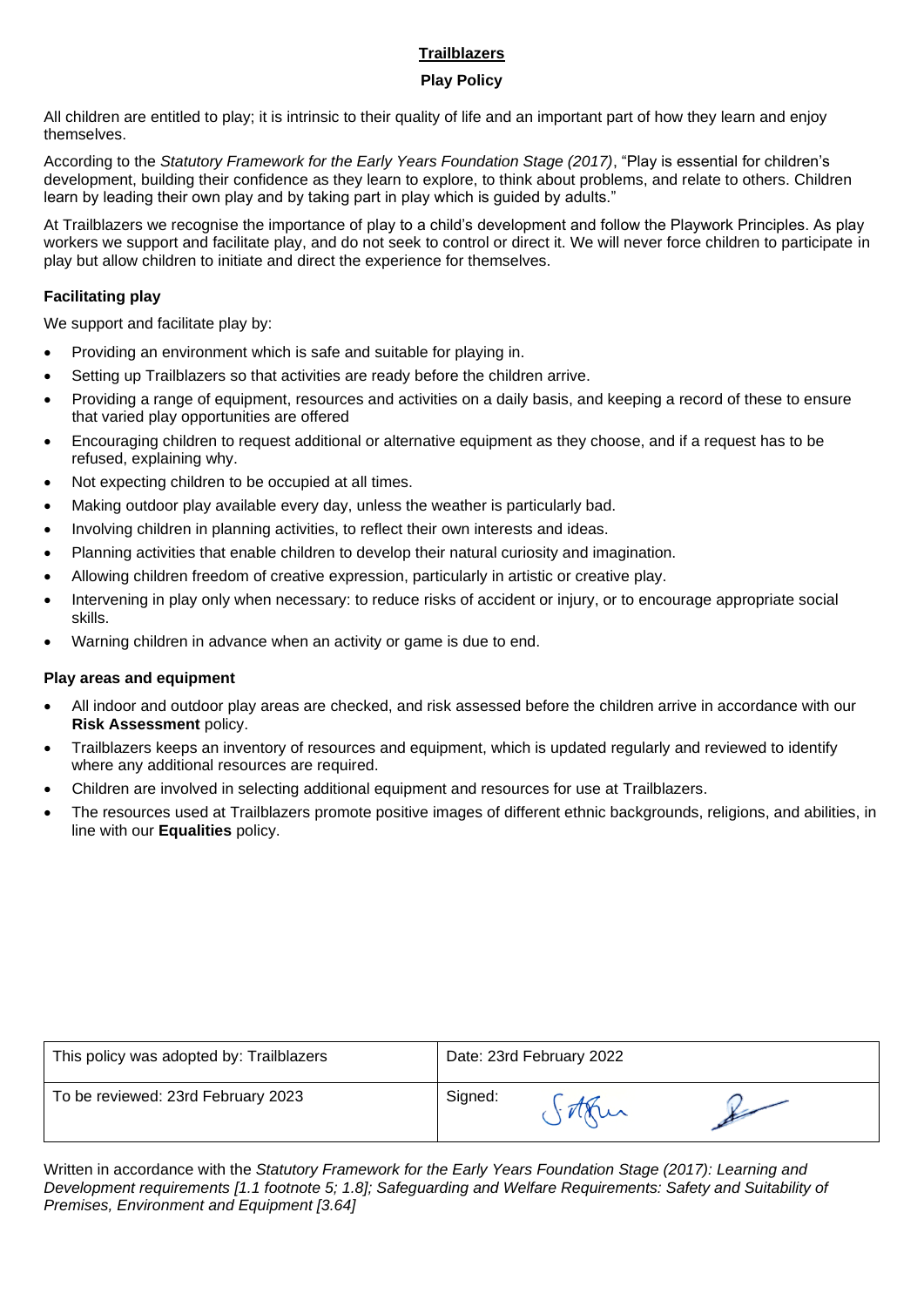# Trailblazers

## Play Policy

All children are entitled to play; it is intrinsic to their quality of life and an important part of how they learn and enjoy themselves.

According to the *Statutory Framework for the Early Years Foundation Stage (2017)*, "Play is essential for children's development, building their confidence as they learn to explore, to think about problems, and relate to others. Children learn by leading their own play and by taking part in play which is guided by adults."

At Trailblazers we recognise the importance of play to a child's development and follow the Playwork Principles. As play workers we support and facilitate play, and do not seek to control or direct it. We will never force children to participate in play but allow children to initiate and direct the experience for themselves.

### Facilitating play

We support and facilitate play by:

- Providing an environment which is safe and suitable for playing in.
- Setting up Trailblazers so that activities are ready before the children arrive.
- Providing a range of equipment, resources and activities on a daily basis, and keeping a record of these to ensure that varied play opportunities are offered
- Encouraging children to request additional or alternative equipment as they choose, and if a request has to be refused, explaining why.
- Not expecting children to be occupied at all times.
- Making outdoor play available every day, unless the weather is particularly bad.
- Involving children in planning activities, to reflect their own interests and ideas.
- Planning activities that enable children to develop their natural curiosity and imagination.
- Allowing children freedom of creative expression, particularly in artistic or creative play.
- Intervening in play only when necessary: to reduce risks of accident or injury, or to encourage appropriate social skills.
- Warning children in advance when an activity or game is due to end.

### Play areas and equipment

- All indoor and outdoor play areas are checked, and risk assessed before the children arrive in accordance with our **Risk Assessment** policy.
- Trailblazers keeps an inventory of resources and equipment, which is updated regularly and reviewed to identify where any additional resources are required.
- Children are involved in selecting additional equipment and resources for use at Trailblazers.
- The resources used at Trailblazers promote positive images of different ethnic backgrounds, religions, and abilities, in line with our **Equalities** policy.

| This policy was adopted by: Trailblazers | Date: 23rd February 2022 |
| --- | --- |
| To be reviewed: 23rd February 2023 | Signed: |

*Written in accordance with the Statutory Framework for the Early Years Foundation Stage (2017): Learning and Development requirements [1.1 footnote 5; 1.8]; Safeguarding and Welfare Requirements: Safety and Suitability of Premises, Environment and Equipment [3.64]*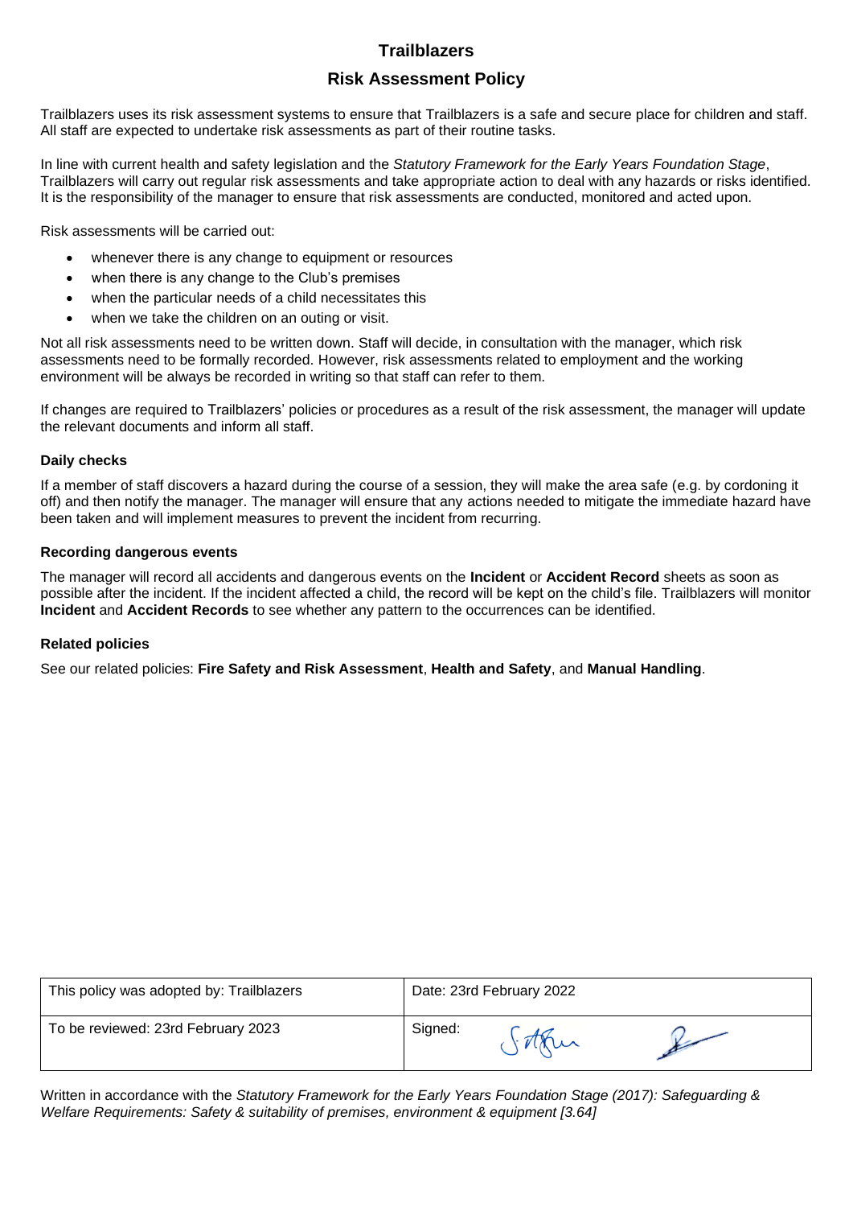# Trailblazers

## Risk Assessment Policy

Trailblazers uses its risk assessment systems to ensure that Trailblazers is a safe and secure place for children and staff. All staff are expected to undertake risk assessments as part of their routine tasks.

In line with current health and safety legislation and the *Statutory Framework for the Early Years Foundation Stage*, Trailblazers will carry out regular risk assessments and take appropriate action to deal with any hazards or risks identified. It is the responsibility of the manager to ensure that risk assessments are conducted, monitored and acted upon.

Risk assessments will be carried out:

- whenever there is any change to equipment or resources
- when there is any change to the Club's premises
- when the particular needs of a child necessitates this
- when we take the children on an outing or visit.

Not all risk assessments need to be written down. Staff will decide, in consultation with the manager, which risk assessments need to be formally recorded. However, risk assessments related to employment and the working environment will be always be recorded in writing so that staff can refer to them.

If changes are required to Trailblazers' policies or procedures as a result of the risk assessment, the manager will update the relevant documents and inform all staff.

### Daily checks

If a member of staff discovers a hazard during the course of a session, they will make the area safe (e.g. by cordoning it off) and then notify the manager. The manager will ensure that any actions needed to mitigate the immediate hazard have been taken and will implement measures to prevent the incident from recurring.

### Recording dangerous events

The manager will record all accidents and dangerous events on the **Incident** or **Accident Record** sheets as soon as possible after the incident. If the incident affected a child, the record will be kept on the child's file. Trailblazers will monitor **Incident** and **Accident Records** to see whether any pattern to the occurrences can be identified.

### Related policies

See our related policies: **Fire Safety and Risk Assessment**, **Health and Safety**, and **Manual Handling**.

| This policy was adopted by: Trailblazers | Date: 23rd February 2022 |
| --- | --- |
| To be reviewed: 23rd February 2023 | Signed: |

Written in accordance with the *Statutory Framework for the Early Years Foundation Stage (2017): Safeguarding & Welfare Requirements: Safety & suitability of premises, environment & equipment [3.64]*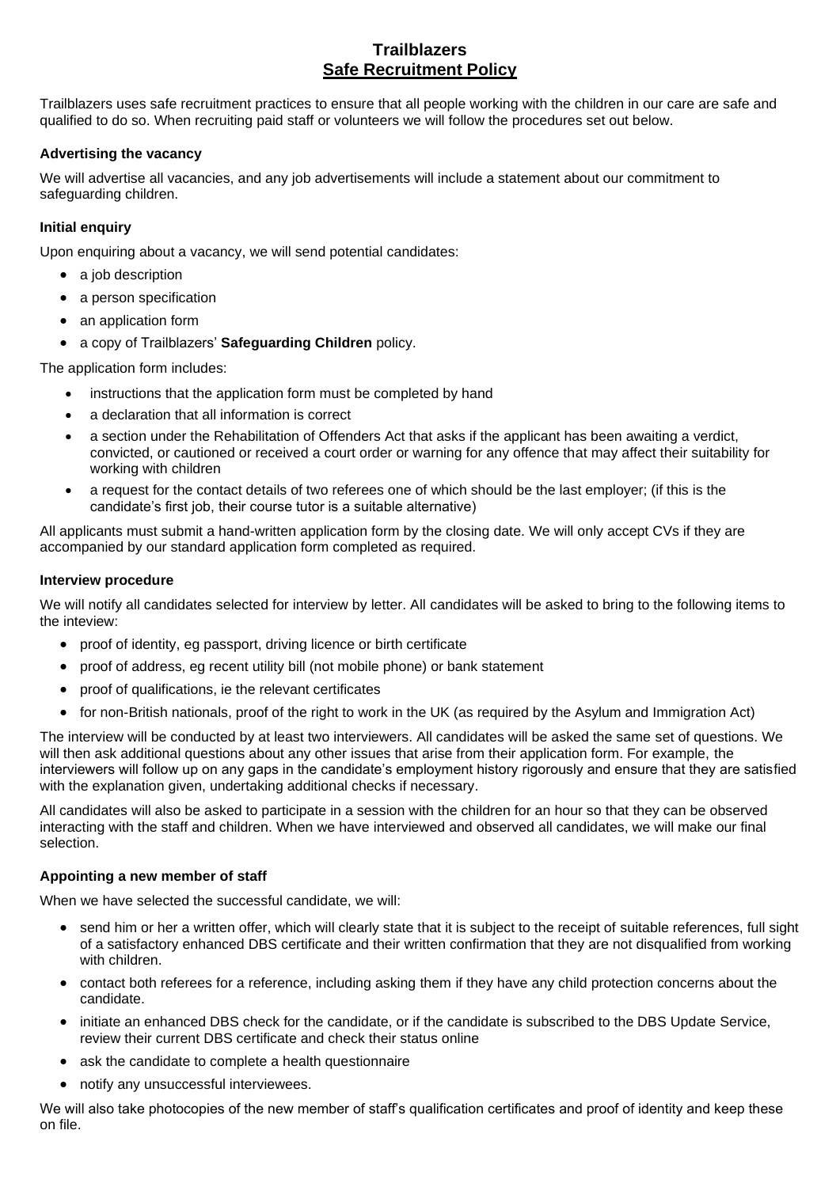# Trailblazers
## Safe Recruitment Policy

Trailblazers uses safe recruitment practices to ensure that all people working with the children in our care are safe and qualified to do so. When recruiting paid staff or volunteers we will follow the procedures set out below.

### Advertising the vacancy

We will advertise all vacancies, and any job advertisements will include a statement about our commitment to safeguarding children.

### Initial enquiry

Upon enquiring about a vacancy, we will send potential candidates:

- a job description
- a person specification
- an application form
- a copy of Trailblazers' **Safeguarding Children** policy.

The application form includes:

- instructions that the application form must be completed by hand
- a declaration that all information is correct
- a section under the Rehabilitation of Offenders Act that asks if the applicant has been awaiting a verdict, convicted, or cautioned or received a court order or warning for any offence that may affect their suitability for working with children
- a request for the contact details of two referees one of which should be the last employer; (if this is the candidate's first job, their course tutor is a suitable alternative)

All applicants must submit a hand-written application form by the closing date. We will only accept CVs if they are accompanied by our standard application form completed as required.

### Interview procedure

We will notify all candidates selected for interview by letter. All candidates will be asked to bring to the following items to the inteview:

- proof of identity, eg passport, driving licence or birth certificate
- proof of address, eg recent utility bill (not mobile phone) or bank statement
- proof of qualifications, ie the relevant certificates
- for non-British nationals, proof of the right to work in the UK (as required by the Asylum and Immigration Act)

The interview will be conducted by at least two interviewers. All candidates will be asked the same set of questions. We will then ask additional questions about any other issues that arise from their application form. For example, the interviewers will follow up on any gaps in the candidate's employment history rigorously and ensure that they are satisfied with the explanation given, undertaking additional checks if necessary.

All candidates will also be asked to participate in a session with the children for an hour so that they can be observed interacting with the staff and children. When we have interviewed and observed all candidates, we will make our final selection.

### Appointing a new member of staff

When we have selected the successful candidate, we will:

- send him or her a written offer, which will clearly state that it is subject to the receipt of suitable references, full sight of a satisfactory enhanced DBS certificate and their written confirmation that they are not disqualified from working with children.
- contact both referees for a reference, including asking them if they have any child protection concerns about the candidate.
- initiate an enhanced DBS check for the candidate, or if the candidate is subscribed to the DBS Update Service, review their current DBS certificate and check their status online
- ask the candidate to complete a health questionnaire
- notify any unsuccessful interviewees.

We will also take photocopies of the new member of staff's qualification certificates and proof of identity and keep these on file.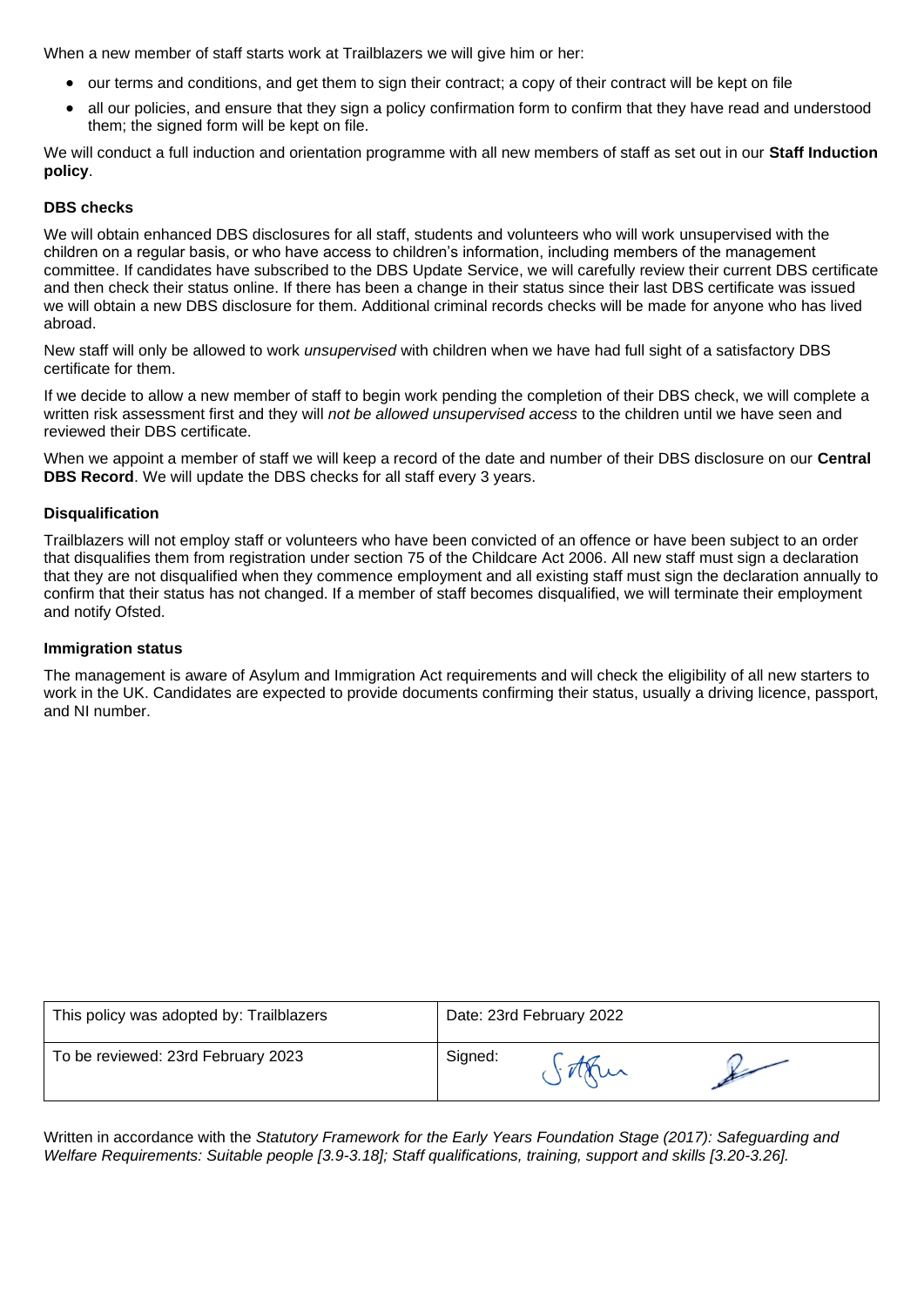When a new member of staff starts work at Trailblazers we will give him or her:

- our terms and conditions, and get them to sign their contract; a copy of their contract will be kept on file
- all our policies, and ensure that they sign a policy confirmation form to confirm that they have read and understood them; the signed form will be kept on file.

We will conduct a full induction and orientation programme with all new members of staff as set out in our **Staff Induction policy**.

**DBS checks**

We will obtain enhanced DBS disclosures for all staff, students and volunteers who will work unsupervised with the children on a regular basis, or who have access to children's information, including members of the management committee. If candidates have subscribed to the DBS Update Service, we will carefully review their current DBS certificate and then check their status online. If there has been a change in their status since their last DBS certificate was issued we will obtain a new DBS disclosure for them. Additional criminal records checks will be made for anyone who has lived abroad.

New staff will only be allowed to work *unsupervised* with children when we have had full sight of a satisfactory DBS certificate for them.

If we decide to allow a new member of staff to begin work pending the completion of their DBS check, we will complete a written risk assessment first and they will *not be allowed unsupervised access* to the children until we have seen and reviewed their DBS certificate.

When we appoint a member of staff we will keep a record of the date and number of their DBS disclosure on our **Central DBS Record**. We will update the DBS checks for all staff every 3 years.

**Disqualification**

Trailblazers will not employ staff or volunteers who have been convicted of an offence or have been subject to an order that disqualifies them from registration under section 75 of the Childcare Act 2006. All new staff must sign a declaration that they are not disqualified when they commence employment and all existing staff must sign the declaration annually to confirm that their status has not changed. If a member of staff becomes disqualified, we will terminate their employment and notify Ofsted.

**Immigration status**

The management is aware of Asylum and Immigration Act requirements and will check the eligibility of all new starters to work in the UK. Candidates are expected to provide documents confirming their status, usually a driving licence, passport, and NI number.

| This policy was adopted by: Trailblazers | Date: 23rd February 2022 |
|---|---|
| To be reviewed: 23rd February 2023 | Signed: |

Written in accordance with the *Statutory Framework for the Early Years Foundation Stage (2017): Safeguarding and Welfare Requirements: Suitable people [3.9-3.18]; Staff qualifications, training, support and skills [3.20-3.26].*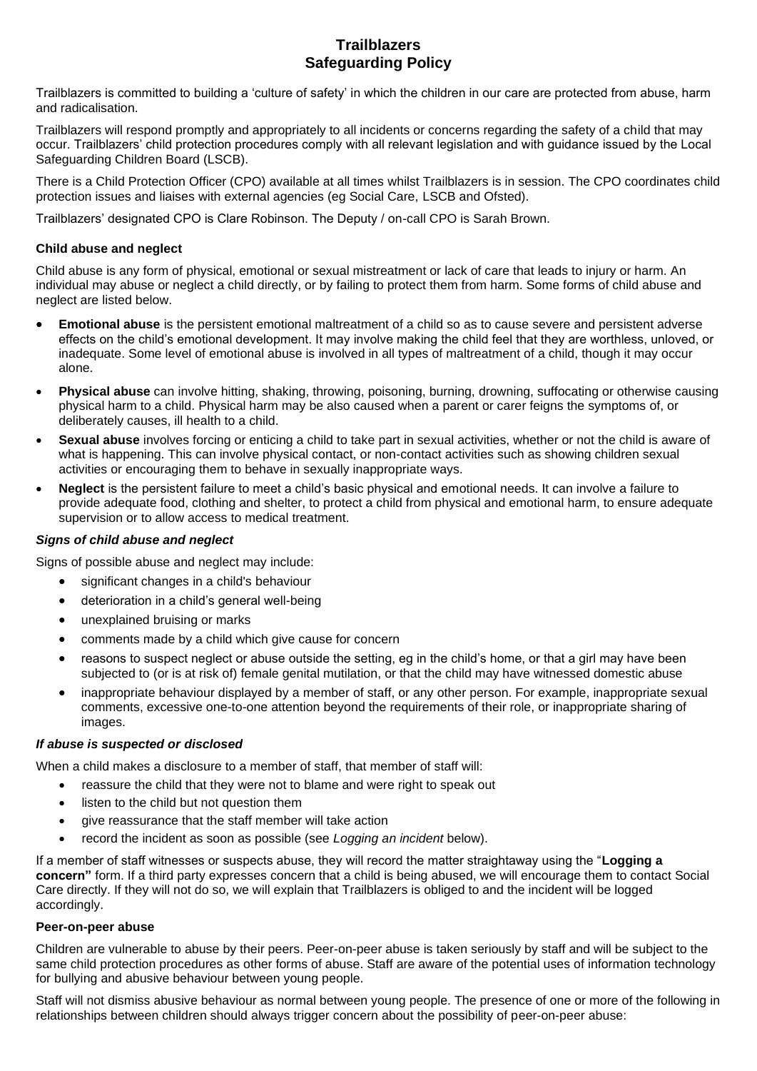# Trailblazers
# Safeguarding Policy

Trailblazers is committed to building a 'culture of safety' in which the children in our care are protected from abuse, harm and radicalisation.

Trailblazers will respond promptly and appropriately to all incidents or concerns regarding the safety of a child that may occur. Trailblazers' child protection procedures comply with all relevant legislation and with guidance issued by the Local Safeguarding Children Board (LSCB).

There is a Child Protection Officer (CPO) available at all times whilst Trailblazers is in session. The CPO coordinates child protection issues and liaises with external agencies (eg Social Care, LSCB and Ofsted).

Trailblazers' designated CPO is Clare Robinson. The Deputy / on-call CPO is Sarah Brown.

### Child abuse and neglect

Child abuse is any form of physical, emotional or sexual mistreatment or lack of care that leads to injury or harm. An individual may abuse or neglect a child directly, or by failing to protect them from harm. Some forms of child abuse and neglect are listed below.

- **Emotional abuse** is the persistent emotional maltreatment of a child so as to cause severe and persistent adverse effects on the child's emotional development. It may involve making the child feel that they are worthless, unloved, or inadequate. Some level of emotional abuse is involved in all types of maltreatment of a child, though it may occur alone.
- **Physical abuse** can involve hitting, shaking, throwing, poisoning, burning, drowning, suffocating or otherwise causing physical harm to a child. Physical harm may be also caused when a parent or carer feigns the symptoms of, or deliberately causes, ill health to a child.
- **Sexual abuse** involves forcing or enticing a child to take part in sexual activities, whether or not the child is aware of what is happening. This can involve physical contact, or non-contact activities such as showing children sexual activities or encouraging them to behave in sexually inappropriate ways.
- **Neglect** is the persistent failure to meet a child's basic physical and emotional needs. It can involve a failure to provide adequate food, clothing and shelter, to protect a child from physical and emotional harm, to ensure adequate supervision or to allow access to medical treatment.

#### *Signs of child abuse and neglect*

Signs of possible abuse and neglect may include:

- significant changes in a child's behaviour
- deterioration in a child's general well-being
- unexplained bruising or marks
- comments made by a child which give cause for concern
- reasons to suspect neglect or abuse outside the setting, eg in the child's home, or that a girl may have been subjected to (or is at risk of) female genital mutilation, or that the child may have witnessed domestic abuse
- inappropriate behaviour displayed by a member of staff, or any other person. For example, inappropriate sexual comments, excessive one-to-one attention beyond the requirements of their role, or inappropriate sharing of images.

#### *If abuse is suspected or disclosed*

When a child makes a disclosure to a member of staff, that member of staff will:

- reassure the child that they were not to blame and were right to speak out
- listen to the child but not question them
- give reassurance that the staff member will take action
- record the incident as soon as possible (see *Logging an incident* below).

If a member of staff witnesses or suspects abuse, they will record the matter straightaway using the "**Logging a concern"** form. If a third party expresses concern that a child is being abused, we will encourage them to contact Social Care directly. If they will not do so, we will explain that Trailblazers is obliged to and the incident will be logged accordingly.

### Peer-on-peer abuse

Children are vulnerable to abuse by their peers. Peer-on-peer abuse is taken seriously by staff and will be subject to the same child protection procedures as other forms of abuse. Staff are aware of the potential uses of information technology for bullying and abusive behaviour between young people.

Staff will not dismiss abusive behaviour as normal between young people. The presence of one or more of the following in relationships between children should always trigger concern about the possibility of peer-on-peer abuse: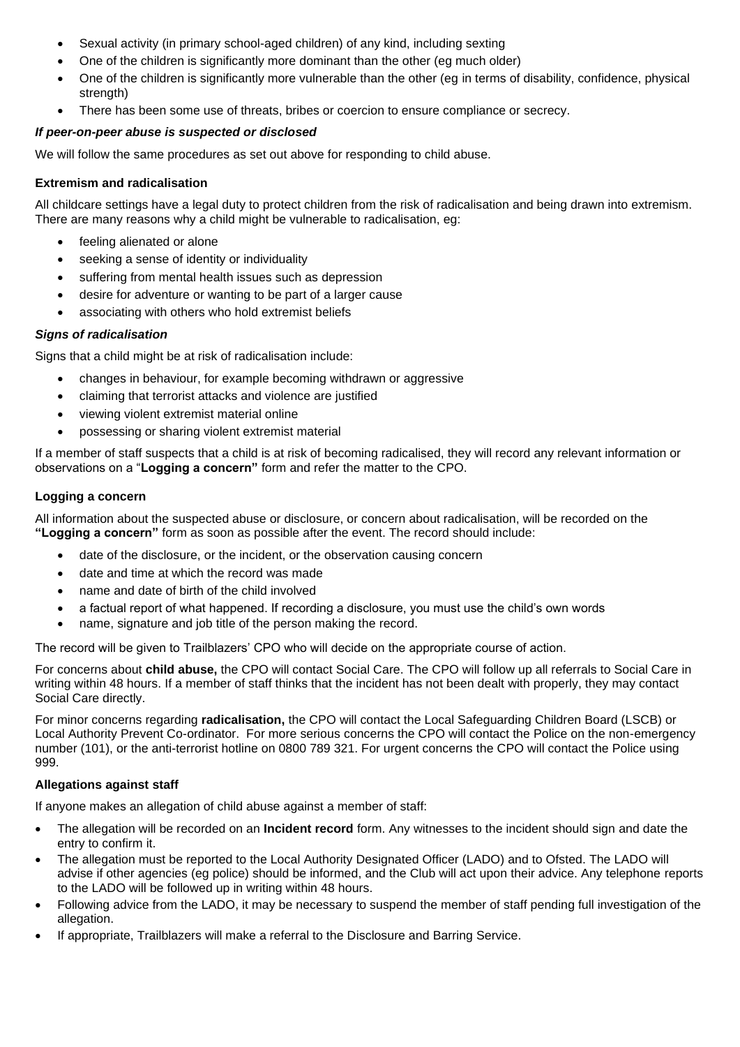- Sexual activity (in primary school-aged children) of any kind, including sexting
- One of the children is significantly more dominant than the other (eg much older)
- One of the children is significantly more vulnerable than the other (eg in terms of disability, confidence, physical strength)
- There has been some use of threats, bribes or coercion to ensure compliance or secrecy.

***If peer-on-peer abuse is suspected or disclosed***

We will follow the same procedures as set out above for responding to child abuse.

**Extremism and radicalisation**

All childcare settings have a legal duty to protect children from the risk of radicalisation and being drawn into extremism. There are many reasons why a child might be vulnerable to radicalisation, eg:

- feeling alienated or alone
- seeking a sense of identity or individuality
- suffering from mental health issues such as depression
- desire for adventure or wanting to be part of a larger cause
- associating with others who hold extremist beliefs

***Signs of radicalisation***

Signs that a child might be at risk of radicalisation include:

- changes in behaviour, for example becoming withdrawn or aggressive
- claiming that terrorist attacks and violence are justified
- viewing violent extremist material online
- possessing or sharing violent extremist material

If a member of staff suspects that a child is at risk of becoming radicalised, they will record any relevant information or observations on a "**Logging a concern"** form and refer the matter to the CPO.

**Logging a concern**

All information about the suspected abuse or disclosure, or concern about radicalisation, will be recorded on the **"Logging a concern"** form as soon as possible after the event. The record should include:

- date of the disclosure, or the incident, or the observation causing concern
- date and time at which the record was made
- name and date of birth of the child involved
- a factual report of what happened. If recording a disclosure, you must use the child's own words
- name, signature and job title of the person making the record.

The record will be given to Trailblazers' CPO who will decide on the appropriate course of action.

For concerns about **child abuse,** the CPO will contact Social Care. The CPO will follow up all referrals to Social Care in writing within 48 hours. If a member of staff thinks that the incident has not been dealt with properly, they may contact Social Care directly.

For minor concerns regarding **radicalisation,** the CPO will contact the Local Safeguarding Children Board (LSCB) or Local Authority Prevent Co-ordinator. For more serious concerns the CPO will contact the Police on the non-emergency number (101), or the anti-terrorist hotline on 0800 789 321. For urgent concerns the CPO will contact the Police using 999.

**Allegations against staff**

If anyone makes an allegation of child abuse against a member of staff:

- The allegation will be recorded on an **Incident record** form. Any witnesses to the incident should sign and date the entry to confirm it.
- The allegation must be reported to the Local Authority Designated Officer (LADO) and to Ofsted. The LADO will advise if other agencies (eg police) should be informed, and the Club will act upon their advice. Any telephone reports to the LADO will be followed up in writing within 48 hours.
- Following advice from the LADO, it may be necessary to suspend the member of staff pending full investigation of the allegation.
- If appropriate, Trailblazers will make a referral to the Disclosure and Barring Service.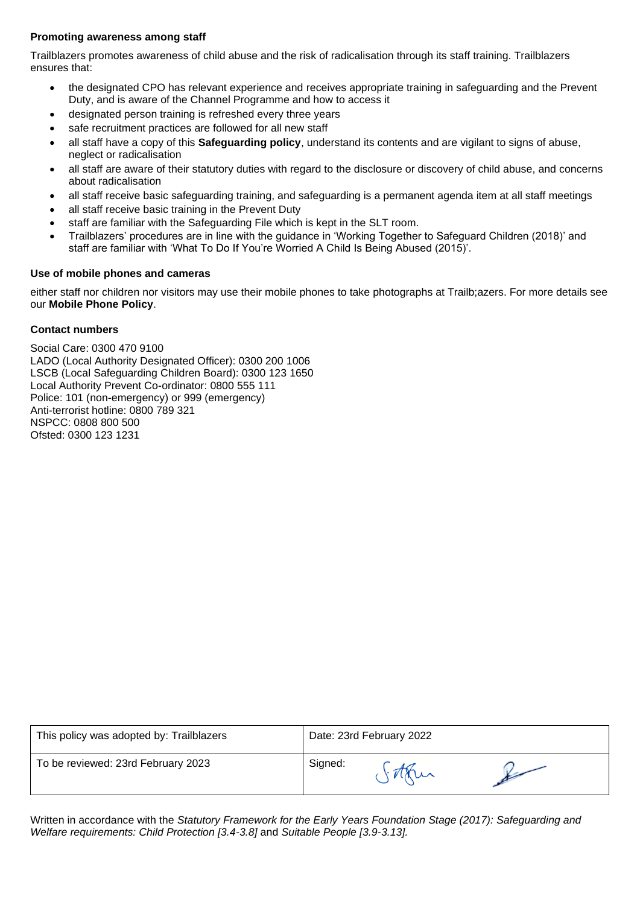**Promoting awareness among staff**

Trailblazers promotes awareness of child abuse and the risk of radicalisation through its staff training. Trailblazers ensures that:

- the designated CPO has relevant experience and receives appropriate training in safeguarding and the Prevent Duty, and is aware of the Channel Programme and how to access it
- designated person training is refreshed every three years
- safe recruitment practices are followed for all new staff
- all staff have a copy of this **Safeguarding policy**, understand its contents and are vigilant to signs of abuse, neglect or radicalisation
- all staff are aware of their statutory duties with regard to the disclosure or discovery of child abuse, and concerns about radicalisation
- all staff receive basic safeguarding training, and safeguarding is a permanent agenda item at all staff meetings
- all staff receive basic training in the Prevent Duty
- staff are familiar with the Safeguarding File which is kept in the SLT room.
- Trailblazers' procedures are in line with the guidance in 'Working Together to Safeguard Children (2018)' and staff are familiar with 'What To Do If You're Worried A Child Is Being Abused (2015)'.

**Use of mobile phones and cameras**

either staff nor children nor visitors may use their mobile phones to take photographs at Trailb;azers. For more details see our **Mobile Phone Policy**.

**Contact numbers**

Social Care: 0300 470 9100
LADO (Local Authority Designated Officer): 0300 200 1006
LSCB (Local Safeguarding Children Board): 0300 123 1650
Local Authority Prevent Co-ordinator: 0800 555 111
Police: 101 (non-emergency) or 999 (emergency)
Anti-terrorist hotline: 0800 789 321
NSPCC: 0808 800 500
Ofsted: 0300 123 1231

| This policy was adopted by: Trailblazers | Date: 23rd February 2022 |
|---|---|
| To be reviewed: 23rd February 2023 | Signed: |

Written in accordance with the *Statutory Framework for the Early Years Foundation Stage (2017): Safeguarding and Welfare requirements: Child Protection [3.4-3.8]* and *Suitable People [3.9-3.13].*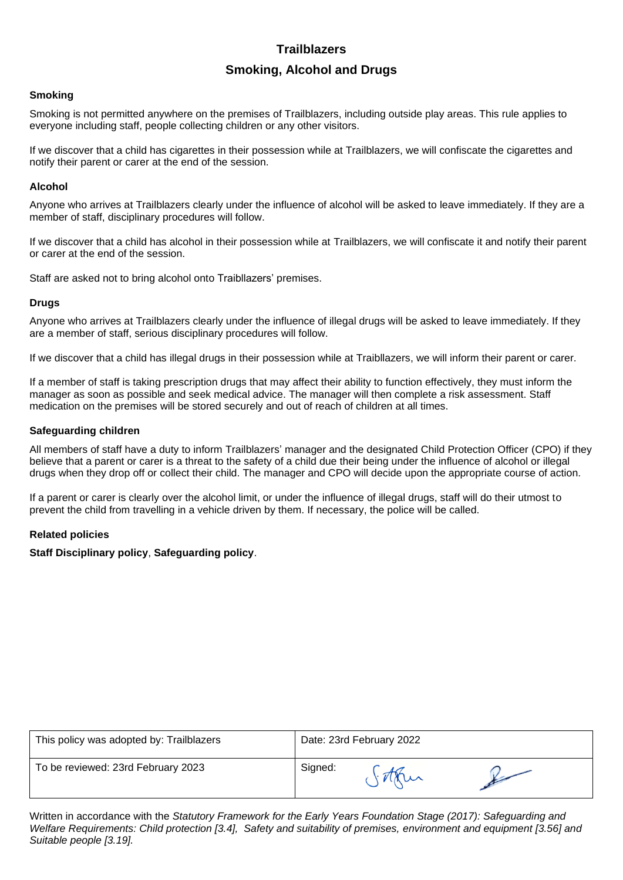# Trailblazers

## Smoking, Alcohol and Drugs

### Smoking

Smoking is not permitted anywhere on the premises of Trailblazers, including outside play areas. This rule applies to everyone including staff, people collecting children or any other visitors.

If we discover that a child has cigarettes in their possession while at Trailblazers, we will confiscate the cigarettes and notify their parent or carer at the end of the session.

### Alcohol

Anyone who arrives at Trailblazers clearly under the influence of alcohol will be asked to leave immediately. If they are a member of staff, disciplinary procedures will follow.

If we discover that a child has alcohol in their possession while at Trailblazers, we will confiscate it and notify their parent or carer at the end of the session.

Staff are asked not to bring alcohol onto Traibllazers' premises.

### Drugs

Anyone who arrives at Trailblazers clearly under the influence of illegal drugs will be asked to leave immediately. If they are a member of staff, serious disciplinary procedures will follow.

If we discover that a child has illegal drugs in their possession while at Traibllazers, we will inform their parent or carer.

If a member of staff is taking prescription drugs that may affect their ability to function effectively, they must inform the manager as soon as possible and seek medical advice. The manager will then complete a risk assessment. Staff medication on the premises will be stored securely and out of reach of children at all times.

### Safeguarding children

All members of staff have a duty to inform Trailblazers' manager and the designated Child Protection Officer (CPO) if they believe that a parent or carer is a threat to the safety of a child due their being under the influence of alcohol or illegal drugs when they drop off or collect their child. The manager and CPO will decide upon the appropriate course of action.

If a parent or carer is clearly over the alcohol limit, or under the influence of illegal drugs, staff will do their utmost to prevent the child from travelling in a vehicle driven by them. If necessary, the police will be called.

### Related policies

**Staff Disciplinary policy**, **Safeguarding policy**.

| This policy was adopted by: Trailblazers | Date: 23rd February 2022 |
| --- | --- |
| To be reviewed: 23rd February 2023 | Signed: |

Written in accordance with the *Statutory Framework for the Early Years Foundation Stage (2017): Safeguarding and Welfare Requirements: Child protection [3.4], Safety and suitability of premises, environment and equipment [3.56] and Suitable people [3.19].*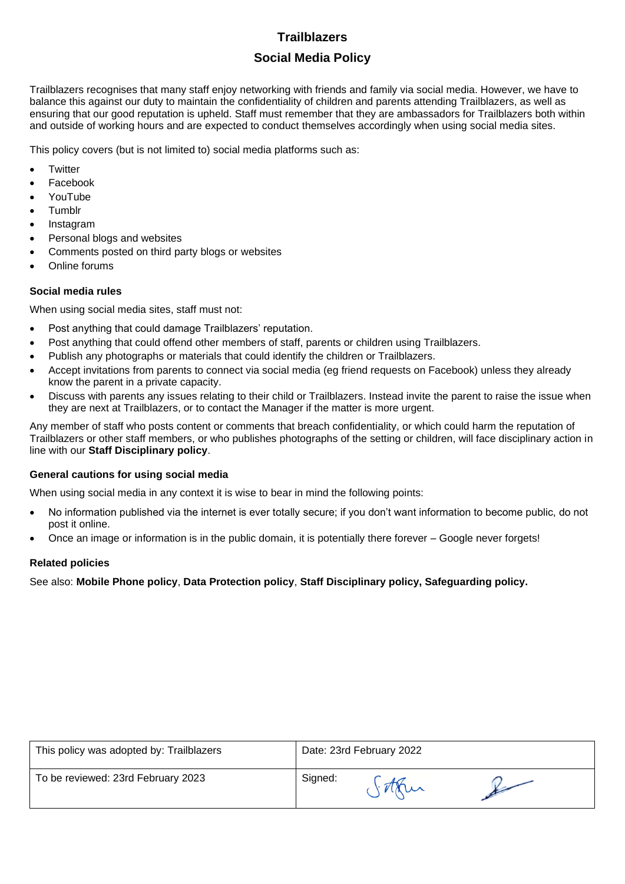# Trailblazers

## Social Media Policy

Trailblazers recognises that many staff enjoy networking with friends and family via social media. However, we have to balance this against our duty to maintain the confidentiality of children and parents attending Trailblazers, as well as ensuring that our good reputation is upheld. Staff must remember that they are ambassadors for Trailblazers both within and outside of working hours and are expected to conduct themselves accordingly when using social media sites.

This policy covers (but is not limited to) social media platforms such as:

- Twitter
- Facebook
- YouTube
- Tumblr
- Instagram
- Personal blogs and websites
- Comments posted on third party blogs or websites
- Online forums

### Social media rules

When using social media sites, staff must not:

- Post anything that could damage Trailblazers' reputation.
- Post anything that could offend other members of staff, parents or children using Trailblazers.
- Publish any photographs or materials that could identify the children or Trailblazers.
- Accept invitations from parents to connect via social media (eg friend requests on Facebook) unless they already know the parent in a private capacity.
- Discuss with parents any issues relating to their child or Trailblazers. Instead invite the parent to raise the issue when they are next at Trailblazers, or to contact the Manager if the matter is more urgent.

Any member of staff who posts content or comments that breach confidentiality, or which could harm the reputation of Trailblazers or other staff members, or who publishes photographs of the setting or children, will face disciplinary action in line with our **Staff Disciplinary policy**.

### General cautions for using social media

When using social media in any context it is wise to bear in mind the following points:

- No information published via the internet is ever totally secure; if you don't want information to become public, do not post it online.
- Once an image or information is in the public domain, it is potentially there forever – Google never forgets!

### Related policies

See also: **Mobile Phone policy**, **Data Protection policy**, **Staff Disciplinary policy, Safeguarding policy.**

| This policy was adopted by: Trailblazers | Date: 23rd February 2022 |
|---|---|
| To be reviewed: 23rd February 2023 | Signed: |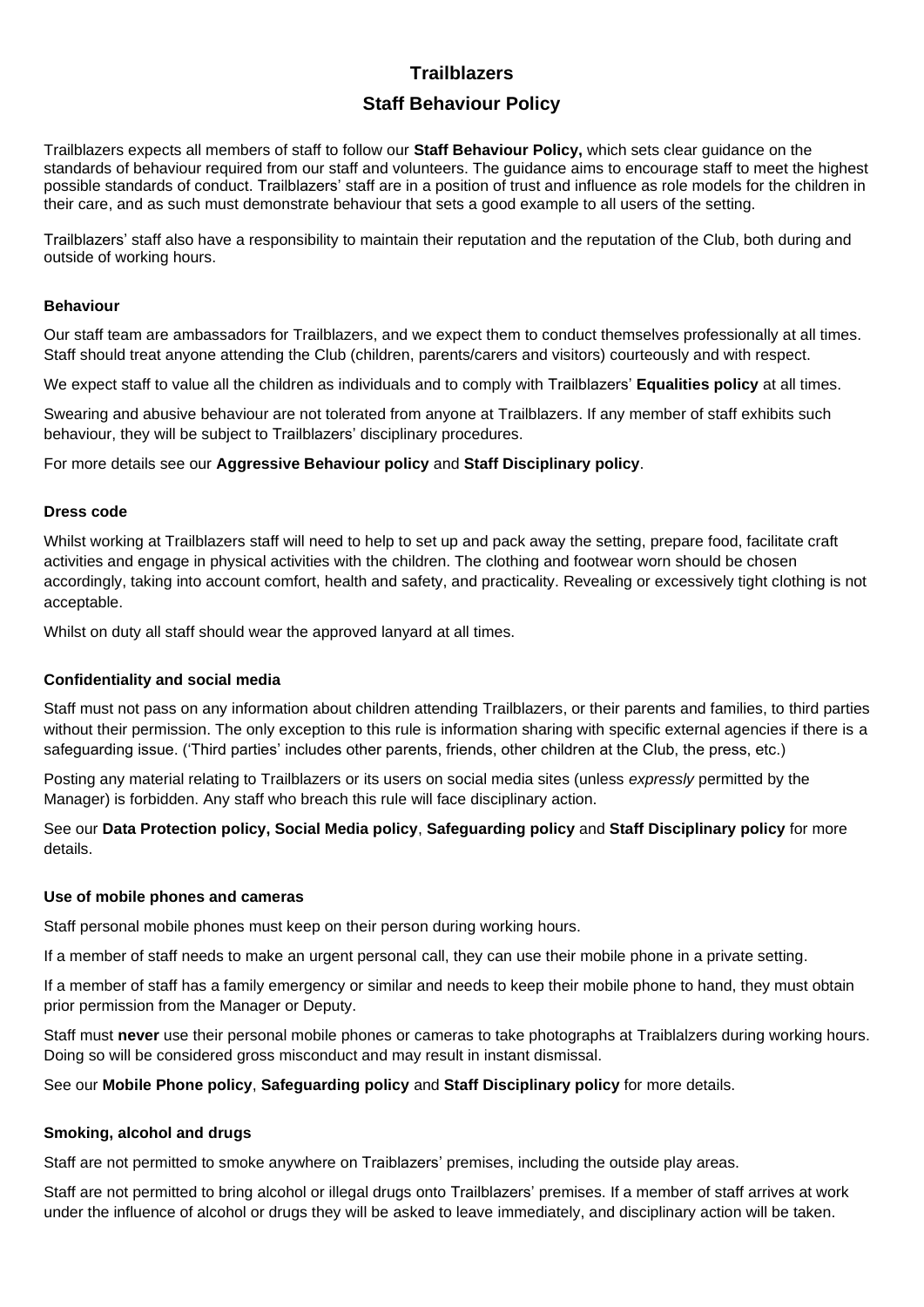# Trailblazers

## Staff Behaviour Policy

Trailblazers expects all members of staff to follow our **Staff Behaviour Policy,** which sets clear guidance on the standards of behaviour required from our staff and volunteers. The guidance aims to encourage staff to meet the highest possible standards of conduct. Trailblazers' staff are in a position of trust and influence as role models for the children in their care, and as such must demonstrate behaviour that sets a good example to all users of the setting.

Trailblazers' staff also have a responsibility to maintain their reputation and the reputation of the Club, both during and outside of working hours.

### Behaviour

Our staff team are ambassadors for Trailblazers, and we expect them to conduct themselves professionally at all times. Staff should treat anyone attending the Club (children, parents/carers and visitors) courteously and with respect.

We expect staff to value all the children as individuals and to comply with Trailblazers' **Equalities policy** at all times.

Swearing and abusive behaviour are not tolerated from anyone at Trailblazers. If any member of staff exhibits such behaviour, they will be subject to Trailblazers' disciplinary procedures.

For more details see our **Aggressive Behaviour policy** and **Staff Disciplinary policy**.

### Dress code

Whilst working at Trailblazers staff will need to help to set up and pack away the setting, prepare food, facilitate craft activities and engage in physical activities with the children. The clothing and footwear worn should be chosen accordingly, taking into account comfort, health and safety, and practicality. Revealing or excessively tight clothing is not acceptable.

Whilst on duty all staff should wear the approved lanyard at all times.

### Confidentiality and social media

Staff must not pass on any information about children attending Trailblazers, or their parents and families, to third parties without their permission. The only exception to this rule is information sharing with specific external agencies if there is a safeguarding issue. ('Third parties' includes other parents, friends, other children at the Club, the press, etc.)

Posting any material relating to Trailblazers or its users on social media sites (unless *expressly* permitted by the Manager) is forbidden. Any staff who breach this rule will face disciplinary action.

See our **Data Protection policy, Social Media policy**, **Safeguarding policy** and **Staff Disciplinary policy** for more details.

### Use of mobile phones and cameras

Staff personal mobile phones must keep on their person during working hours.

If a member of staff needs to make an urgent personal call, they can use their mobile phone in a private setting.

If a member of staff has a family emergency or similar and needs to keep their mobile phone to hand, they must obtain prior permission from the Manager or Deputy.

Staff must **never** use their personal mobile phones or cameras to take photographs at Traiblalzers during working hours. Doing so will be considered gross misconduct and may result in instant dismissal.

See our **Mobile Phone policy**, **Safeguarding policy** and **Staff Disciplinary policy** for more details.

### Smoking, alcohol and drugs

Staff are not permitted to smoke anywhere on Traiblazers' premises, including the outside play areas.

Staff are not permitted to bring alcohol or illegal drugs onto Trailblazers' premises. If a member of staff arrives at work under the influence of alcohol or drugs they will be asked to leave immediately, and disciplinary action will be taken.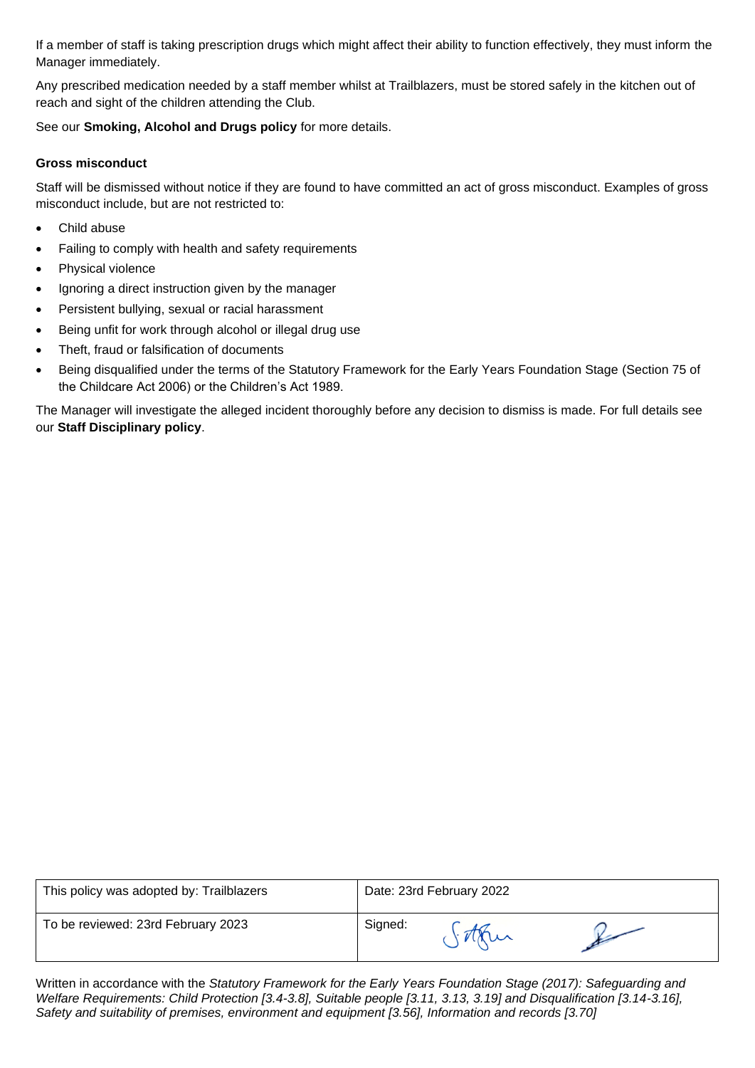If a member of staff is taking prescription drugs which might affect their ability to function effectively, they must inform the Manager immediately.

Any prescribed medication needed by a staff member whilst at Trailblazers, must be stored safely in the kitchen out of reach and sight of the children attending the Club.

See our **Smoking, Alcohol and Drugs policy** for more details.

### Gross misconduct

Staff will be dismissed without notice if they are found to have committed an act of gross misconduct. Examples of gross misconduct include, but are not restricted to:

- Child abuse
- Failing to comply with health and safety requirements
- Physical violence
- Ignoring a direct instruction given by the manager
- Persistent bullying, sexual or racial harassment
- Being unfit for work through alcohol or illegal drug use
- Theft, fraud or falsification of documents
- Being disqualified under the terms of the Statutory Framework for the Early Years Foundation Stage (Section 75 of the Childcare Act 2006) or the Children's Act 1989.

The Manager will investigate the alleged incident thoroughly before any decision to dismiss is made. For full details see our **Staff Disciplinary policy**.

| This policy was adopted by: Trailblazers | Date: 23rd February 2022 |
|---|---|
| To be reviewed: 23rd February 2023 | Signed: |

Written in accordance with the *Statutory Framework for the Early Years Foundation Stage (2017): Safeguarding and Welfare Requirements: Child Protection [3.4-3.8], Suitable people [3.11, 3.13, 3.19] and Disqualification [3.14-3.16], Safety and suitability of premises, environment and equipment [3.56], Information and records [3.70]*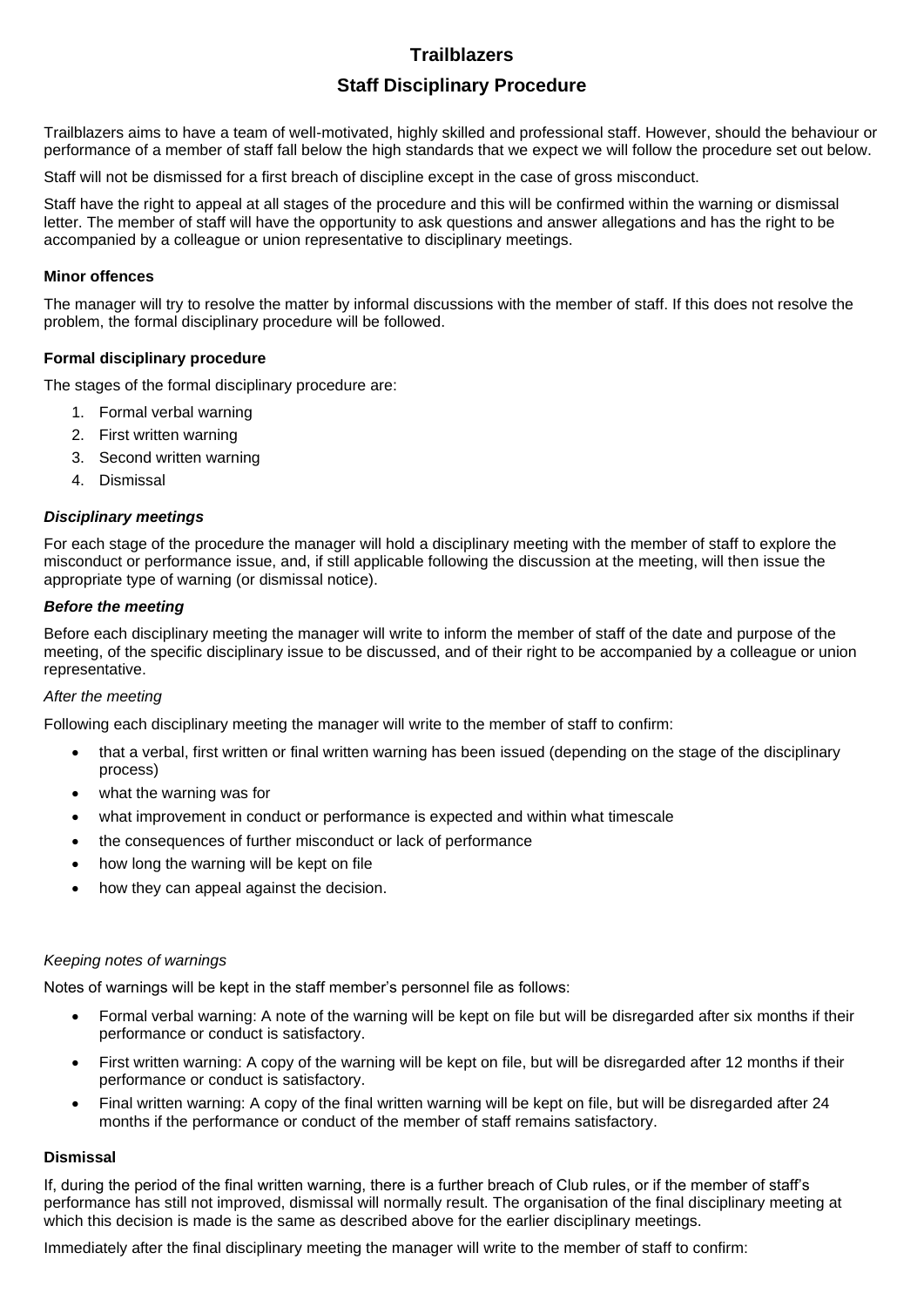# Trailblazers

## Staff Disciplinary Procedure

Trailblazers aims to have a team of well-motivated, highly skilled and professional staff. However, should the behaviour or performance of a member of staff fall below the high standards that we expect we will follow the procedure set out below.

Staff will not be dismissed for a first breach of discipline except in the case of gross misconduct.

Staff have the right to appeal at all stages of the procedure and this will be confirmed within the warning or dismissal letter. The member of staff will have the opportunity to ask questions and answer allegations and has the right to be accompanied by a colleague or union representative to disciplinary meetings.

### Minor offences

The manager will try to resolve the matter by informal discussions with the member of staff. If this does not resolve the problem, the formal disciplinary procedure will be followed.

### Formal disciplinary procedure

The stages of the formal disciplinary procedure are:

1. Formal verbal warning
2. First written warning
3. Second written warning
4. Dismissal

#### *Disciplinary meetings*

For each stage of the procedure the manager will hold a disciplinary meeting with the member of staff to explore the misconduct or performance issue, and, if still applicable following the discussion at the meeting, will then issue the appropriate type of warning (or dismissal notice).

#### *Before the meeting*

Before each disciplinary meeting the manager will write to inform the member of staff of the date and purpose of the meeting, of the specific disciplinary issue to be discussed, and of their right to be accompanied by a colleague or union representative.

*After the meeting*

Following each disciplinary meeting the manager will write to the member of staff to confirm:

- that a verbal, first written or final written warning has been issued (depending on the stage of the disciplinary process)
- what the warning was for
- what improvement in conduct or performance is expected and within what timescale
- the consequences of further misconduct or lack of performance
- how long the warning will be kept on file
- how they can appeal against the decision.

*Keeping notes of warnings*

Notes of warnings will be kept in the staff member's personnel file as follows:

- Formal verbal warning: A note of the warning will be kept on file but will be disregarded after six months if their performance or conduct is satisfactory.
- First written warning: A copy of the warning will be kept on file, but will be disregarded after 12 months if their performance or conduct is satisfactory.
- Final written warning: A copy of the final written warning will be kept on file, but will be disregarded after 24 months if the performance or conduct of the member of staff remains satisfactory.

### Dismissal

If, during the period of the final written warning, there is a further breach of Club rules, or if the member of staff's performance has still not improved, dismissal will normally result. The organisation of the final disciplinary meeting at which this decision is made is the same as described above for the earlier disciplinary meetings.

Immediately after the final disciplinary meeting the manager will write to the member of staff to confirm: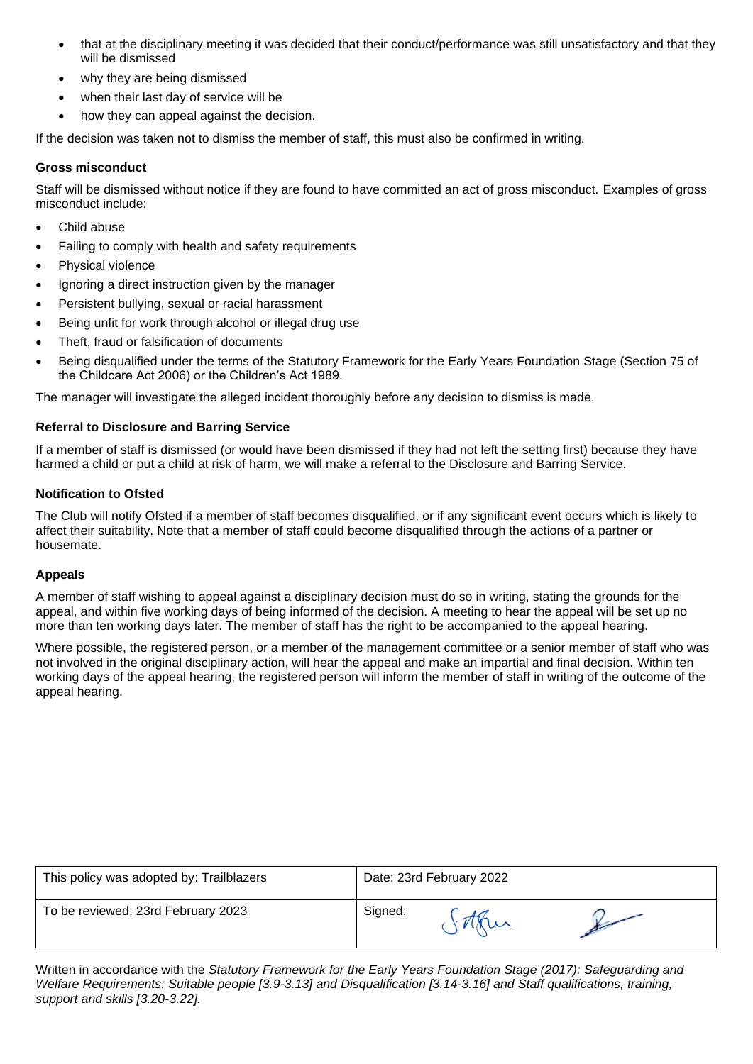- that at the disciplinary meeting it was decided that their conduct/performance was still unsatisfactory and that they will be dismissed
- why they are being dismissed
- when their last day of service will be
- how they can appeal against the decision.

If the decision was taken not to dismiss the member of staff, this must also be confirmed in writing.

**Gross misconduct**

Staff will be dismissed without notice if they are found to have committed an act of gross misconduct. Examples of gross misconduct include:

- Child abuse
- Failing to comply with health and safety requirements
- Physical violence
- Ignoring a direct instruction given by the manager
- Persistent bullying, sexual or racial harassment
- Being unfit for work through alcohol or illegal drug use
- Theft, fraud or falsification of documents
- Being disqualified under the terms of the Statutory Framework for the Early Years Foundation Stage (Section 75 of the Childcare Act 2006) or the Children's Act 1989.

The manager will investigate the alleged incident thoroughly before any decision to dismiss is made.

**Referral to Disclosure and Barring Service**

If a member of staff is dismissed (or would have been dismissed if they had not left the setting first) because they have harmed a child or put a child at risk of harm, we will make a referral to the Disclosure and Barring Service.

**Notification to Ofsted**

The Club will notify Ofsted if a member of staff becomes disqualified, or if any significant event occurs which is likely to affect their suitability. Note that a member of staff could become disqualified through the actions of a partner or housemate.

**Appeals**

A member of staff wishing to appeal against a disciplinary decision must do so in writing, stating the grounds for the appeal, and within five working days of being informed of the decision. A meeting to hear the appeal will be set up no more than ten working days later. The member of staff has the right to be accompanied to the appeal hearing.

Where possible, the registered person, or a member of the management committee or a senior member of staff who was not involved in the original disciplinary action, will hear the appeal and make an impartial and final decision. Within ten working days of the appeal hearing, the registered person will inform the member of staff in writing of the outcome of the appeal hearing.

| This policy was adopted by: Trailblazers | Date: 23rd February 2022 |
| --- | --- |
| To be reviewed: 23rd February 2023 | Signed: |

Written in accordance with the *Statutory Framework for the Early Years Foundation Stage (2017): Safeguarding and Welfare Requirements: Suitable people [3.9-3.13] and Disqualification [3.14-3.16] and Staff qualifications, training, support and skills [3.20-3.22].*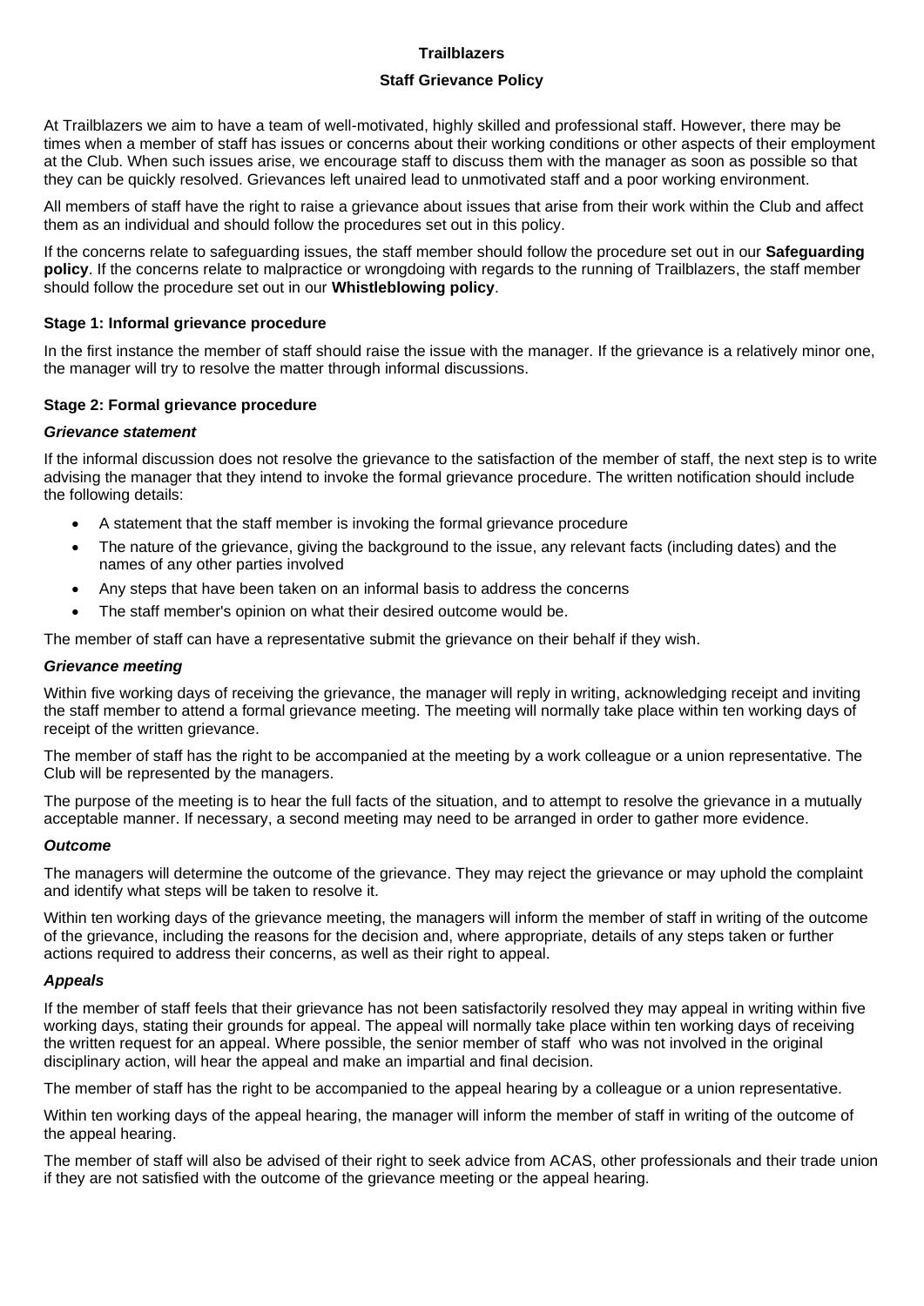# Trailblazers

## Staff Grievance Policy

At Trailblazers we aim to have a team of well-motivated, highly skilled and professional staff. However, there may be times when a member of staff has issues or concerns about their working conditions or other aspects of their employment at the Club. When such issues arise, we encourage staff to discuss them with the manager as soon as possible so that they can be quickly resolved. Grievances left unaired lead to unmotivated staff and a poor working environment.

All members of staff have the right to raise a grievance about issues that arise from their work within the Club and affect them as an individual and should follow the procedures set out in this policy.

If the concerns relate to safeguarding issues, the staff member should follow the procedure set out in our **Safeguarding policy**. If the concerns relate to malpractice or wrongdoing with regards to the running of Trailblazers, the staff member should follow the procedure set out in our **Whistleblowing policy**.

### Stage 1: Informal grievance procedure

In the first instance the member of staff should raise the issue with the manager. If the grievance is a relatively minor one, the manager will try to resolve the matter through informal discussions.

### Stage 2: Formal grievance procedure

#### *Grievance statement*

If the informal discussion does not resolve the grievance to the satisfaction of the member of staff, the next step is to write advising the manager that they intend to invoke the formal grievance procedure. The written notification should include the following details:

- A statement that the staff member is invoking the formal grievance procedure
- The nature of the grievance, giving the background to the issue, any relevant facts (including dates) and the names of any other parties involved
- Any steps that have been taken on an informal basis to address the concerns
- The staff member's opinion on what their desired outcome would be.

The member of staff can have a representative submit the grievance on their behalf if they wish.

#### *Grievance meeting*

Within five working days of receiving the grievance, the manager will reply in writing, acknowledging receipt and inviting the staff member to attend a formal grievance meeting. The meeting will normally take place within ten working days of receipt of the written grievance.

The member of staff has the right to be accompanied at the meeting by a work colleague or a union representative. The Club will be represented by the managers.

The purpose of the meeting is to hear the full facts of the situation, and to attempt to resolve the grievance in a mutually acceptable manner. If necessary, a second meeting may need to be arranged in order to gather more evidence.

#### *Outcome*

The managers will determine the outcome of the grievance. They may reject the grievance or may uphold the complaint and identify what steps will be taken to resolve it.

Within ten working days of the grievance meeting, the managers will inform the member of staff in writing of the outcome of the grievance, including the reasons for the decision and, where appropriate, details of any steps taken or further actions required to address their concerns, as well as their right to appeal.

#### *Appeals*

If the member of staff feels that their grievance has not been satisfactorily resolved they may appeal in writing within five working days, stating their grounds for appeal. The appeal will normally take place within ten working days of receiving the written request for an appeal. Where possible, the senior member of staff who was not involved in the original disciplinary action, will hear the appeal and make an impartial and final decision.

The member of staff has the right to be accompanied to the appeal hearing by a colleague or a union representative.

Within ten working days of the appeal hearing, the manager will inform the member of staff in writing of the outcome of the appeal hearing.

The member of staff will also be advised of their right to seek advice from ACAS, other professionals and their trade union if they are not satisfied with the outcome of the grievance meeting or the appeal hearing.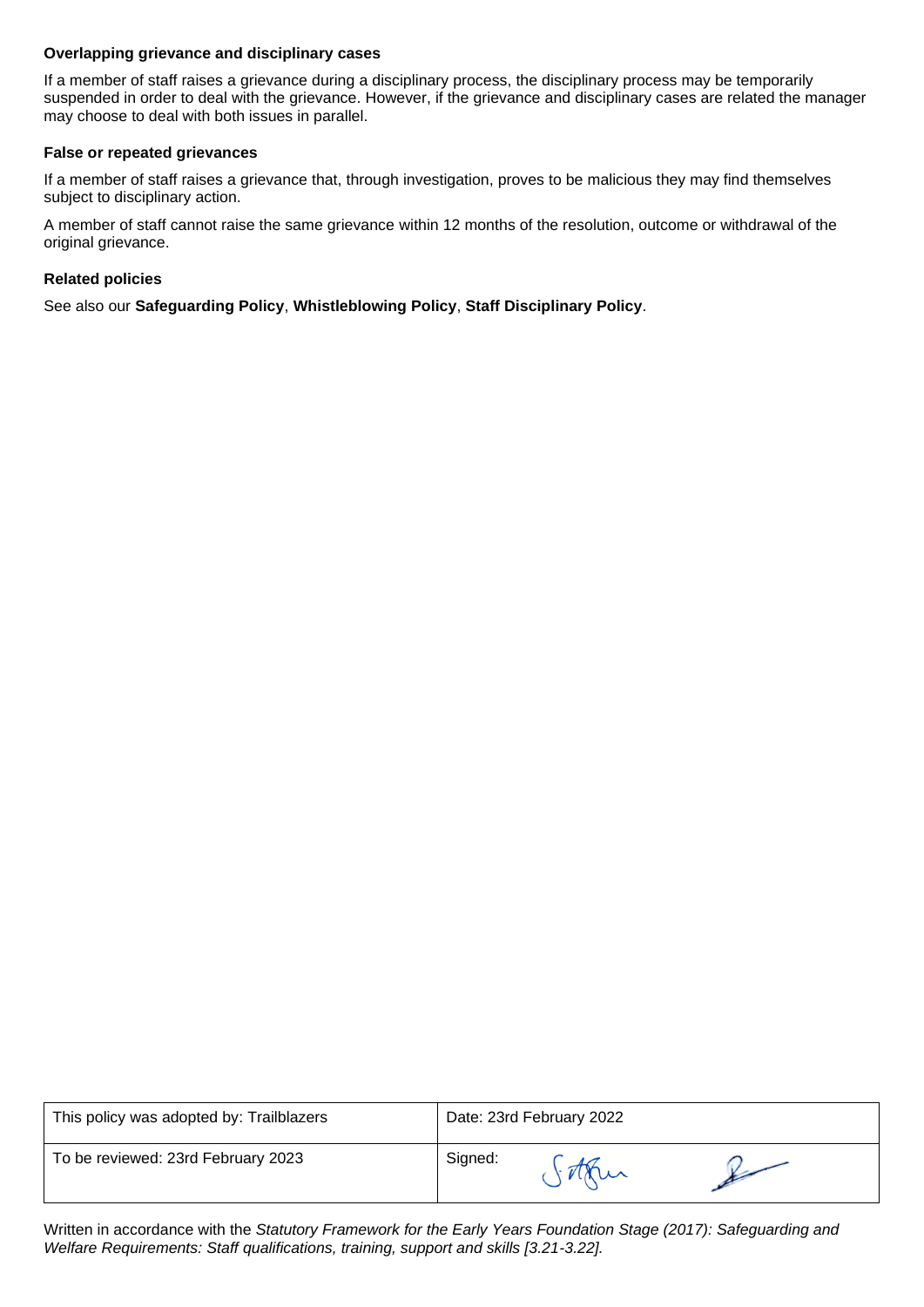**Overlapping grievance and disciplinary cases**

If a member of staff raises a grievance during a disciplinary process, the disciplinary process may be temporarily suspended in order to deal with the grievance. However, if the grievance and disciplinary cases are related the manager may choose to deal with both issues in parallel.

**False or repeated grievances**

If a member of staff raises a grievance that, through investigation, proves to be malicious they may find themselves subject to disciplinary action.

A member of staff cannot raise the same grievance within 12 months of the resolution, outcome or withdrawal of the original grievance.

**Related policies**

See also our **Safeguarding Policy**, **Whistleblowing Policy**, **Staff Disciplinary Policy**.

| This policy was adopted by: Trailblazers | Date: 23rd February 2022 |
|---|---|
| To be reviewed: 23rd February 2023 | Signed: |

Written in accordance with the *Statutory Framework for the Early Years Foundation Stage (2017): Safeguarding and Welfare Requirements: Staff qualifications, training, support and skills [3.21-3.22].*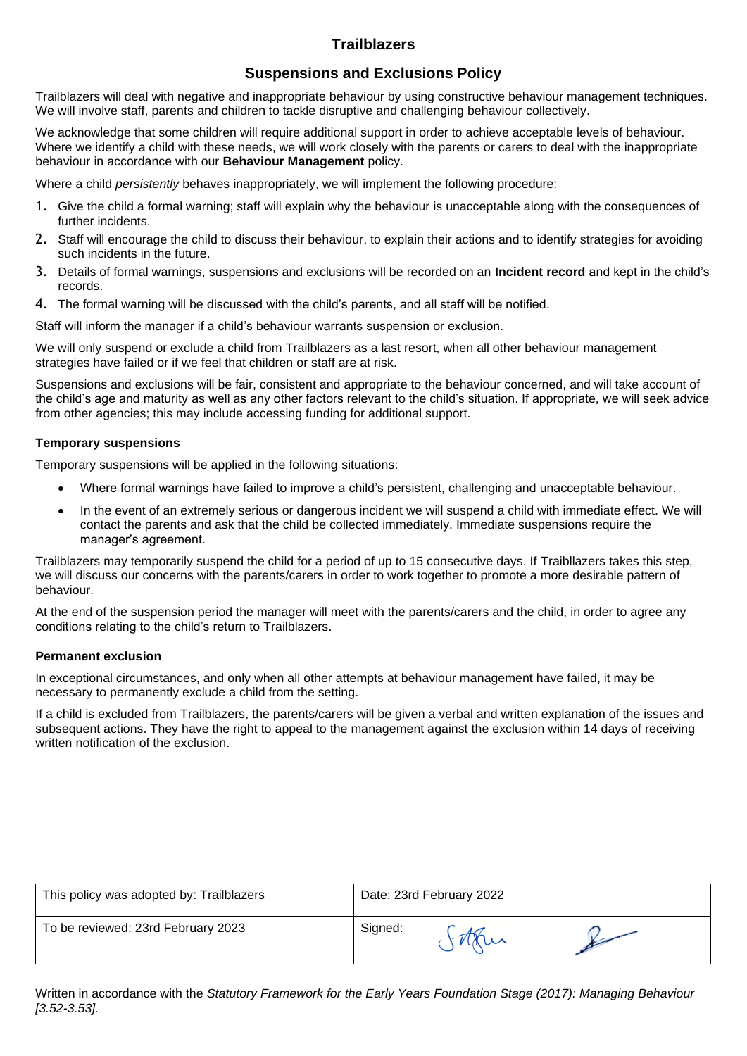# Trailblazers

## Suspensions and Exclusions Policy

Trailblazers will deal with negative and inappropriate behaviour by using constructive behaviour management techniques. We will involve staff, parents and children to tackle disruptive and challenging behaviour collectively.

We acknowledge that some children will require additional support in order to achieve acceptable levels of behaviour. Where we identify a child with these needs, we will work closely with the parents or carers to deal with the inappropriate behaviour in accordance with our **Behaviour Management** policy.

Where a child *persistently* behaves inappropriately, we will implement the following procedure:

1. Give the child a formal warning; staff will explain why the behaviour is unacceptable along with the consequences of further incidents.
2. Staff will encourage the child to discuss their behaviour, to explain their actions and to identify strategies for avoiding such incidents in the future.
3. Details of formal warnings, suspensions and exclusions will be recorded on an **Incident record** and kept in the child's records.
4. The formal warning will be discussed with the child's parents, and all staff will be notified.

Staff will inform the manager if a child's behaviour warrants suspension or exclusion.

We will only suspend or exclude a child from Trailblazers as a last resort, when all other behaviour management strategies have failed or if we feel that children or staff are at risk.

Suspensions and exclusions will be fair, consistent and appropriate to the behaviour concerned, and will take account of the child's age and maturity as well as any other factors relevant to the child's situation. If appropriate, we will seek advice from other agencies; this may include accessing funding for additional support.

**Temporary suspensions**

Temporary suspensions will be applied in the following situations:

- Where formal warnings have failed to improve a child's persistent, challenging and unacceptable behaviour.
- In the event of an extremely serious or dangerous incident we will suspend a child with immediate effect. We will contact the parents and ask that the child be collected immediately. Immediate suspensions require the manager's agreement.

Trailblazers may temporarily suspend the child for a period of up to 15 consecutive days. If Traibllazers takes this step, we will discuss our concerns with the parents/carers in order to work together to promote a more desirable pattern of behaviour.

At the end of the suspension period the manager will meet with the parents/carers and the child, in order to agree any conditions relating to the child's return to Trailblazers.

**Permanent exclusion**

In exceptional circumstances, and only when all other attempts at behaviour management have failed, it may be necessary to permanently exclude a child from the setting.

If a child is excluded from Trailblazers, the parents/carers will be given a verbal and written explanation of the issues and subsequent actions. They have the right to appeal to the management against the exclusion within 14 days of receiving written notification of the exclusion.

| This policy was adopted by: Trailblazers | Date: 23rd February 2022 |
|---|---|
| To be reviewed: 23rd February 2023 | Signed: |

Written in accordance with the *Statutory Framework for the Early Years Foundation Stage (2017): Managing Behaviour [3.52-3.53].*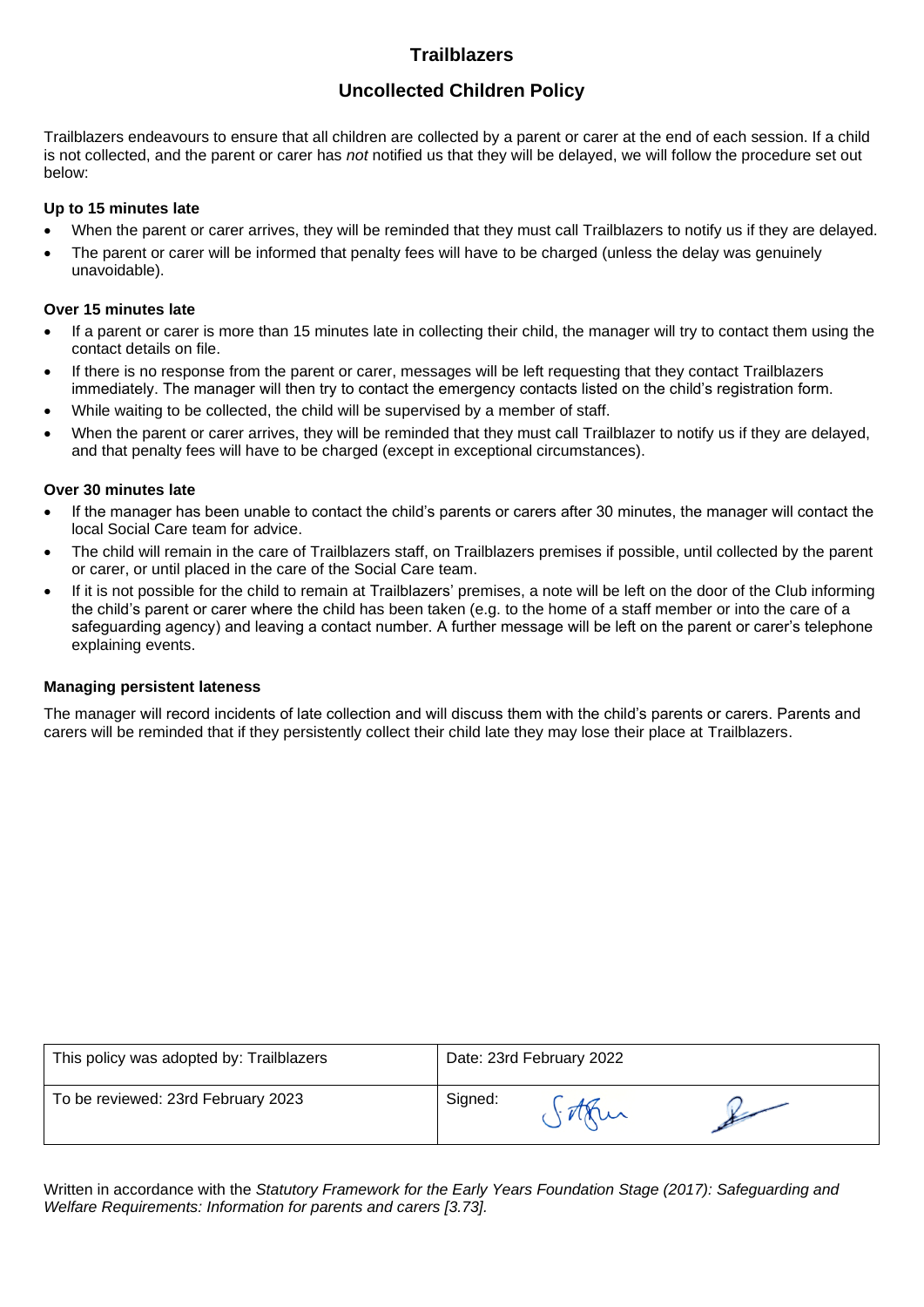# Trailblazers

## Uncollected Children Policy

Trailblazers endeavours to ensure that all children are collected by a parent or carer at the end of each session. If a child is not collected, and the parent or carer has *not* notified us that they will be delayed, we will follow the procedure set out below:

### Up to 15 minutes late

- When the parent or carer arrives, they will be reminded that they must call Trailblazers to notify us if they are delayed.
- The parent or carer will be informed that penalty fees will have to be charged (unless the delay was genuinely unavoidable).

### Over 15 minutes late

- If a parent or carer is more than 15 minutes late in collecting their child, the manager will try to contact them using the contact details on file.
- If there is no response from the parent or carer, messages will be left requesting that they contact Trailblazers immediately. The manager will then try to contact the emergency contacts listed on the child's registration form.
- While waiting to be collected, the child will be supervised by a member of staff.
- When the parent or carer arrives, they will be reminded that they must call Trailblazer to notify us if they are delayed, and that penalty fees will have to be charged (except in exceptional circumstances).

### Over 30 minutes late

- If the manager has been unable to contact the child's parents or carers after 30 minutes, the manager will contact the local Social Care team for advice.
- The child will remain in the care of Trailblazers staff, on Trailblazers premises if possible, until collected by the parent or carer, or until placed in the care of the Social Care team.
- If it is not possible for the child to remain at Trailblazers' premises, a note will be left on the door of the Club informing the child's parent or carer where the child has been taken (e.g. to the home of a staff member or into the care of a safeguarding agency) and leaving a contact number. A further message will be left on the parent or carer's telephone explaining events.

### Managing persistent lateness

The manager will record incidents of late collection and will discuss them with the child's parents or carers. Parents and carers will be reminded that if they persistently collect their child late they may lose their place at Trailblazers.

| This policy was adopted by: Trailblazers | Date: 23rd February 2022 |
|---|---|
| To be reviewed: 23rd February 2023 | Signed: |

Written in accordance with the *Statutory Framework for the Early Years Foundation Stage (2017): Safeguarding and Welfare Requirements: Information for parents and carers [3.73].*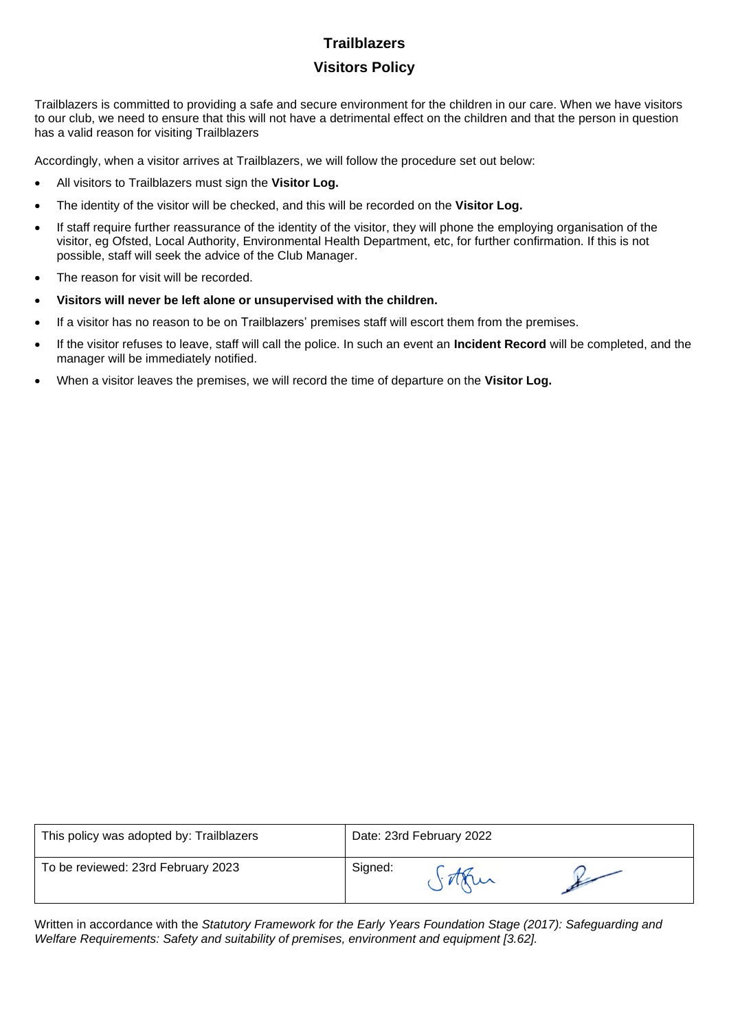# Trailblazers

## Visitors Policy

Trailblazers is committed to providing a safe and secure environment for the children in our care. When we have visitors to our club, we need to ensure that this will not have a detrimental effect on the children and that the person in question has a valid reason for visiting Trailblazers

Accordingly, when a visitor arrives at Trailblazers, we will follow the procedure set out below:

- All visitors to Trailblazers must sign the **Visitor Log.**
- The identity of the visitor will be checked, and this will be recorded on the **Visitor Log.**
- If staff require further reassurance of the identity of the visitor, they will phone the employing organisation of the visitor, eg Ofsted, Local Authority, Environmental Health Department, etc, for further confirmation. If this is not possible, staff will seek the advice of the Club Manager.
- The reason for visit will be recorded.
- **Visitors will never be left alone or unsupervised with the children.**
- If a visitor has no reason to be on Trailblazers' premises staff will escort them from the premises.
- If the visitor refuses to leave, staff will call the police. In such an event an **Incident Record** will be completed, and the manager will be immediately notified.
- When a visitor leaves the premises, we will record the time of departure on the **Visitor Log.**

| This policy was adopted by: Trailblazers | Date: 23rd February 2022 |
| --- | --- |
| To be reviewed: 23rd February 2023 | Signed: |

Written in accordance with the *Statutory Framework for the Early Years Foundation Stage (2017): Safeguarding and Welfare Requirements: Safety and suitability of premises, environment and equipment [3.62].*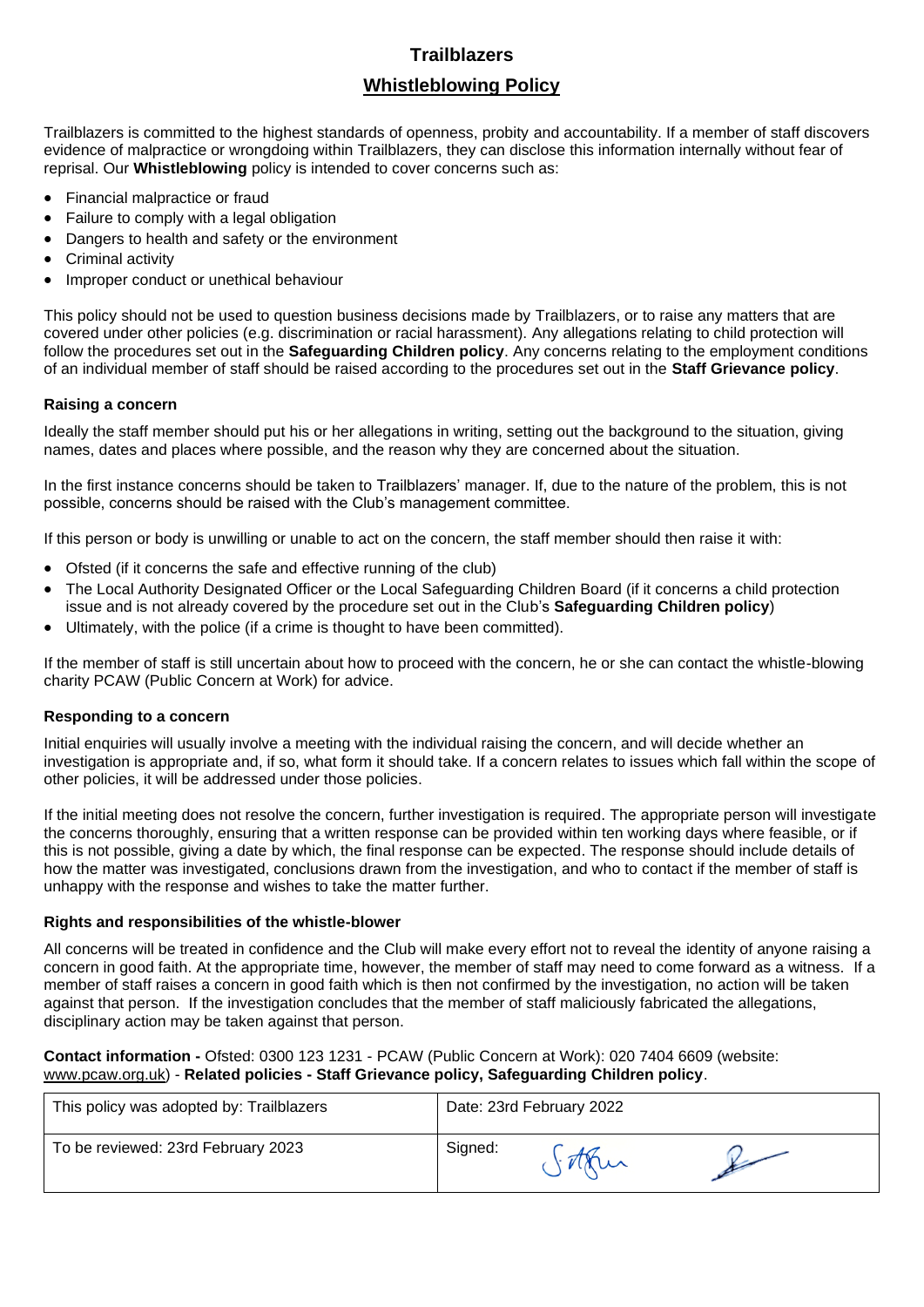# Trailblazers

## Whistleblowing Policy

Trailblazers is committed to the highest standards of openness, probity and accountability. If a member of staff discovers evidence of malpractice or wrongdoing within Trailblazers, they can disclose this information internally without fear of reprisal. Our **Whistleblowing** policy is intended to cover concerns such as:

- Financial malpractice or fraud
- Failure to comply with a legal obligation
- Dangers to health and safety or the environment
- Criminal activity
- Improper conduct or unethical behaviour

This policy should not be used to question business decisions made by Trailblazers, or to raise any matters that are covered under other policies (e.g. discrimination or racial harassment). Any allegations relating to child protection will follow the procedures set out in the **Safeguarding Children policy**. Any concerns relating to the employment conditions of an individual member of staff should be raised according to the procedures set out in the **Staff Grievance policy**.

### Raising a concern

Ideally the staff member should put his or her allegations in writing, setting out the background to the situation, giving names, dates and places where possible, and the reason why they are concerned about the situation.

In the first instance concerns should be taken to Trailblazers' manager. If, due to the nature of the problem, this is not possible, concerns should be raised with the Club's management committee.

If this person or body is unwilling or unable to act on the concern, the staff member should then raise it with:

- Ofsted (if it concerns the safe and effective running of the club)
- The Local Authority Designated Officer or the Local Safeguarding Children Board (if it concerns a child protection issue and is not already covered by the procedure set out in the Club's **Safeguarding Children policy**)
- Ultimately, with the police (if a crime is thought to have been committed).

If the member of staff is still uncertain about how to proceed with the concern, he or she can contact the whistle-blowing charity PCAW (Public Concern at Work) for advice.

### Responding to a concern

Initial enquiries will usually involve a meeting with the individual raising the concern, and will decide whether an investigation is appropriate and, if so, what form it should take. If a concern relates to issues which fall within the scope of other policies, it will be addressed under those policies.

If the initial meeting does not resolve the concern, further investigation is required. The appropriate person will investigate the concerns thoroughly, ensuring that a written response can be provided within ten working days where feasible, or if this is not possible, giving a date by which, the final response can be expected. The response should include details of how the matter was investigated, conclusions drawn from the investigation, and who to contact if the member of staff is unhappy with the response and wishes to take the matter further.

### Rights and responsibilities of the whistle-blower

All concerns will be treated in confidence and the Club will make every effort not to reveal the identity of anyone raising a concern in good faith. At the appropriate time, however, the member of staff may need to come forward as a witness. If a member of staff raises a concern in good faith which is then not confirmed by the investigation, no action will be taken against that person. If the investigation concludes that the member of staff maliciously fabricated the allegations, disciplinary action may be taken against that person.

**Contact information -** Ofsted: 0300 123 1231 - PCAW (Public Concern at Work): 020 7404 6609 (website: www.pcaw.org.uk) - **Related policies - Staff Grievance policy, Safeguarding Children policy**.

| | |
|---|---|
| This policy was adopted by: Trailblazers | Date: 23rd February 2022 |
| To be reviewed: 23rd February 2023 | Signed: |